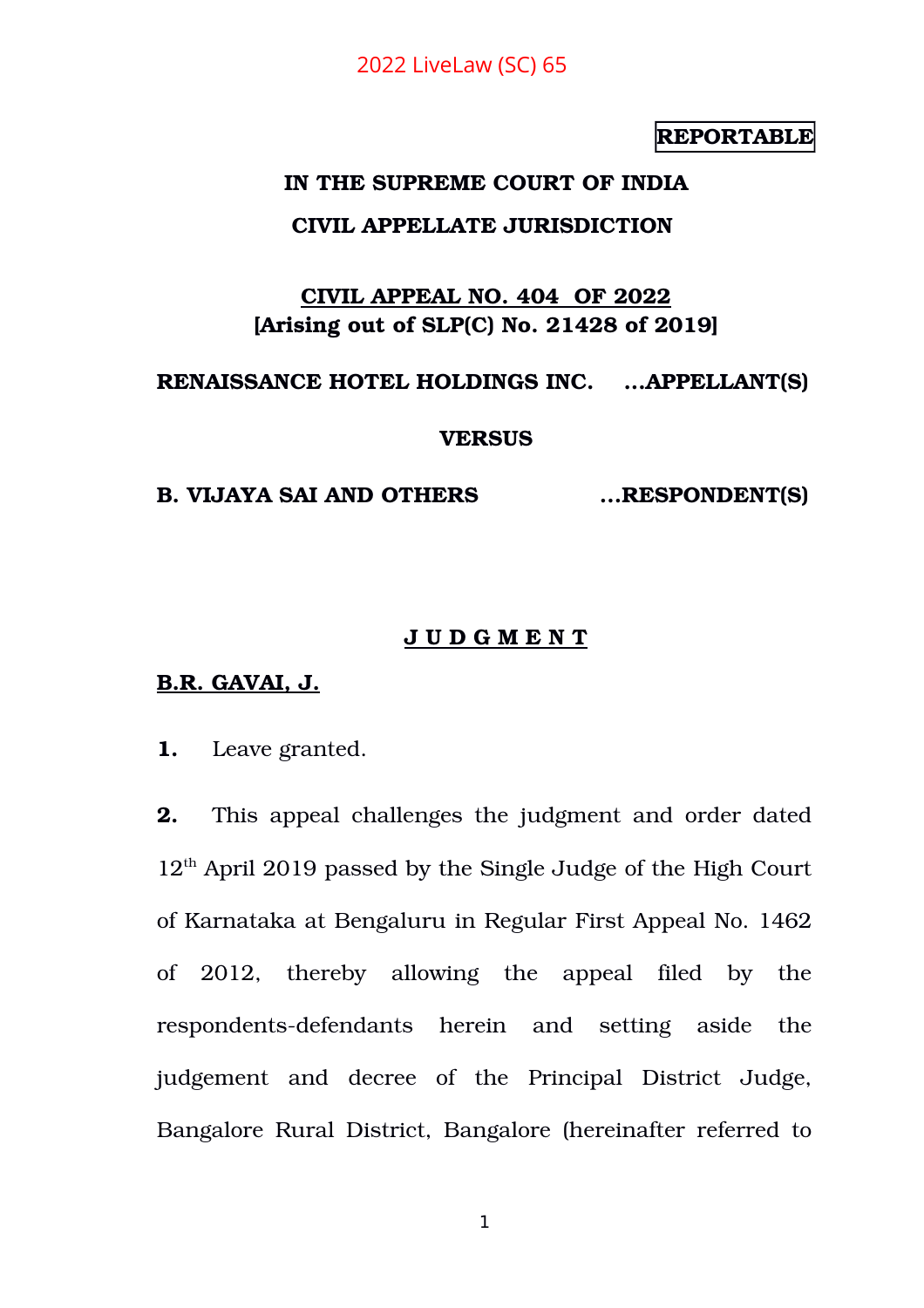2022 LiveLaw (SC) 65

**REPORTABLE**

**IN THE SUPREME COURT OF INDIA**

**CIVIL APPELLATE JURISDICTION**

**CIVIL APPEAL NO. 404 OF 2022**
**[Arising out of SLP(C) No. 21428 of 2019]**

**RENAISSANCE HOTEL HOLDINGS INC. ...APPELLANT(S)**

**VERSUS**

**B. VIJAYA SAI AND OTHERS ...RESPONDENT(S)**

**J U D G M E N T**

**B.R. GAVAI, J.**

**1.** Leave granted.

**2.** This appeal challenges the judgment and order dated 12th April 2019 passed by the Single Judge of the High Court of Karnataka at Bengaluru in Regular First Appeal No. 1462 of 2012, thereby allowing the appeal filed by the respondents-defendants herein and setting aside the judgement and decree of the Principal District Judge, Bangalore Rural District, Bangalore (hereinafter referred to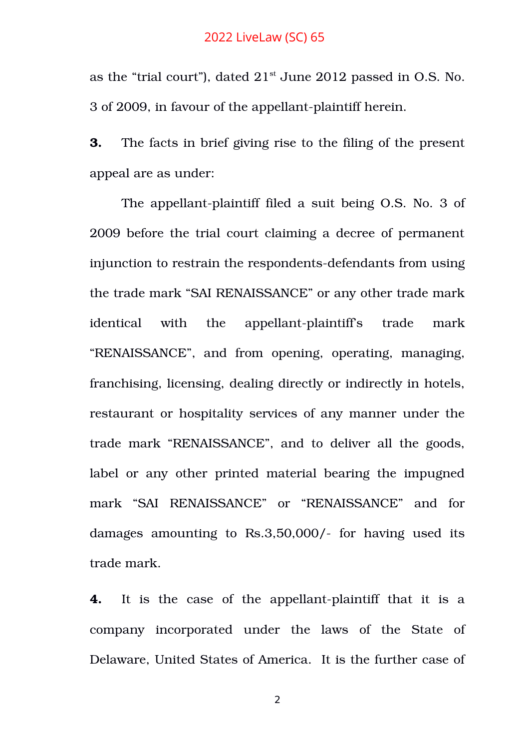as the “trial court”), dated 21st June 2012 passed in O.S. No. 3 of 2009, in favour of the appellant-plaintiff herein.

**3.** The facts in brief giving rise to the filing of the present appeal are as under:

The appellant-plaintiff filed a suit being O.S. No. 3 of 2009 before the trial court claiming a decree of permanent injunction to restrain the respondents-defendants from using the trade mark “SAI RENAISSANCE” or any other trade mark identical with the appellant-plaintiff’s trade mark “RENAISSANCE”, and from opening, operating, managing, franchising, licensing, dealing directly or indirectly in hotels, restaurant or hospitality services of any manner under the trade mark “RENAISSANCE”, and to deliver all the goods, label or any other printed material bearing the impugned mark “SAI RENAISSANCE” or “RENAISSANCE” and for damages amounting to Rs.3,50,000/- for having used its trade mark.

**4.** It is the case of the appellant-plaintiff that it is a company incorporated under the laws of the State of Delaware, United States of America. It is the further case of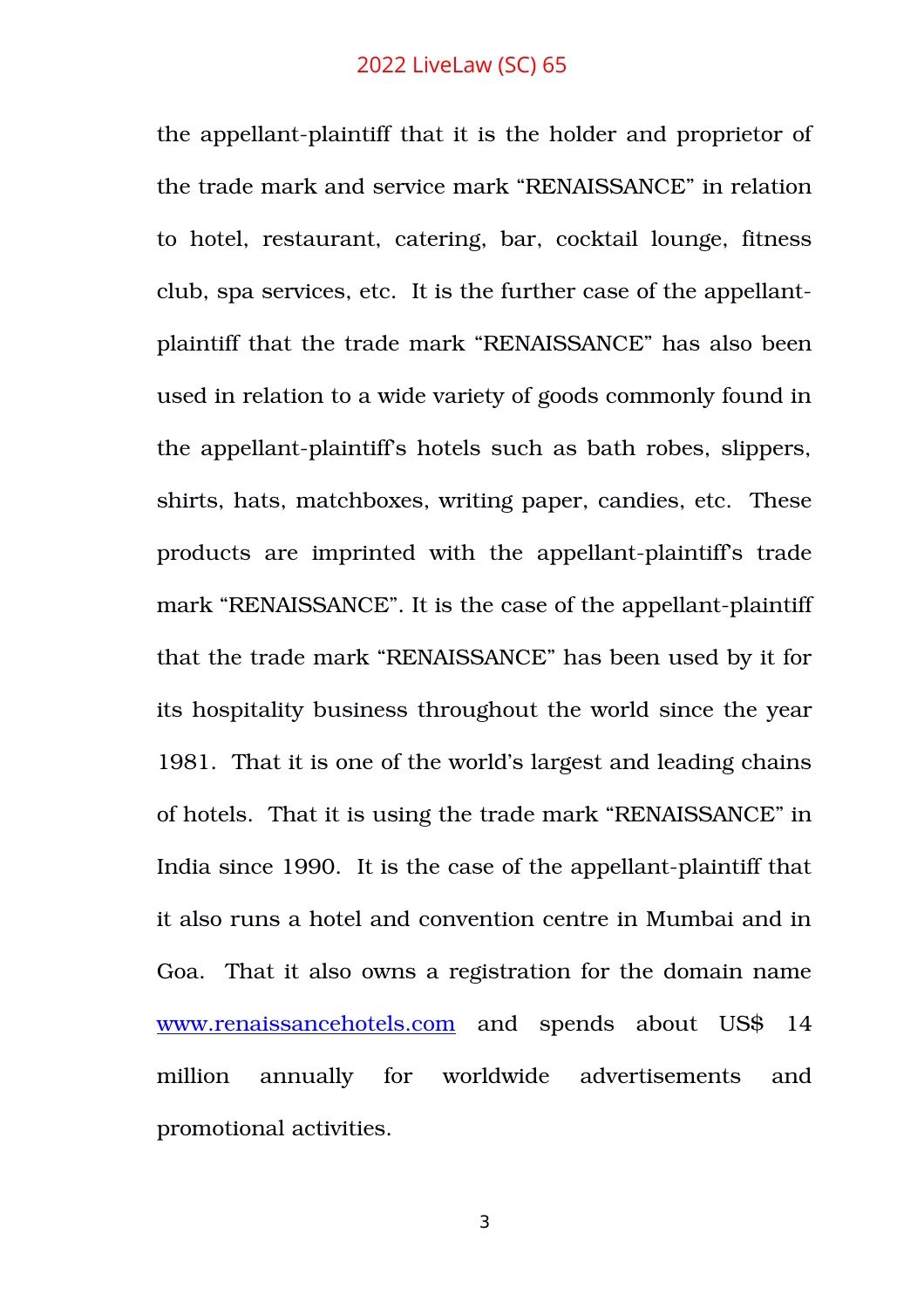the appellant-plaintiff that it is the holder and proprietor of the trade mark and service mark "RENAISSANCE" in relation to hotel, restaurant, catering, bar, cocktail lounge, fitness club, spa services, etc. It is the further case of the appellant-plaintiff that the trade mark "RENAISSANCE" has also been used in relation to a wide variety of goods commonly found in the appellant-plaintiff's hotels such as bath robes, slippers, shirts, hats, matchboxes, writing paper, candies, etc. These products are imprinted with the appellant-plaintiff's trade mark "RENAISSANCE". It is the case of the appellant-plaintiff that the trade mark "RENAISSANCE" has been used by it for its hospitality business throughout the world since the year 1981. That it is one of the world's largest and leading chains of hotels. That it is using the trade mark "RENAISSANCE" in India since 1990. It is the case of the appellant-plaintiff that it also runs a hotel and convention centre in Mumbai and in Goa. That it also owns a registration for the domain name [www.renaissancehotels.com](www.renaissancehotels.com) and spends about US$ 14 million annually for worldwide advertisements and promotional activities.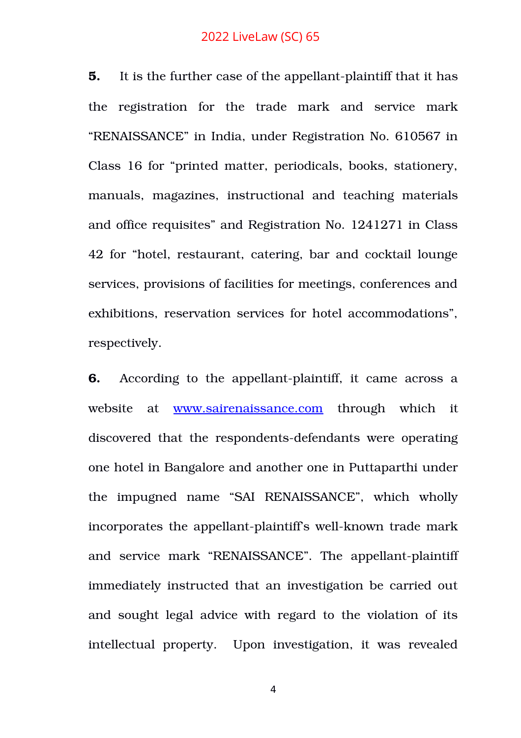**5.** It is the further case of the appellant-plaintiff that it has the registration for the trade mark and service mark "RENAISSANCE" in India, under Registration No. 610567 in Class 16 for "printed matter, periodicals, books, stationery, manuals, magazines, instructional and teaching materials and office requisites" and Registration No. 1241271 in Class 42 for "hotel, restaurant, catering, bar and cocktail lounge services, provisions of facilities for meetings, conferences and exhibitions, reservation services for hotel accommodations", respectively.

**6.** According to the appellant-plaintiff, it came across a website at www.sairenaissance.com through which it discovered that the respondents-defendants were operating one hotel in Bangalore and another one in Puttaparthi under the impugned name "SAI RENAISSANCE", which wholly incorporates the appellant-plaintiff's well-known trade mark and service mark "RENAISSANCE". The appellant-plaintiff immediately instructed that an investigation be carried out and sought legal advice with regard to the violation of its intellectual property. Upon investigation, it was revealed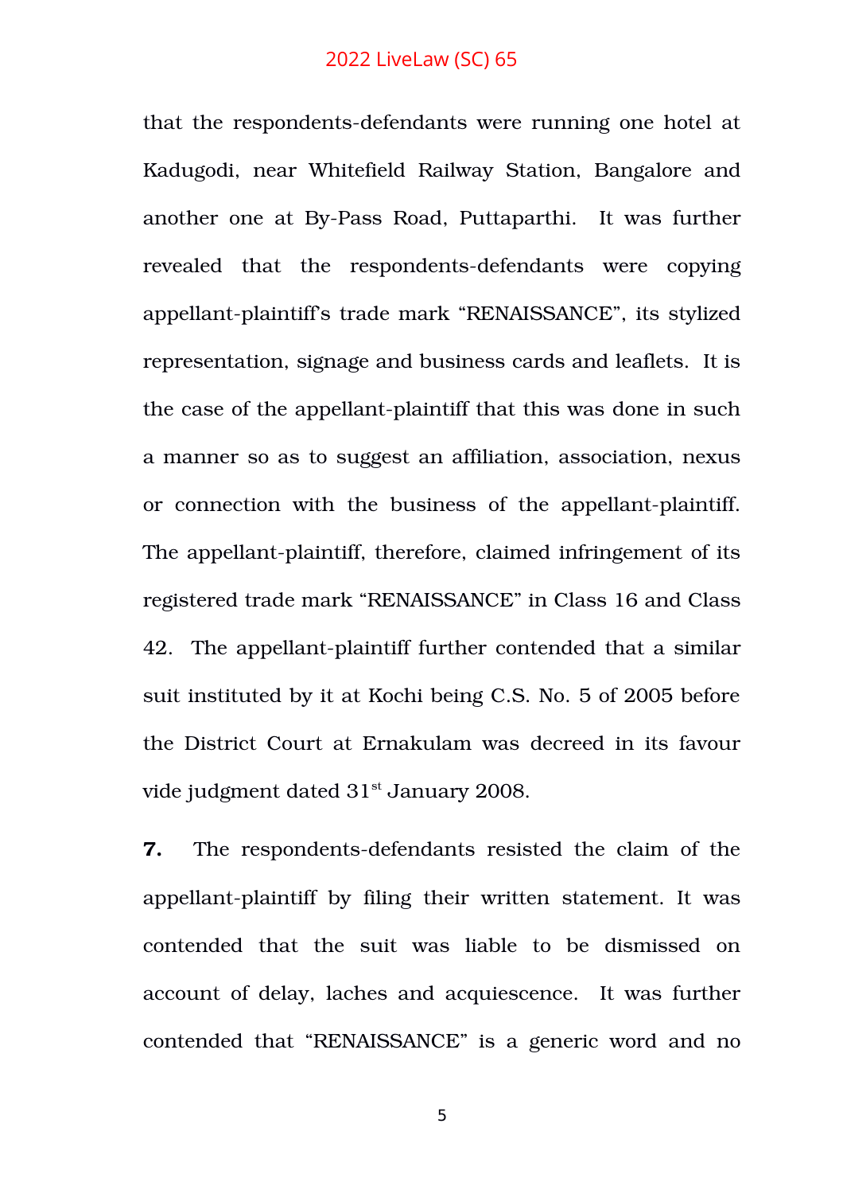that the respondents-defendants were running one hotel at Kadugodi, near Whitefield Railway Station, Bangalore and another one at By-Pass Road, Puttaparthi. It was further revealed that the respondents-defendants were copying appellant-plaintiff's trade mark "RENAISSANCE", its stylized representation, signage and business cards and leaflets. It is the case of the appellant-plaintiff that this was done in such a manner so as to suggest an affiliation, association, nexus or connection with the business of the appellant-plaintiff. The appellant-plaintiff, therefore, claimed infringement of its registered trade mark "RENAISSANCE" in Class 16 and Class 42. The appellant-plaintiff further contended that a similar suit instituted by it at Kochi being C.S. No. 5 of 2005 before the District Court at Ernakulam was decreed in its favour vide judgment dated 31st January 2008.

**7.** The respondents-defendants resisted the claim of the appellant-plaintiff by filing their written statement. It was contended that the suit was liable to be dismissed on account of delay, laches and acquiescence. It was further contended that "RENAISSANCE" is a generic word and no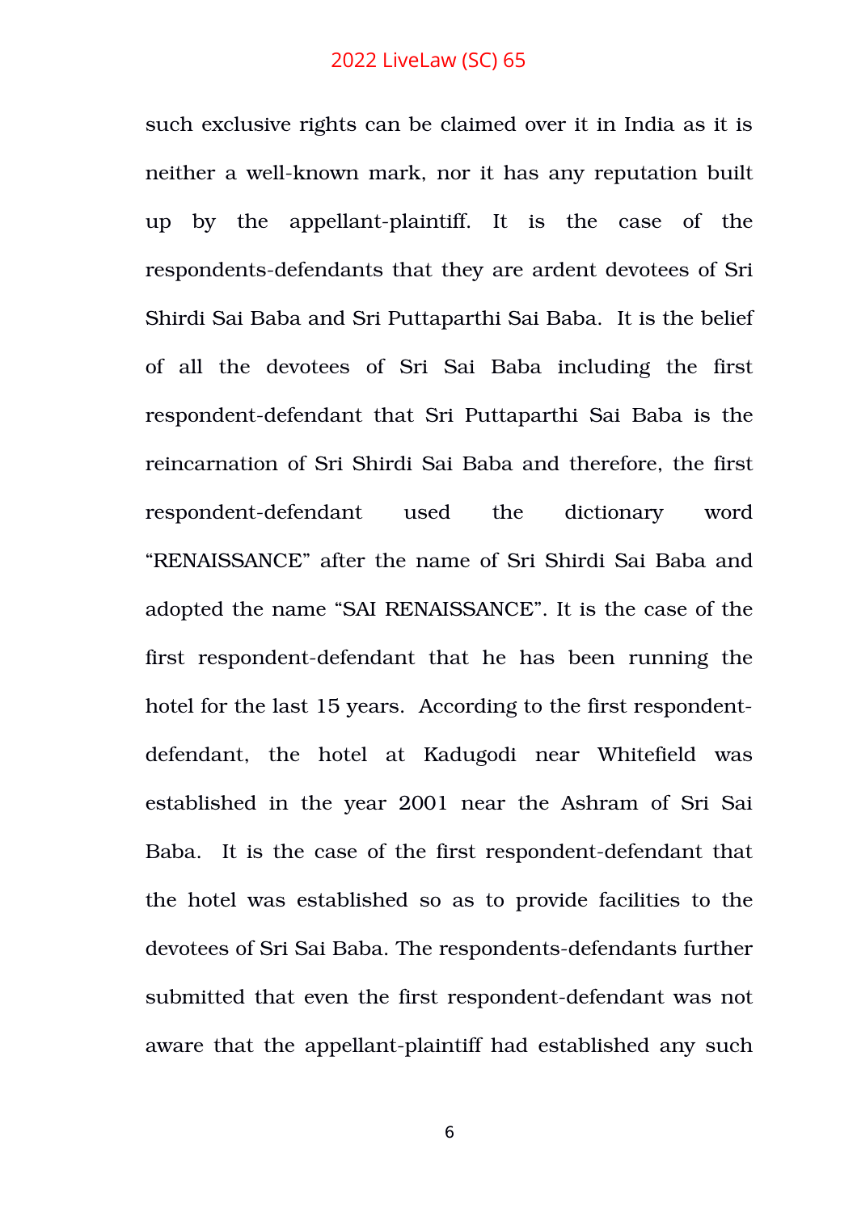such exclusive rights can be claimed over it in India as it is neither a well-known mark, nor it has any reputation built up by the appellant-plaintiff. It is the case of the respondents-defendants that they are ardent devotees of Sri Shirdi Sai Baba and Sri Puttaparthi Sai Baba. It is the belief of all the devotees of Sri Sai Baba including the first respondent-defendant that Sri Puttaparthi Sai Baba is the reincarnation of Sri Shirdi Sai Baba and therefore, the first respondent-defendant used the dictionary word "RENAISSANCE" after the name of Sri Shirdi Sai Baba and adopted the name "SAI RENAISSANCE". It is the case of the first respondent-defendant that he has been running the hotel for the last 15 years. According to the first respondent-defendant, the hotel at Kadugodi near Whitefield was established in the year 2001 near the Ashram of Sri Sai Baba. It is the case of the first respondent-defendant that the hotel was established so as to provide facilities to the devotees of Sri Sai Baba. The respondents-defendants further submitted that even the first respondent-defendant was not aware that the appellant-plaintiff had established any such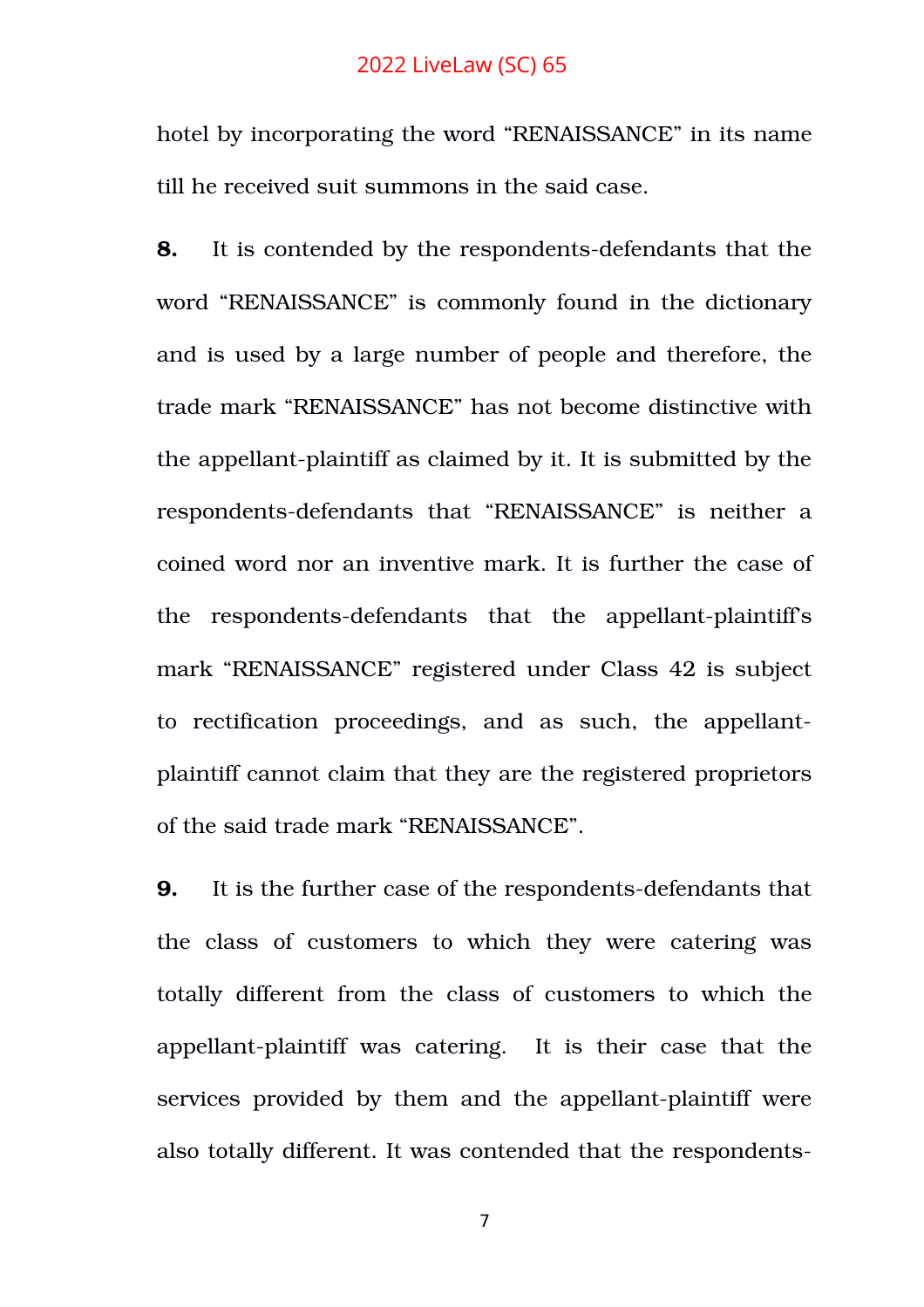hotel by incorporating the word “RENAISSANCE” in its name till he received suit summons in the said case.

**8.** It is contended by the respondents-defendants that the word “RENAISSANCE” is commonly found in the dictionary and is used by a large number of people and therefore, the trade mark “RENAISSANCE” has not become distinctive with the appellant-plaintiff as claimed by it. It is submitted by the respondents-defendants that “RENAISSANCE” is neither a coined word nor an inventive mark. It is further the case of the respondents-defendants that the appellant-plaintiff’s mark “RENAISSANCE” registered under Class 42 is subject to rectification proceedings, and as such, the appellant-plaintiff cannot claim that they are the registered proprietors of the said trade mark “RENAISSANCE”.

**9.** It is the further case of the respondents-defendants that the class of customers to which they were catering was totally different from the class of customers to which the appellant-plaintiff was catering. It is their case that the services provided by them and the appellant-plaintiff were also totally different. It was contended that the respondents-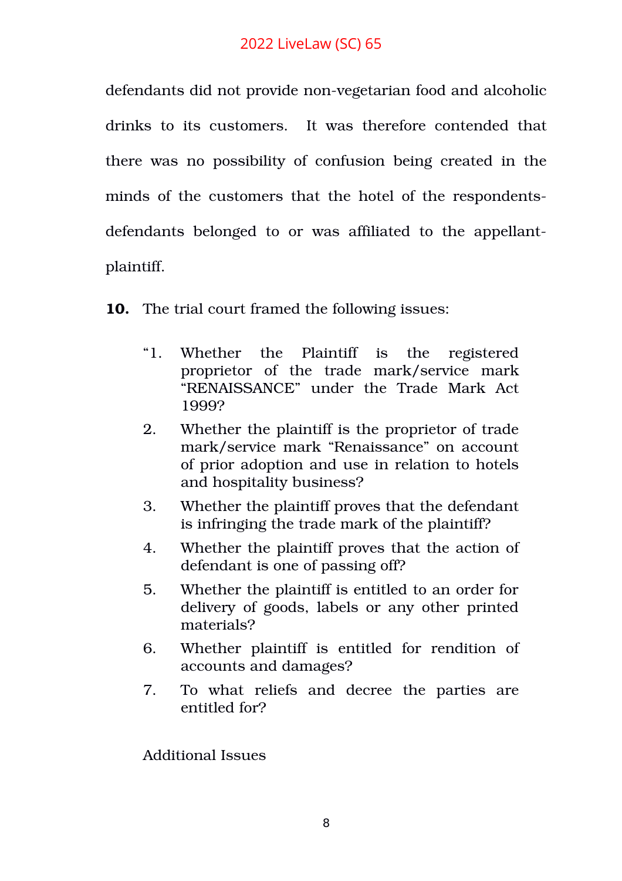defendants did not provide non-vegetarian food and alcoholic drinks to its customers. It was therefore contended that there was no possibility of confusion being created in the minds of the customers that the hotel of the respondents-defendants belonged to or was affiliated to the appellant-plaintiff.

**10.** The trial court framed the following issues:

> "1. Whether the Plaintiff is the registered proprietor of the trade mark/service mark "RENAISSANCE" under the Trade Mark Act 1999?
>
> 2. Whether the plaintiff is the proprietor of trade mark/service mark "Renaissance" on account of prior adoption and use in relation to hotels and hospitality business?
>
> 3. Whether the plaintiff proves that the defendant is infringing the trade mark of the plaintiff?
>
> 4. Whether the plaintiff proves that the action of defendant is one of passing off?
>
> 5. Whether the plaintiff is entitled to an order for delivery of goods, labels or any other printed materials?
>
> 6. Whether plaintiff is entitled for rendition of accounts and damages?
>
> 7. To what reliefs and decree the parties are entitled for?
>
> Additional Issues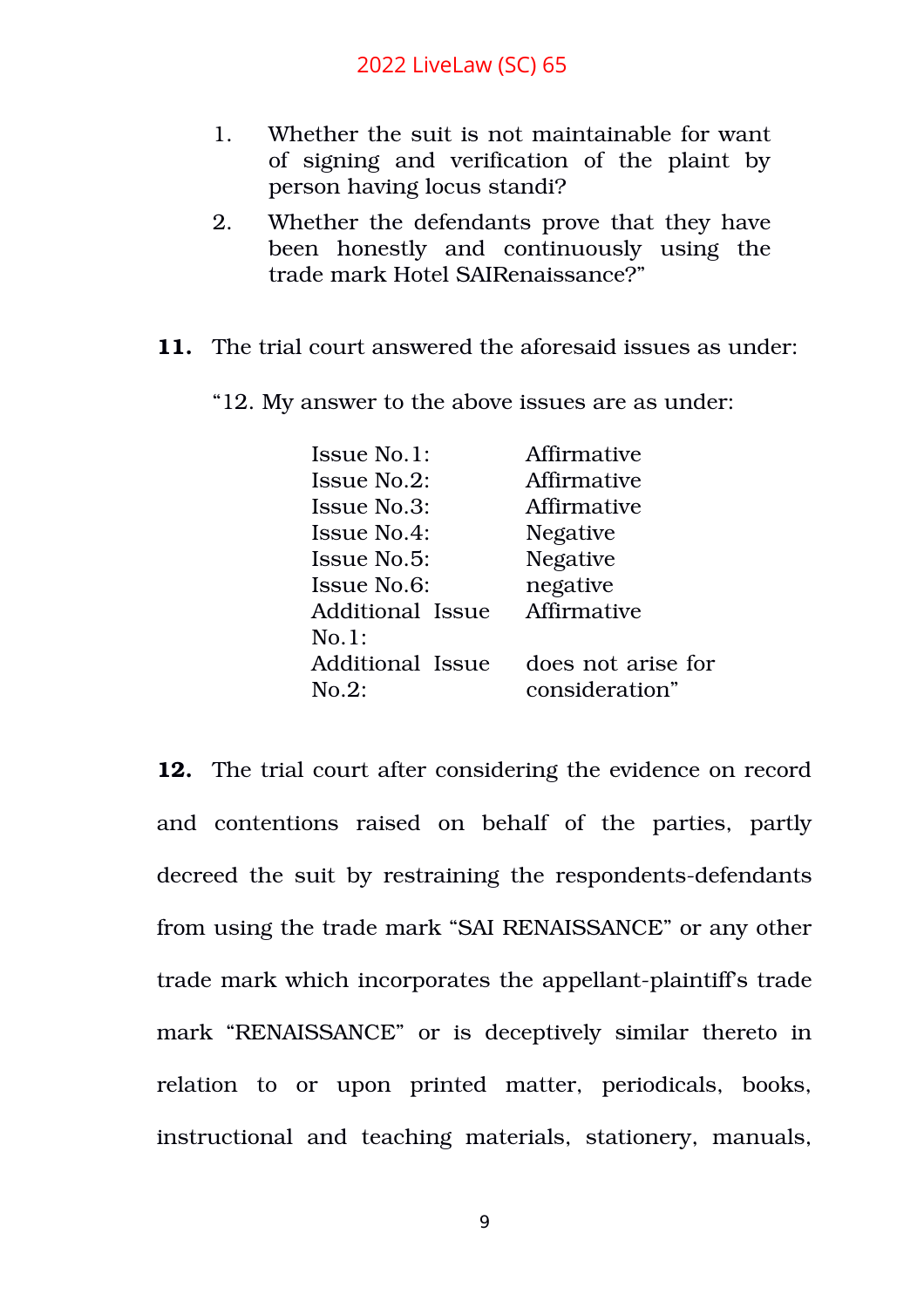1. Whether the suit is not maintainable for want of signing and verification of the plaint by person having locus standi?
2. Whether the defendants prove that they have been honestly and continuously using the trade mark Hotel SAIRenaissance?"

**11.** The trial court answered the aforesaid issues as under:

"12. My answer to the above issues are as under:

| | |
|---|---|
| Issue No.1: | Affirmative |
| Issue No.2: | Affirmative |
| Issue No.3: | Affirmative |
| Issue No.4: | Negative |
| Issue No.5: | Negative |
| Issue No.6: | negative |
| Additional Issue No.1: | Affirmative |
| Additional Issue No.2: | does not arise for consideration" |

**12.** The trial court after considering the evidence on record and contentions raised on behalf of the parties, partly decreed the suit by restraining the respondents-defendants from using the trade mark "SAI RENAISSANCE" or any other trade mark which incorporates the appellant-plaintiff's trade mark "RENAISSANCE" or is deceptively similar thereto in relation to or upon printed matter, periodicals, books, instructional and teaching materials, stationery, manuals,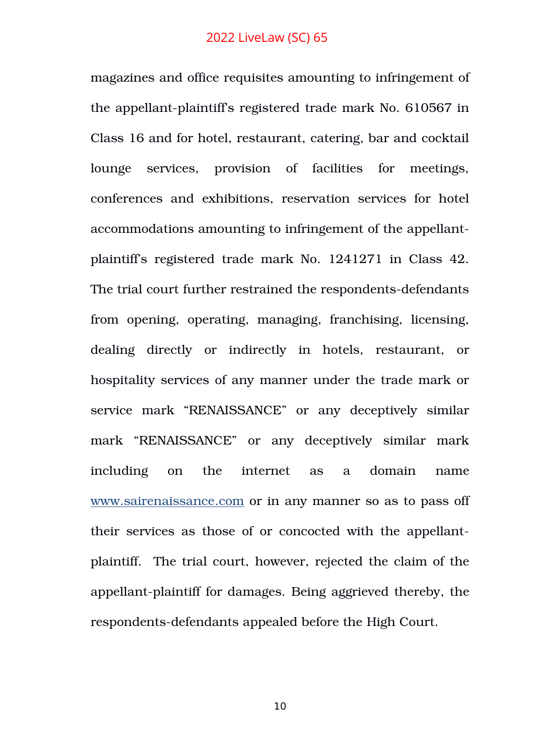magazines and office requisites amounting to infringement of the appellant-plaintiff's registered trade mark No. 610567 in Class 16 and for hotel, restaurant, catering, bar and cocktail lounge services, provision of facilities for meetings, conferences and exhibitions, reservation services for hotel accommodations amounting to infringement of the appellant-plaintiff's registered trade mark No. 1241271 in Class 42. The trial court further restrained the respondents-defendants from opening, operating, managing, franchising, licensing, dealing directly or indirectly in hotels, restaurant, or hospitality services of any manner under the trade mark or service mark "RENAISSANCE" or any deceptively similar mark "RENAISSANCE" or any deceptively similar mark including on the internet as a domain name www.sairenaissance.com or in any manner so as to pass off their services as those of or concocted with the appellant-plaintiff. The trial court, however, rejected the claim of the appellant-plaintiff for damages. Being aggrieved thereby, the respondents-defendants appealed before the High Court.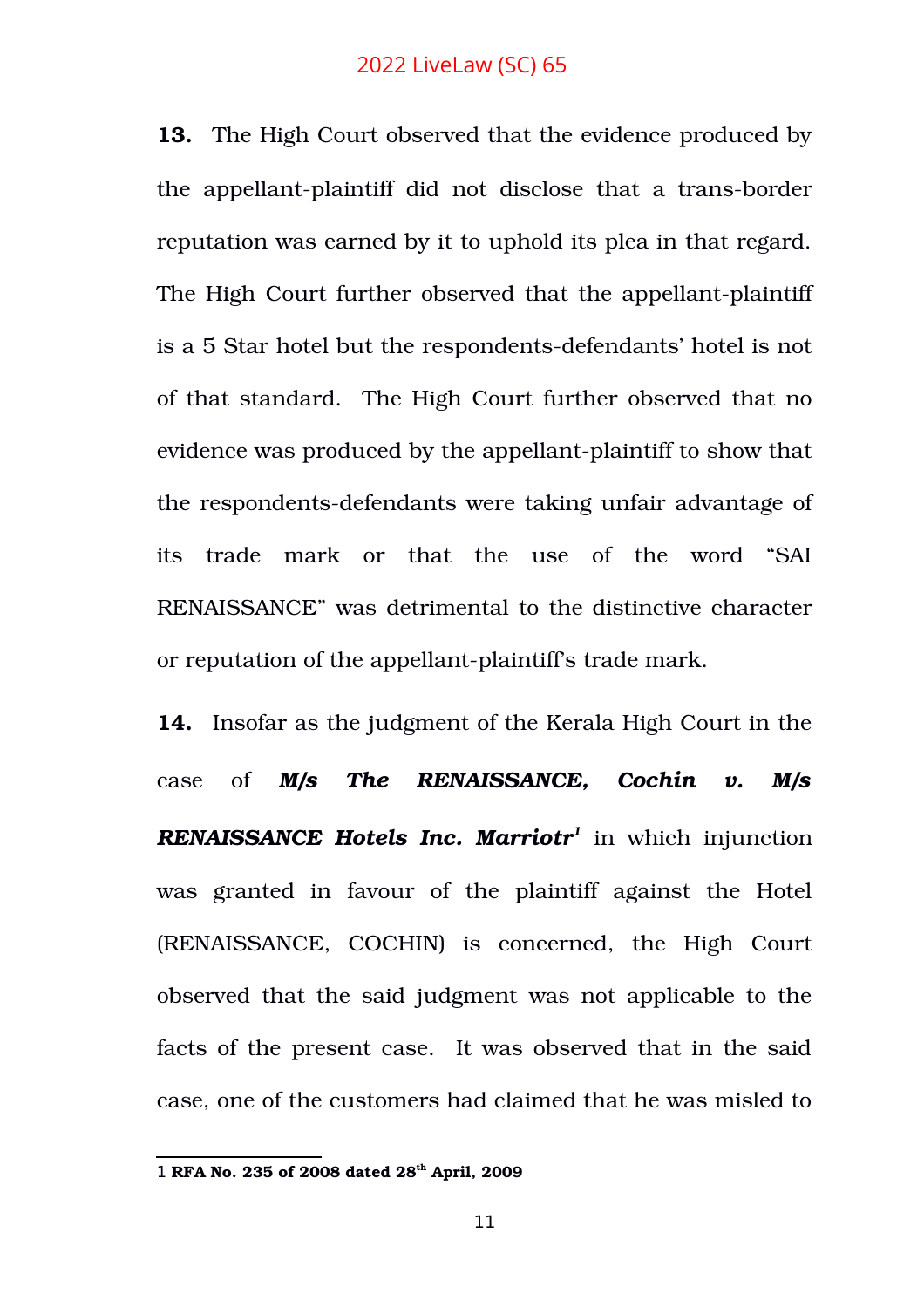**13.** The High Court observed that the evidence produced by the appellant-plaintiff did not disclose that a trans-border reputation was earned by it to uphold its plea in that regard. The High Court further observed that the appellant-plaintiff is a 5 Star hotel but the respondents-defendants' hotel is not of that standard. The High Court further observed that no evidence was produced by the appellant-plaintiff to show that the respondents-defendants were taking unfair advantage of its trade mark or that the use of the word "SAI RENAISSANCE" was detrimental to the distinctive character or reputation of the appellant-plaintiff's trade mark.

**14.** Insofar as the judgment of the Kerala High Court in the case of ***M/s The RENAISSANCE, Cochin v. M/s RENAISSANCE Hotels Inc. Marriotr***[1] in which injunction was granted in favour of the plaintiff against the Hotel (RENAISSANCE, COCHIN) is concerned, the High Court observed that the said judgment was not applicable to the facts of the present case. It was observed that in the said case, one of the customers had claimed that he was misled to

---

1 **RFA No. 235 of 2008 dated 28th April, 2009**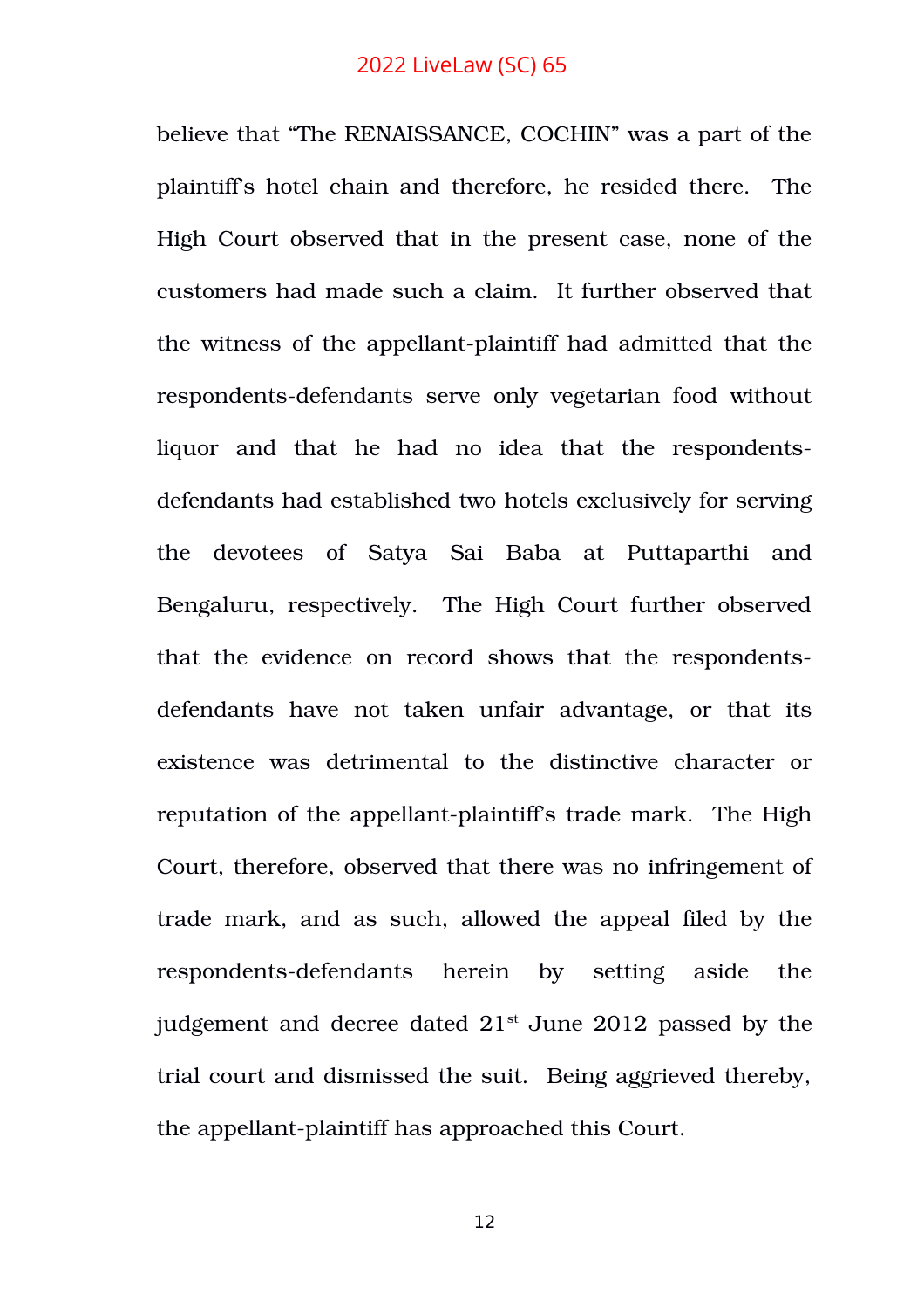believe that “The RENAISSANCE, COCHIN” was a part of the plaintiff’s hotel chain and therefore, he resided there. The High Court observed that in the present case, none of the customers had made such a claim. It further observed that the witness of the appellant-plaintiff had admitted that the respondents-defendants serve only vegetarian food without liquor and that he had no idea that the respondents-defendants had established two hotels exclusively for serving the devotees of Satya Sai Baba at Puttaparthi and Bengaluru, respectively. The High Court further observed that the evidence on record shows that the respondents-defendants have not taken unfair advantage, or that its existence was detrimental to the distinctive character or reputation of the appellant-plaintiff’s trade mark. The High Court, therefore, observed that there was no infringement of trade mark, and as such, allowed the appeal filed by the respondents-defendants herein by setting aside the judgement and decree dated 21st June 2012 passed by the trial court and dismissed the suit. Being aggrieved thereby, the appellant-plaintiff has approached this Court.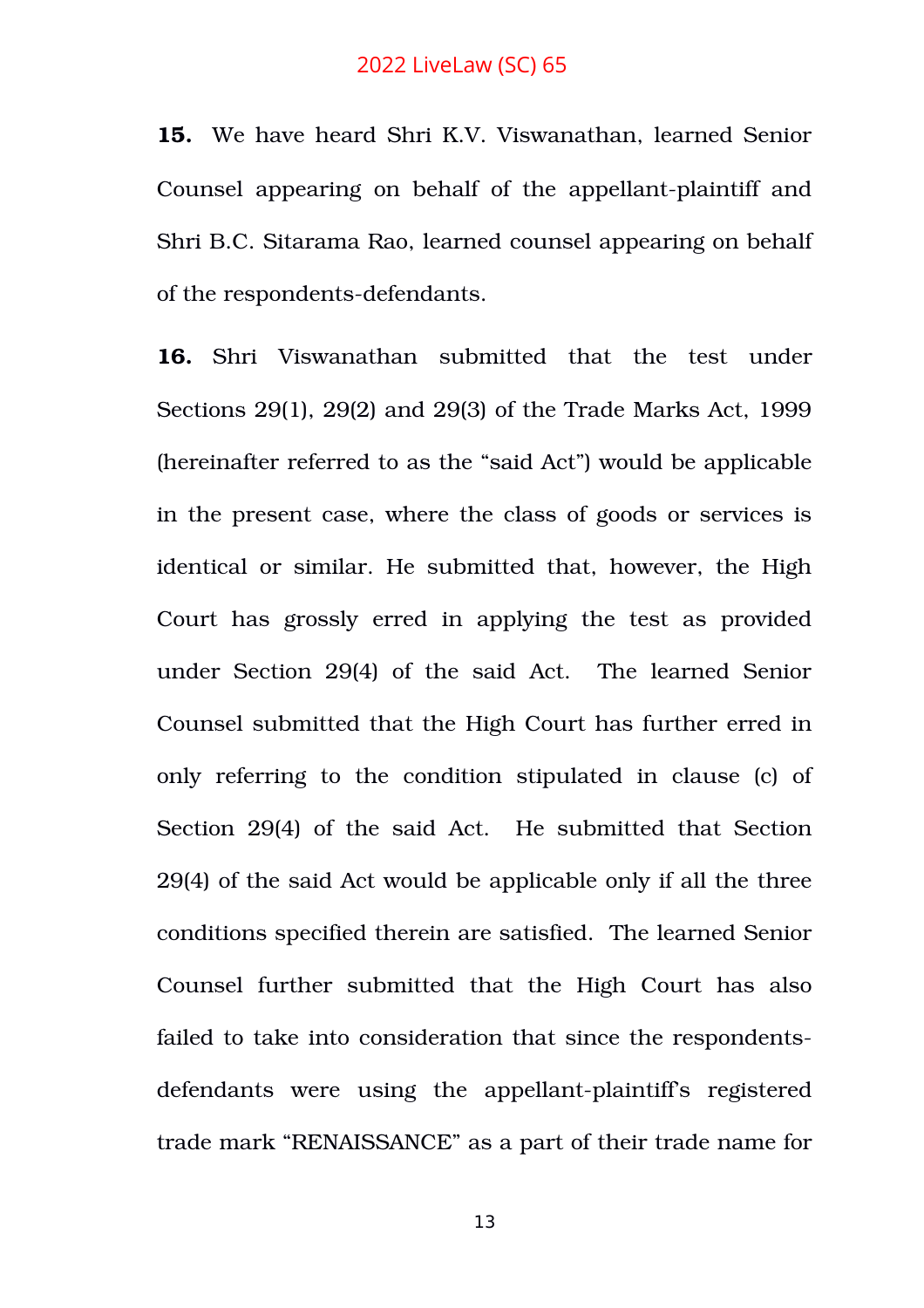**15.** We have heard Shri K.V. Viswanathan, learned Senior Counsel appearing on behalf of the appellant-plaintiff and Shri B.C. Sitarama Rao, learned counsel appearing on behalf of the respondents-defendants.

**16.** Shri Viswanathan submitted that the test under Sections 29(1), 29(2) and 29(3) of the Trade Marks Act, 1999 (hereinafter referred to as the "said Act") would be applicable in the present case, where the class of goods or services is identical or similar. He submitted that, however, the High Court has grossly erred in applying the test as provided under Section 29(4) of the said Act. The learned Senior Counsel submitted that the High Court has further erred in only referring to the condition stipulated in clause (c) of Section 29(4) of the said Act. He submitted that Section 29(4) of the said Act would be applicable only if all the three conditions specified therein are satisfied. The learned Senior Counsel further submitted that the High Court has also failed to take into consideration that since the respondents-defendants were using the appellant-plaintiff's registered trade mark "RENAISSANCE" as a part of their trade name for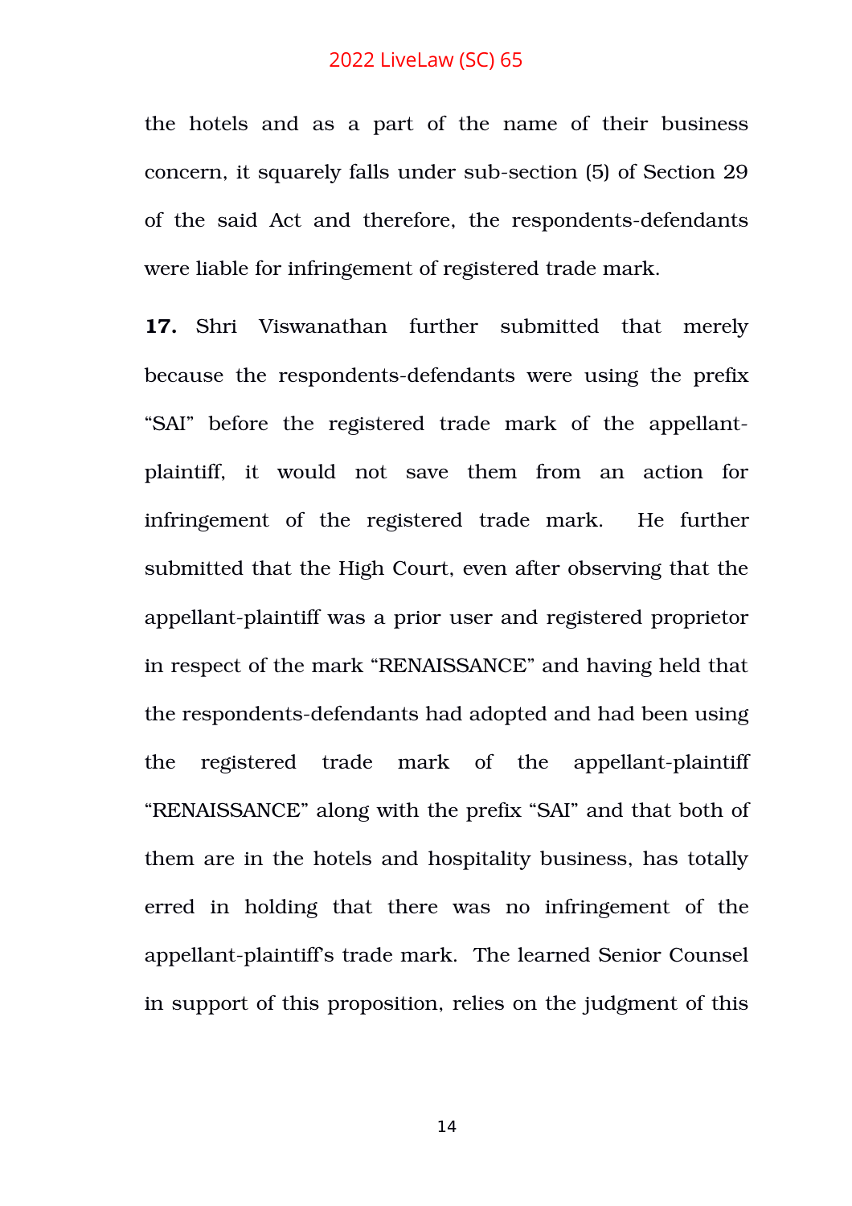the hotels and as a part of the name of their business concern, it squarely falls under sub-section (5) of Section 29 of the said Act and therefore, the respondents-defendants were liable for infringement of registered trade mark.

**17.** Shri Viswanathan further submitted that merely because the respondents-defendants were using the prefix "SAI" before the registered trade mark of the appellant-plaintiff, it would not save them from an action for infringement of the registered trade mark. He further submitted that the High Court, even after observing that the appellant-plaintiff was a prior user and registered proprietor in respect of the mark "RENAISSANCE" and having held that the respondents-defendants had adopted and had been using the registered trade mark of the appellant-plaintiff "RENAISSANCE" along with the prefix "SAI" and that both of them are in the hotels and hospitality business, has totally erred in holding that there was no infringement of the appellant-plaintiff's trade mark. The learned Senior Counsel in support of this proposition, relies on the judgment of this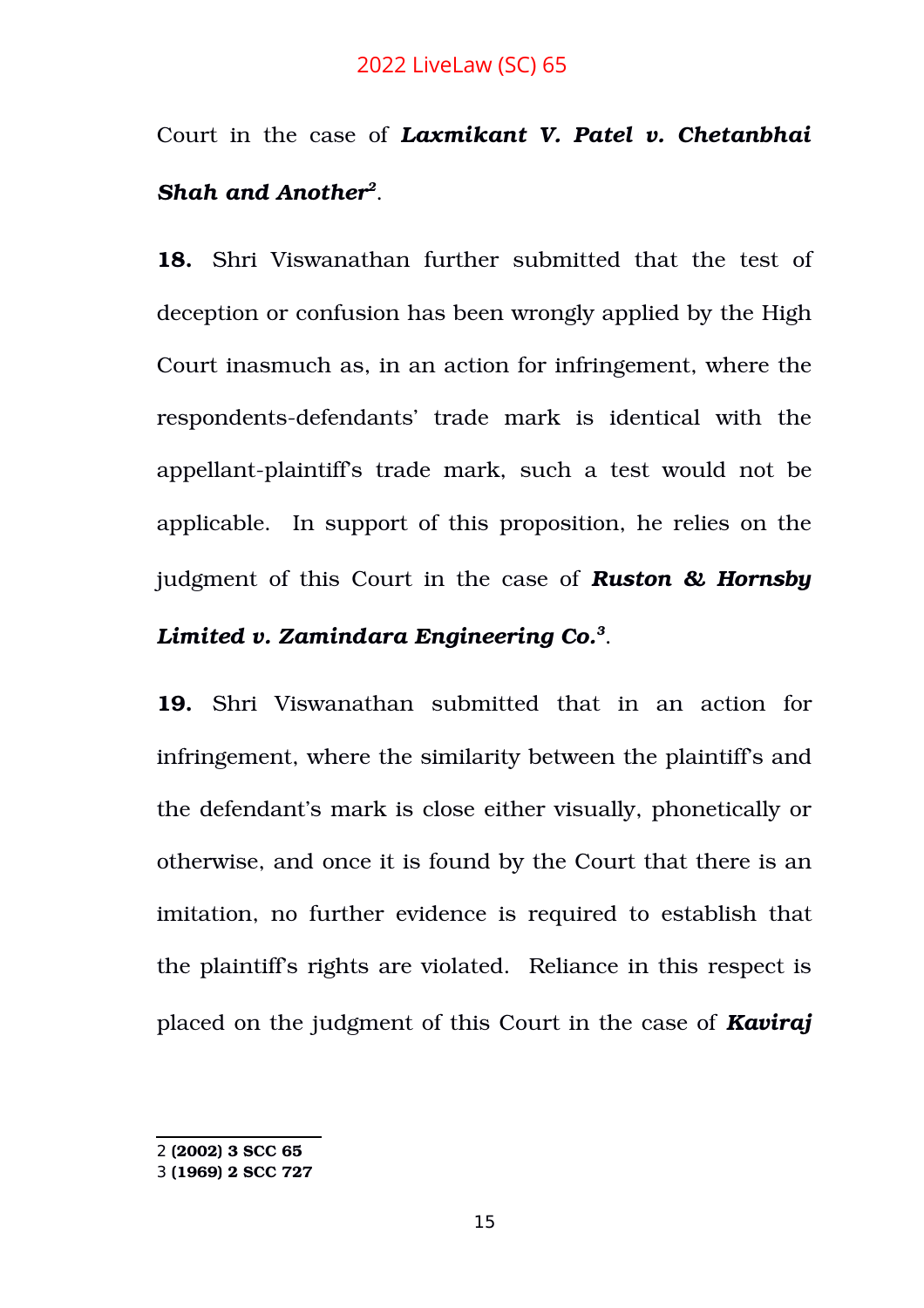Court in the case of ***Laxmikant V. Patel v. Chetanbhai Shah and Another***[2].

**18.** Shri Viswanathan further submitted that the test of deception or confusion has been wrongly applied by the High Court inasmuch as, in an action for infringement, where the respondents-defendants' trade mark is identical with the appellant-plaintiff's trade mark, such a test would not be applicable. In support of this proposition, he relies on the judgment of this Court in the case of ***Ruston & Hornsby Limited v. Zamindara Engineering Co.***[3].

**19.** Shri Viswanathan submitted that in an action for infringement, where the similarity between the plaintiff's and the defendant's mark is close either visually, phonetically or otherwise, and once it is found by the Court that there is an imitation, no further evidence is required to establish that the plaintiff's rights are violated. Reliance in this respect is placed on the judgment of this Court in the case of ***Kaviraj***

---

2 **(2002) 3 SCC 65**
3 **(1969) 2 SCC 727**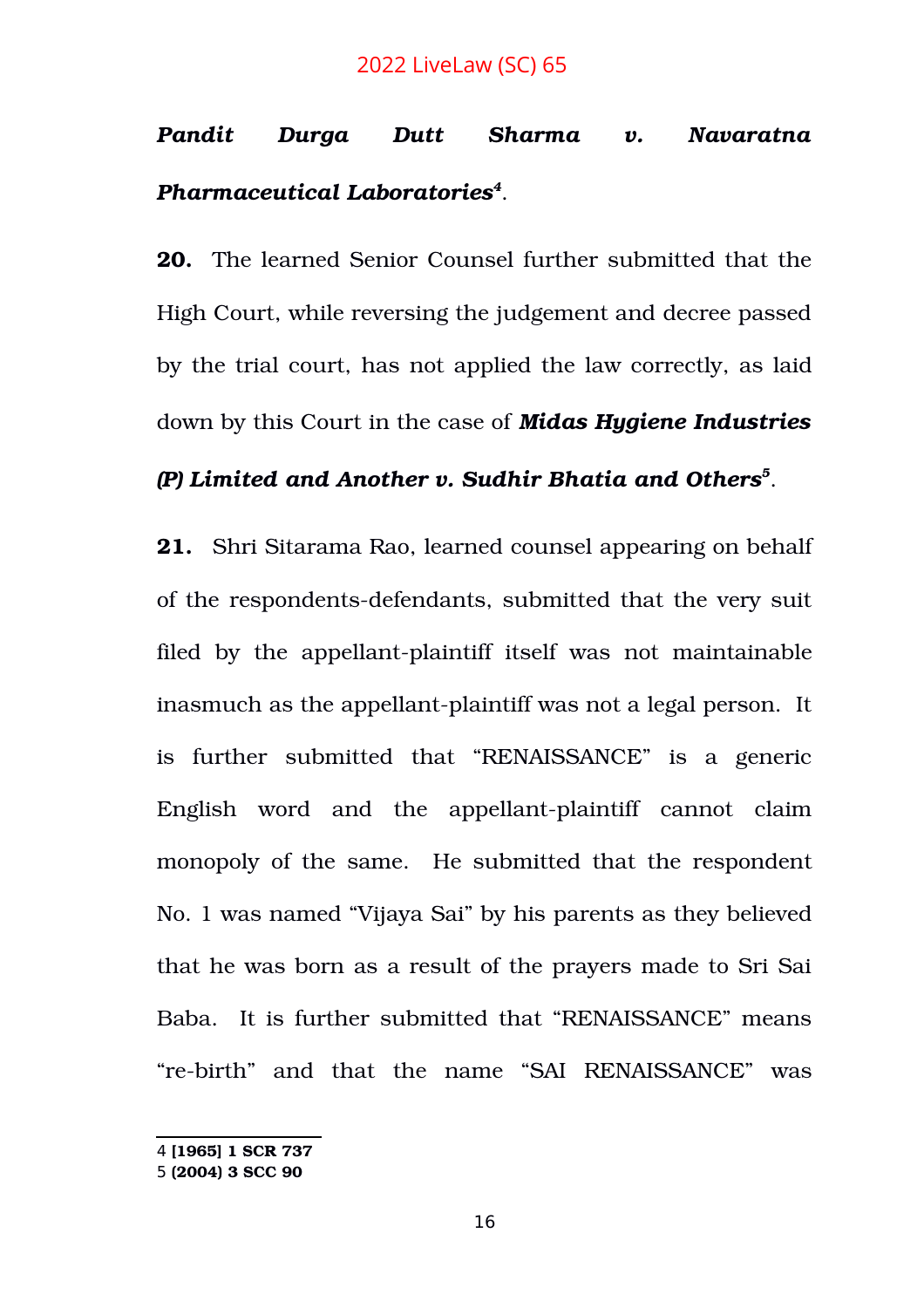***Pandit Durga Dutt Sharma v. Navaratna Pharmaceutical Laboratories***[4].

**20.** The learned Senior Counsel further submitted that the High Court, while reversing the judgement and decree passed by the trial court, has not applied the law correctly, as laid down by this Court in the case of ***Midas Hygiene Industries (P) Limited and Another v. Sudhir Bhatia and Others***[5].

**21.** Shri Sitarama Rao, learned counsel appearing on behalf of the respondents-defendants, submitted that the very suit filed by the appellant-plaintiff itself was not maintainable inasmuch as the appellant-plaintiff was not a legal person. It is further submitted that "RENAISSANCE" is a generic English word and the appellant-plaintiff cannot claim monopoly of the same. He submitted that the respondent No. 1 was named "Vijaya Sai" by his parents as they believed that he was born as a result of the prayers made to Sri Sai Baba. It is further submitted that "RENAISSANCE" means "re-birth" and that the name "SAI RENAISSANCE" was

---

4 **[1965] 1 SCR 737**
5 **(2004) 3 SCC 90**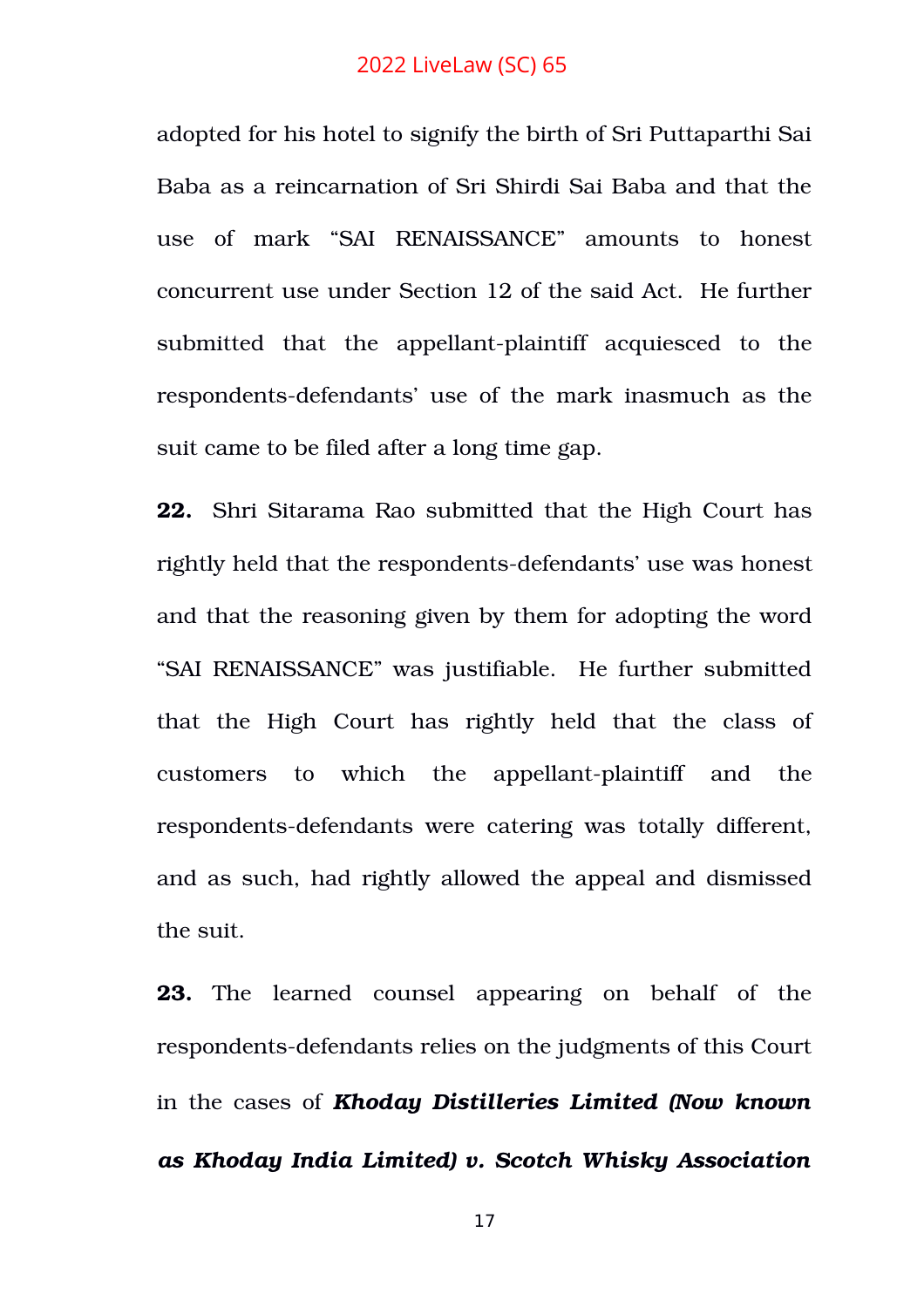adopted for his hotel to signify the birth of Sri Puttaparthi Sai Baba as a reincarnation of Sri Shirdi Sai Baba and that the use of mark “SAI RENAISSANCE” amounts to honest concurrent use under Section 12 of the said Act. He further submitted that the appellant-plaintiff acquiesced to the respondents-defendants’ use of the mark inasmuch as the suit came to be filed after a long time gap.

**22.** Shri Sitarama Rao submitted that the High Court has rightly held that the respondents-defendants’ use was honest and that the reasoning given by them for adopting the word “SAI RENAISSANCE” was justifiable. He further submitted that the High Court has rightly held that the class of customers to which the appellant-plaintiff and the respondents-defendants were catering was totally different, and as such, had rightly allowed the appeal and dismissed the suit.

**23.** The learned counsel appearing on behalf of the respondents-defendants relies on the judgments of this Court in the cases of ***Khoday Distilleries Limited (Now known as Khoday India Limited) v. Scotch Whisky Association***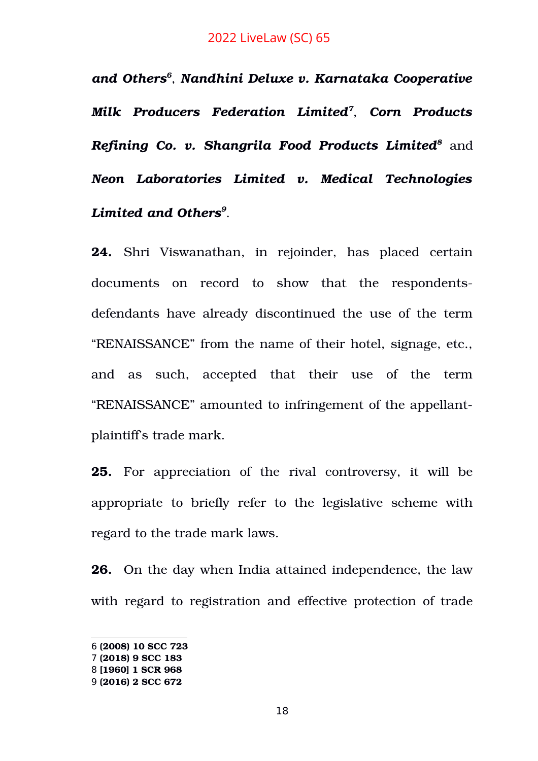***and Others***[6], ***Nandhini Deluxe v. Karnataka Cooperative Milk Producers Federation Limited***[7], ***Corn Products Refining Co. v. Shangrila Food Products Limited***[8] and ***Neon Laboratories Limited v. Medical Technologies Limited and Others***[9].

**24.** Shri Viswanathan, in rejoinder, has placed certain documents on record to show that the respondents-defendants have already discontinued the use of the term "RENAISSANCE" from the name of their hotel, signage, etc., and as such, accepted that their use of the term "RENAISSANCE" amounted to infringement of the appellant-plaintiff's trade mark.

**25.** For appreciation of the rival controversy, it will be appropriate to briefly refer to the legislative scheme with regard to the trade mark laws.

**26.** On the day when India attained independence, the law with regard to registration and effective protection of trade

---

6 **(2008) 10 SCC 723**
7 **(2018) 9 SCC 183**
8 **[1960] 1 SCR 968**
9 **(2016) 2 SCC 672**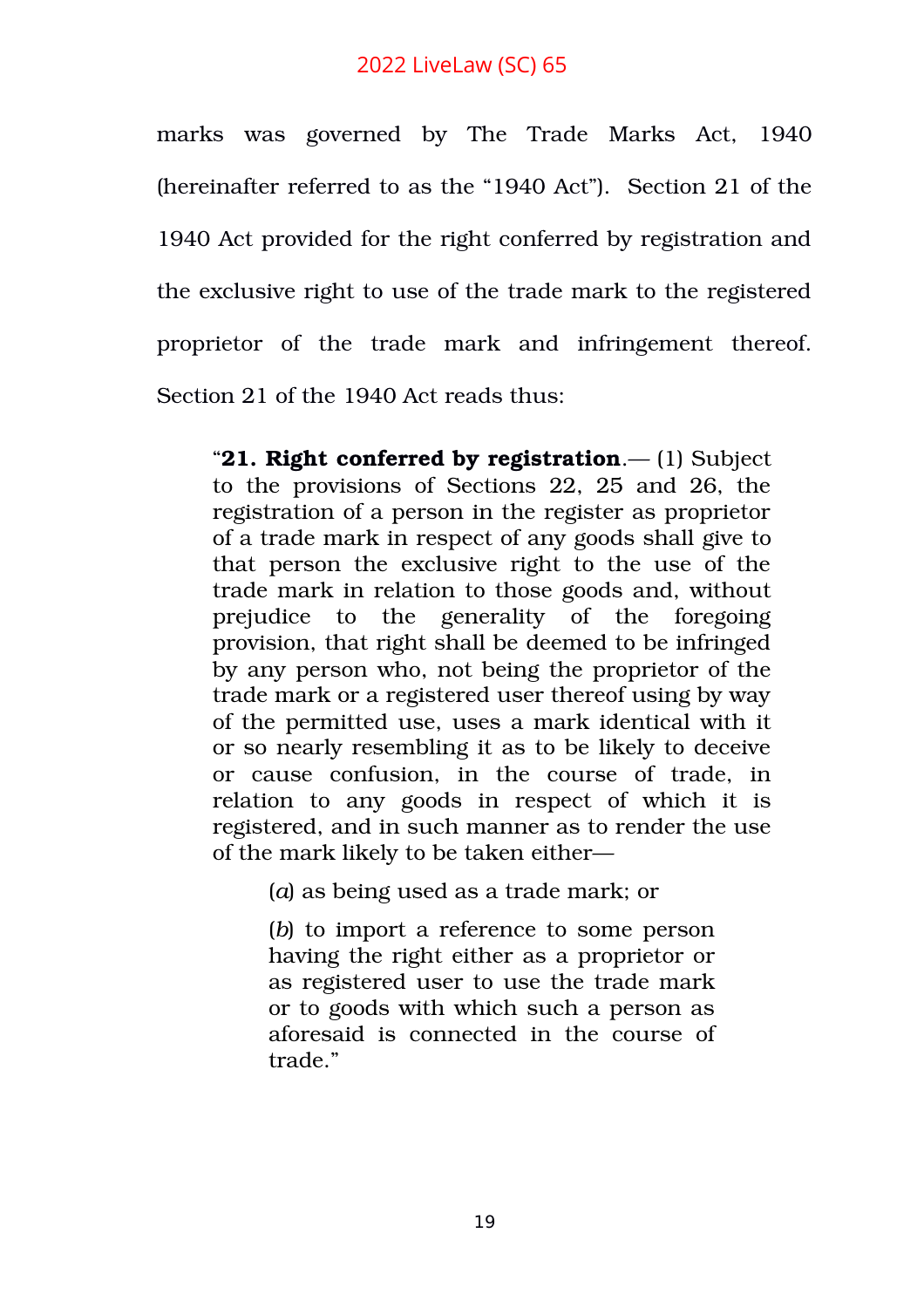marks was governed by The Trade Marks Act, 1940 (hereinafter referred to as the "1940 Act"). Section 21 of the 1940 Act provided for the right conferred by registration and the exclusive right to use of the trade mark to the registered proprietor of the trade mark and infringement thereof. Section 21 of the 1940 Act reads thus:

> "**21. Right conferred by registration**.— (1) Subject to the provisions of Sections 22, 25 and 26, the registration of a person in the register as proprietor of a trade mark in respect of any goods shall give to that person the exclusive right to the use of the trade mark in relation to those goods and, without prejudice to the generality of the foregoing provision, that right shall be deemed to be infringed by any person who, not being the proprietor of the trade mark or a registered user thereof using by way of the permitted use, uses a mark identical with it or so nearly resembling it as to be likely to deceive or cause confusion, in the course of trade, in relation to any goods in respect of which it is registered, and in such manner as to render the use of the mark likely to be taken either—
>
> > (*a*) as being used as a trade mark; or
> >
> > (*b*) to import a reference to some person having the right either as a proprietor or as registered user to use the trade mark or to goods with which such a person as aforesaid is connected in the course of trade."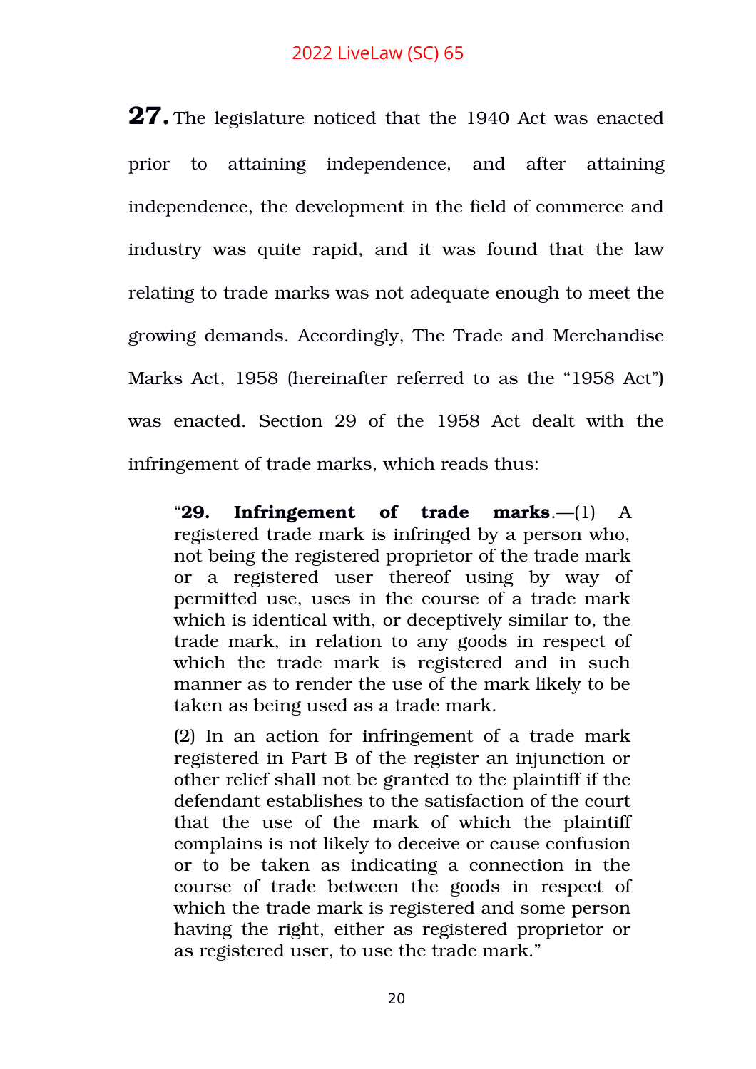**27.** The legislature noticed that the 1940 Act was enacted prior to attaining independence, and after attaining independence, the development in the field of commerce and industry was quite rapid, and it was found that the law relating to trade marks was not adequate enough to meet the growing demands. Accordingly, The Trade and Merchandise Marks Act, 1958 (hereinafter referred to as the "1958 Act") was enacted. Section 29 of the 1958 Act dealt with the infringement of trade marks, which reads thus:

> "**29. Infringement of trade marks**.—(1) A registered trade mark is infringed by a person who, not being the registered proprietor of the trade mark or a registered user thereof using by way of permitted use, uses in the course of a trade mark which is identical with, or deceptively similar to, the trade mark, in relation to any goods in respect of which the trade mark is registered and in such manner as to render the use of the mark likely to be taken as being used as a trade mark.
>
> (2) In an action for infringement of a trade mark registered in Part B of the register an injunction or other relief shall not be granted to the plaintiff if the defendant establishes to the satisfaction of the court that the use of the mark of which the plaintiff complains is not likely to deceive or cause confusion or to be taken as indicating a connection in the course of trade between the goods in respect of which the trade mark is registered and some person having the right, either as registered proprietor or as registered user, to use the trade mark."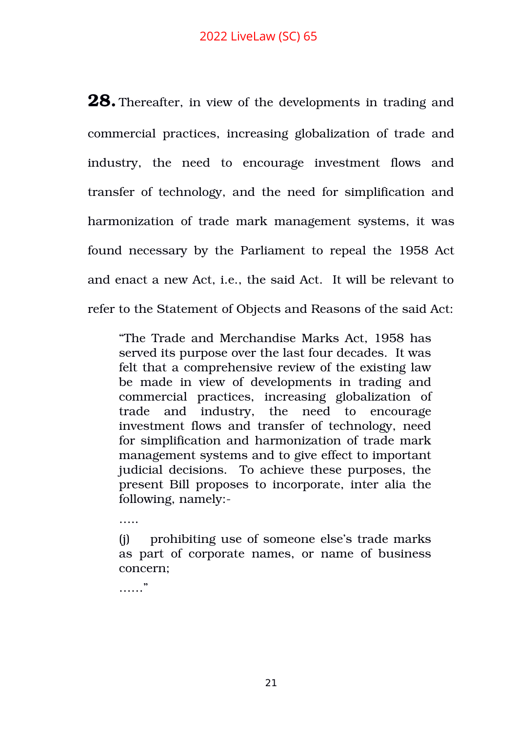**28.** Thereafter, in view of the developments in trading and commercial practices, increasing globalization of trade and industry, the need to encourage investment flows and transfer of technology, and the need for simplification and harmonization of trade mark management systems, it was found necessary by the Parliament to repeal the 1958 Act and enact a new Act, i.e., the said Act. It will be relevant to refer to the Statement of Objects and Reasons of the said Act:

> "The Trade and Merchandise Marks Act, 1958 has served its purpose over the last four decades. It was felt that a comprehensive review of the existing law be made in view of developments in trading and commercial practices, increasing globalization of trade and industry, the need to encourage investment flows and transfer of technology, need for simplification and harmonization of trade mark management systems and to give effect to important judicial decisions. To achieve these purposes, the present Bill proposes to incorporate, inter alia the following, namely:-
>
> .....
>
> (j) prohibiting use of someone else's trade marks as part of corporate names, or name of business concern;
>
> ......"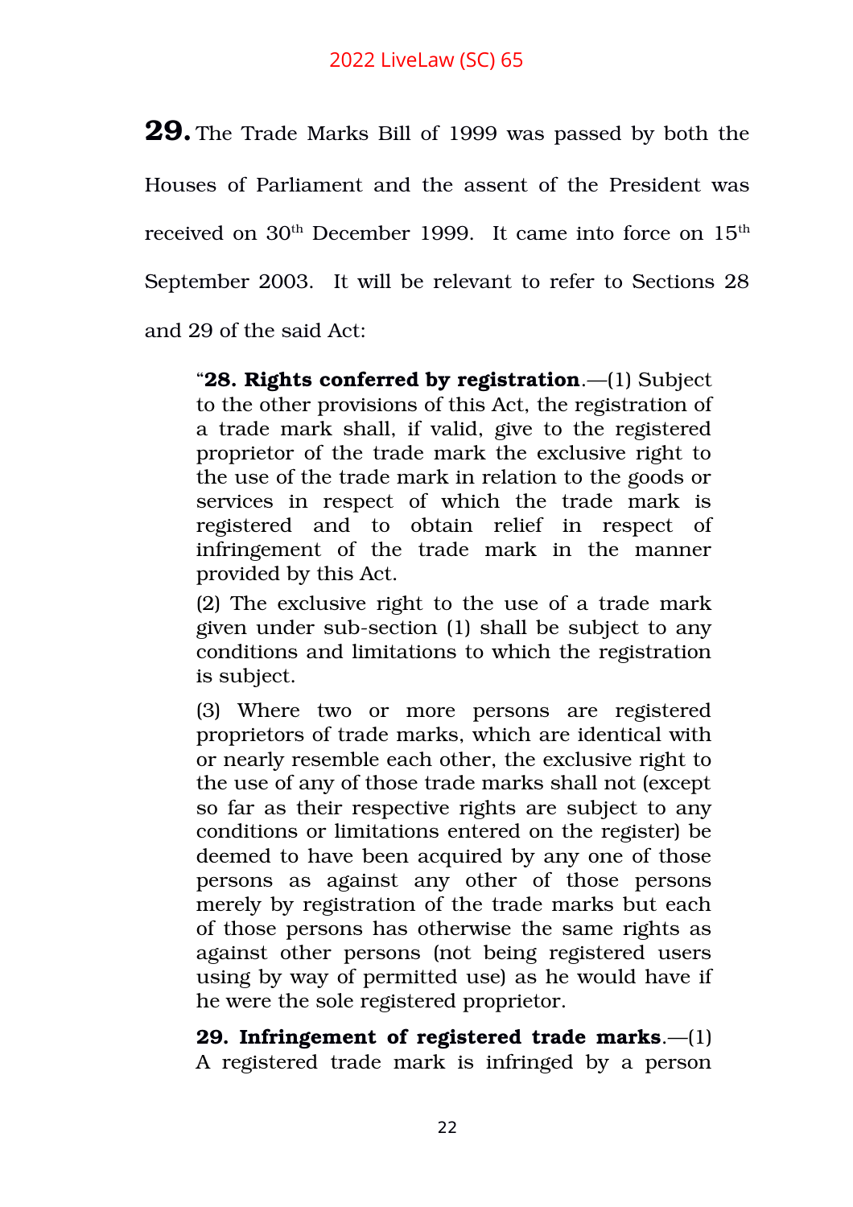**29.** The Trade Marks Bill of 1999 was passed by both the Houses of Parliament and the assent of the President was received on 30th December 1999. It came into force on 15th September 2003. It will be relevant to refer to Sections 28 and 29 of the said Act:

> "**28. Rights conferred by registration**.—(1) Subject to the other provisions of this Act, the registration of a trade mark shall, if valid, give to the registered proprietor of the trade mark the exclusive right to the use of the trade mark in relation to the goods or services in respect of which the trade mark is registered and to obtain relief in respect of infringement of the trade mark in the manner provided by this Act.
>
> (2) The exclusive right to the use of a trade mark given under sub-section (1) shall be subject to any conditions and limitations to which the registration is subject.
>
> (3) Where two or more persons are registered proprietors of trade marks, which are identical with or nearly resemble each other, the exclusive right to the use of any of those trade marks shall not (except so far as their respective rights are subject to any conditions or limitations entered on the register) be deemed to have been acquired by any one of those persons as against any other of those persons merely by registration of the trade marks but each of those persons has otherwise the same rights as against other persons (not being registered users using by way of permitted use) as he would have if he were the sole registered proprietor.
>
> **29. Infringement of registered trade marks**.—(1) A registered trade mark is infringed by a person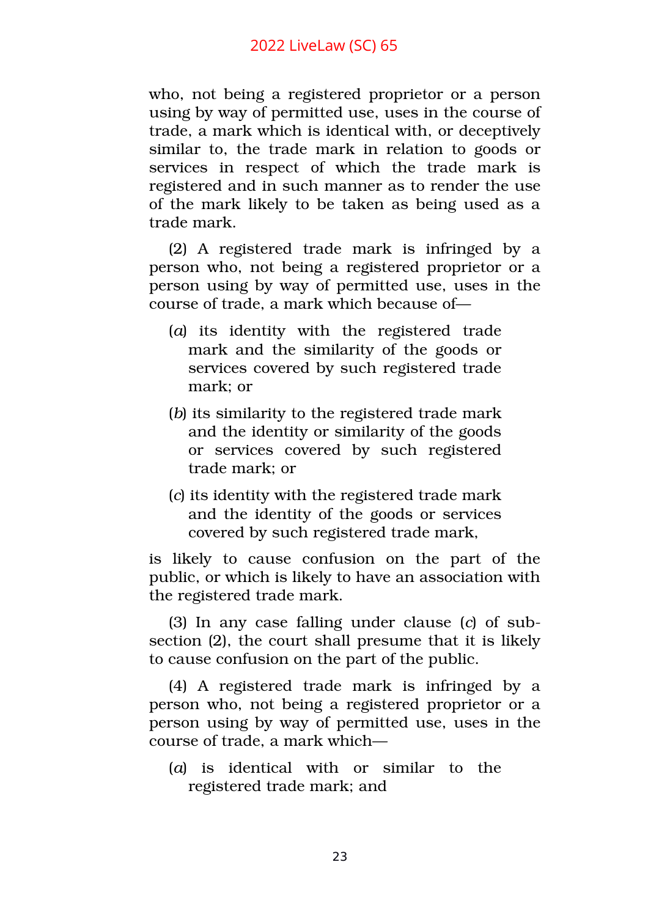who, not being a registered proprietor or a person using by way of permitted use, uses in the course of trade, a mark which is identical with, or deceptively similar to, the trade mark in relation to goods or services in respect of which the trade mark is registered and in such manner as to render the use of the mark likely to be taken as being used as a trade mark.

(2) A registered trade mark is infringed by a person who, not being a registered proprietor or a person using by way of permitted use, uses in the course of trade, a mark which because of—

(*a*) its identity with the registered trade mark and the similarity of the goods or services covered by such registered trade mark; or

(*b*) its similarity to the registered trade mark and the identity or similarity of the goods or services covered by such registered trade mark; or

(*c*) its identity with the registered trade mark and the identity of the goods or services covered by such registered trade mark,

is likely to cause confusion on the part of the public, or which is likely to have an association with the registered trade mark.

(3) In any case falling under clause (*c*) of sub-section (2), the court shall presume that it is likely to cause confusion on the part of the public.

(4) A registered trade mark is infringed by a person who, not being a registered proprietor or a person using by way of permitted use, uses in the course of trade, a mark which—

(*a*) is identical with or similar to the registered trade mark; and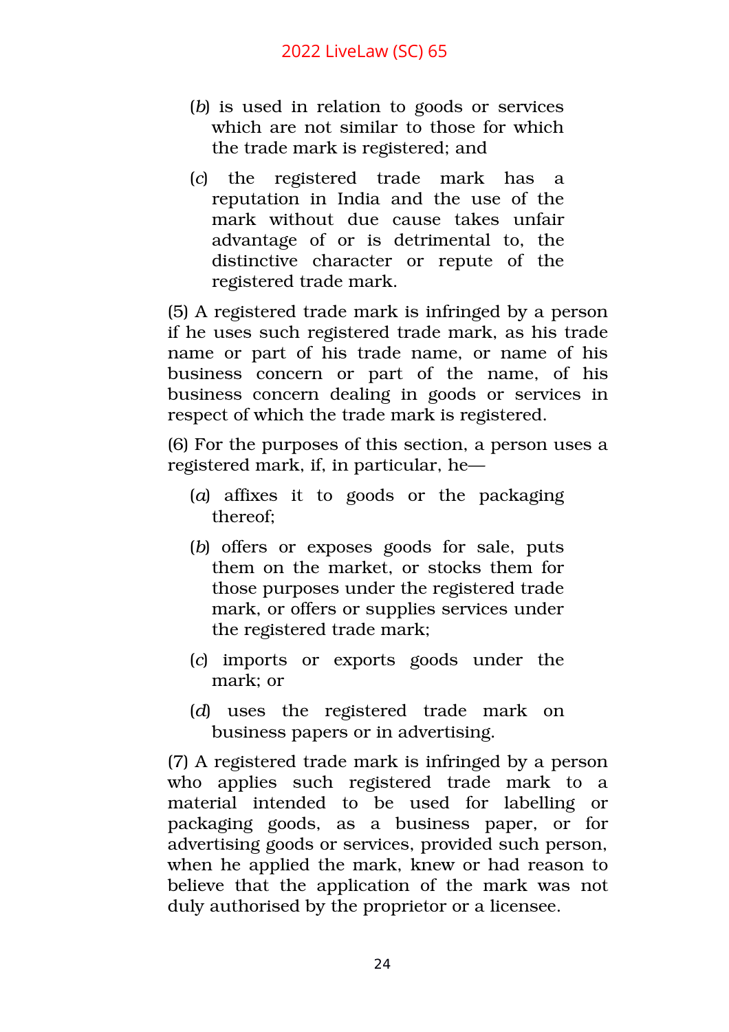(*b*) is used in relation to goods or services which are not similar to those for which the trade mark is registered; and

(*c*) the registered trade mark has a reputation in India and the use of the mark without due cause takes unfair advantage of or is detrimental to, the distinctive character or repute of the registered trade mark.

(5) A registered trade mark is infringed by a person if he uses such registered trade mark, as his trade name or part of his trade name, or name of his business concern or part of the name, of his business concern dealing in goods or services in respect of which the trade mark is registered.

(6) For the purposes of this section, a person uses a registered mark, if, in particular, he—

(*a*) affixes it to goods or the packaging thereof;

(*b*) offers or exposes goods for sale, puts them on the market, or stocks them for those purposes under the registered trade mark, or offers or supplies services under the registered trade mark;

(*c*) imports or exports goods under the mark; or

(*d*) uses the registered trade mark on business papers or in advertising.

(7) A registered trade mark is infringed by a person who applies such registered trade mark to a material intended to be used for labelling or packaging goods, as a business paper, or for advertising goods or services, provided such person, when he applied the mark, knew or had reason to believe that the application of the mark was not duly authorised by the proprietor or a licensee.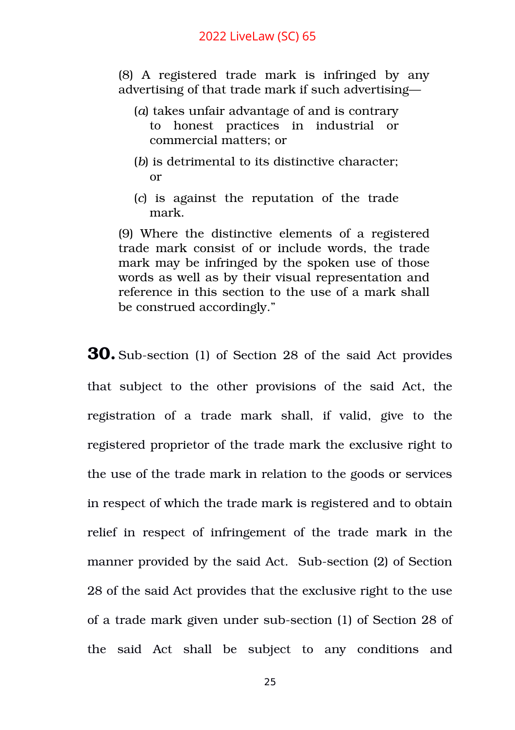> (8) A registered trade mark is infringed by any advertising of that trade mark if such advertising—
>
> (*a*) takes unfair advantage of and is contrary to honest practices in industrial or commercial matters; or
>
> (*b*) is detrimental to its distinctive character; or
>
> (*c*) is against the reputation of the trade mark.
>
> (9) Where the distinctive elements of a registered trade mark consist of or include words, the trade mark may be infringed by the spoken use of those words as well as by their visual representation and reference in this section to the use of a mark shall be construed accordingly."

**30.** Sub-section (1) of Section 28 of the said Act provides that subject to the other provisions of the said Act, the registration of a trade mark shall, if valid, give to the registered proprietor of the trade mark the exclusive right to the use of the trade mark in relation to the goods or services in respect of which the trade mark is registered and to obtain relief in respect of infringement of the trade mark in the manner provided by the said Act. Sub-section (2) of Section 28 of the said Act provides that the exclusive right to the use of a trade mark given under sub-section (1) of Section 28 of the said Act shall be subject to any conditions and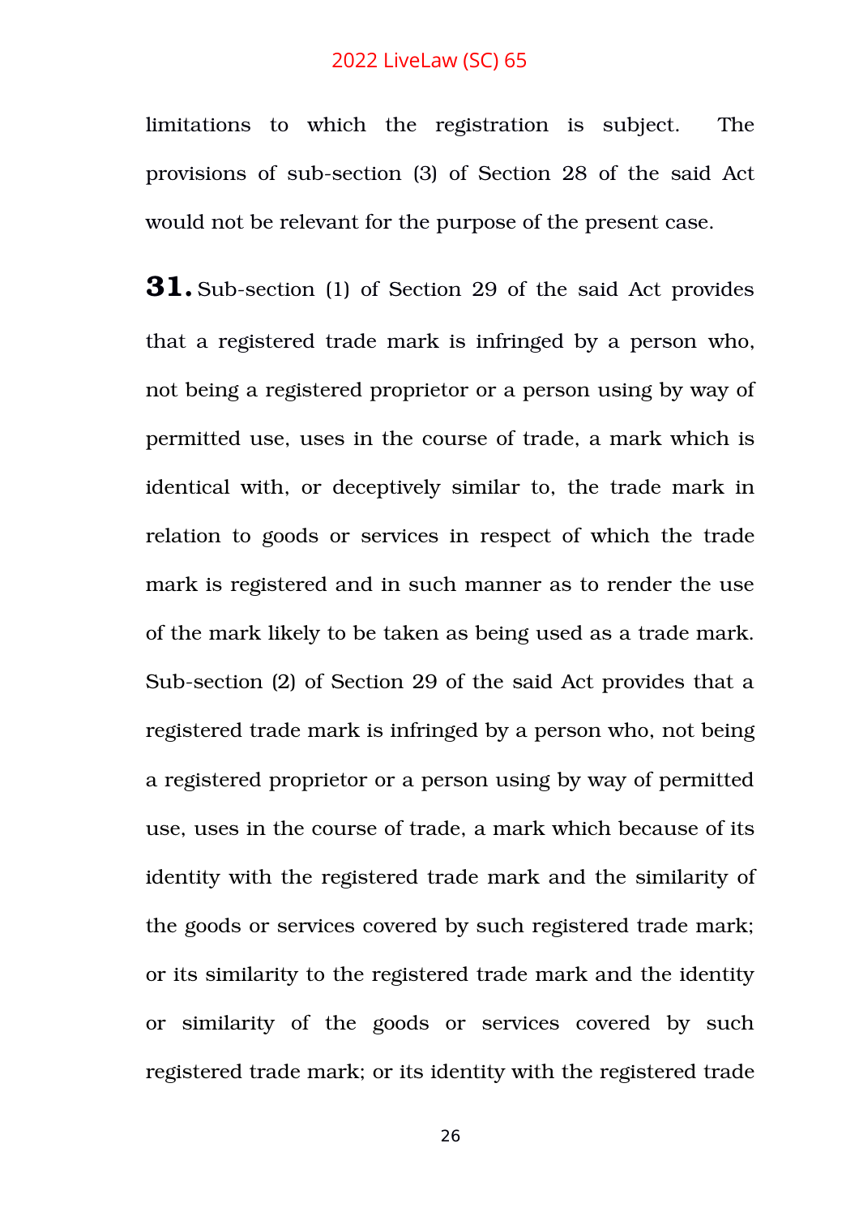limitations to which the registration is subject. The provisions of sub-section (3) of Section 28 of the said Act would not be relevant for the purpose of the present case.

**31.** Sub-section (1) of Section 29 of the said Act provides that a registered trade mark is infringed by a person who, not being a registered proprietor or a person using by way of permitted use, uses in the course of trade, a mark which is identical with, or deceptively similar to, the trade mark in relation to goods or services in respect of which the trade mark is registered and in such manner as to render the use of the mark likely to be taken as being used as a trade mark. Sub-section (2) of Section 29 of the said Act provides that a registered trade mark is infringed by a person who, not being a registered proprietor or a person using by way of permitted use, uses in the course of trade, a mark which because of its identity with the registered trade mark and the similarity of the goods or services covered by such registered trade mark; or its similarity to the registered trade mark and the identity or similarity of the goods or services covered by such registered trade mark; or its identity with the registered trade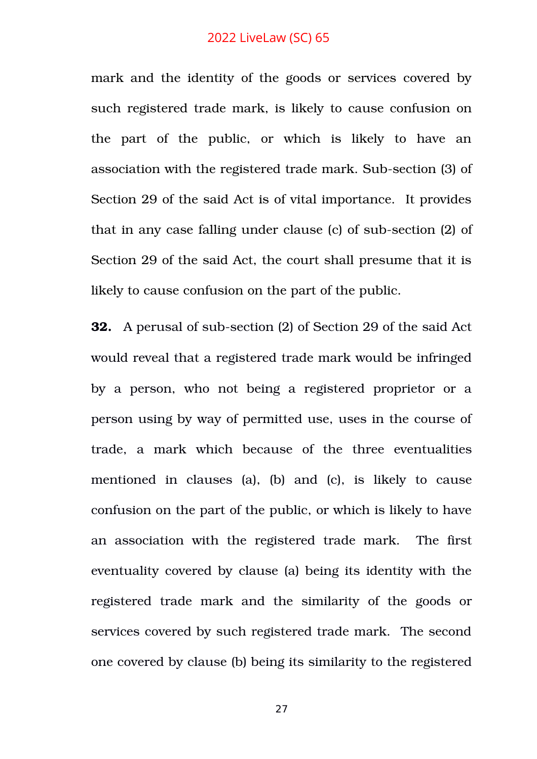mark and the identity of the goods or services covered by such registered trade mark, is likely to cause confusion on the part of the public, or which is likely to have an association with the registered trade mark. Sub-section (3) of Section 29 of the said Act is of vital importance. It provides that in any case falling under clause (c) of sub-section (2) of Section 29 of the said Act, the court shall presume that it is likely to cause confusion on the part of the public.

**32.** A perusal of sub-section (2) of Section 29 of the said Act would reveal that a registered trade mark would be infringed by a person, who not being a registered proprietor or a person using by way of permitted use, uses in the course of trade, a mark which because of the three eventualities mentioned in clauses (a), (b) and (c), is likely to cause confusion on the part of the public, or which is likely to have an association with the registered trade mark. The first eventuality covered by clause (a) being its identity with the registered trade mark and the similarity of the goods or services covered by such registered trade mark. The second one covered by clause (b) being its similarity to the registered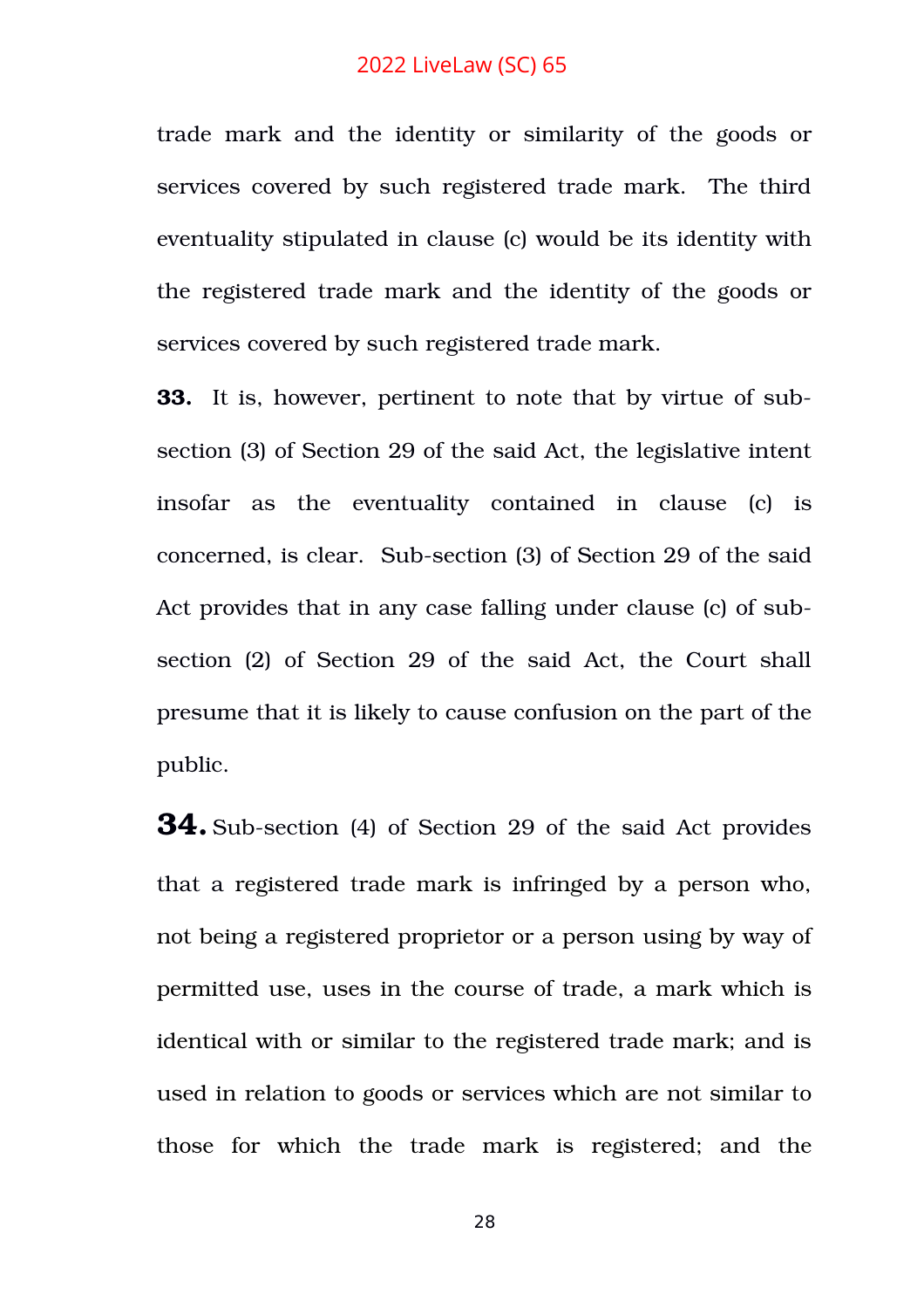trade mark and the identity or similarity of the goods or services covered by such registered trade mark. The third eventuality stipulated in clause (c) would be its identity with the registered trade mark and the identity of the goods or services covered by such registered trade mark.

**33.** It is, however, pertinent to note that by virtue of sub-section (3) of Section 29 of the said Act, the legislative intent insofar as the eventuality contained in clause (c) is concerned, is clear. Sub-section (3) of Section 29 of the said Act provides that in any case falling under clause (c) of sub-section (2) of Section 29 of the said Act, the Court shall presume that it is likely to cause confusion on the part of the public.

**34.** Sub-section (4) of Section 29 of the said Act provides that a registered trade mark is infringed by a person who, not being a registered proprietor or a person using by way of permitted use, uses in the course of trade, a mark which is identical with or similar to the registered trade mark; and is used in relation to goods or services which are not similar to those for which the trade mark is registered; and the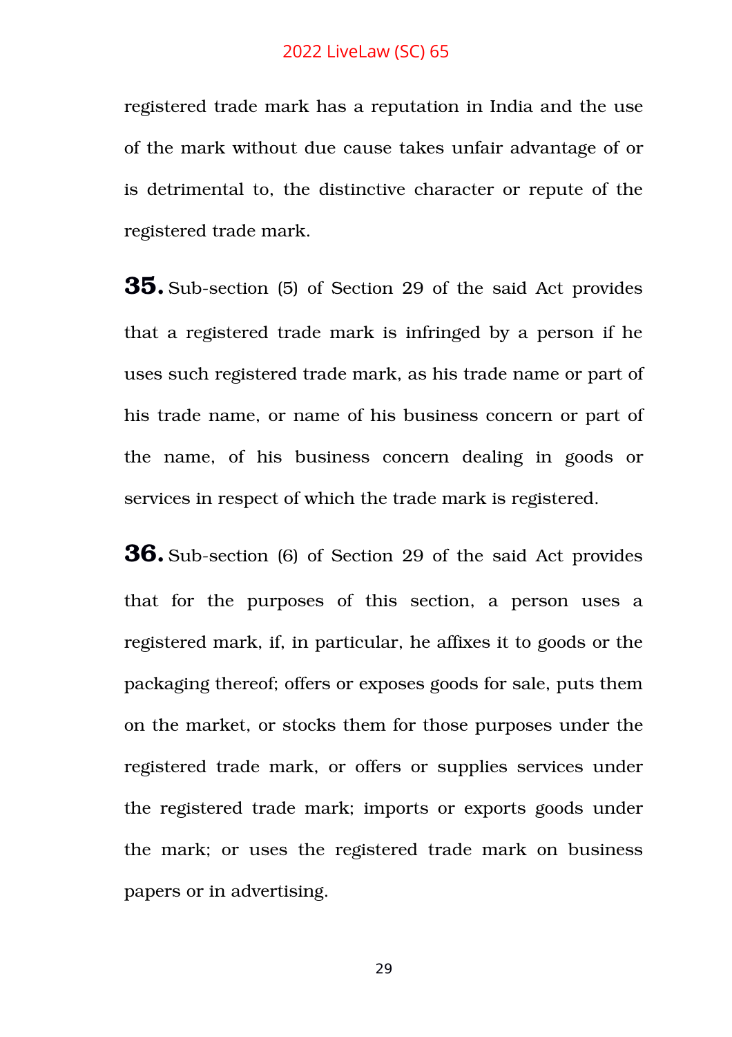registered trade mark has a reputation in India and the use of the mark without due cause takes unfair advantage of or is detrimental to, the distinctive character or repute of the registered trade mark.

**35.** Sub-section (5) of Section 29 of the said Act provides that a registered trade mark is infringed by a person if he uses such registered trade mark, as his trade name or part of his trade name, or name of his business concern or part of the name, of his business concern dealing in goods or services in respect of which the trade mark is registered.

**36.** Sub-section (6) of Section 29 of the said Act provides that for the purposes of this section, a person uses a registered mark, if, in particular, he affixes it to goods or the packaging thereof; offers or exposes goods for sale, puts them on the market, or stocks them for those purposes under the registered trade mark, or offers or supplies services under the registered trade mark; imports or exports goods under the mark; or uses the registered trade mark on business papers or in advertising.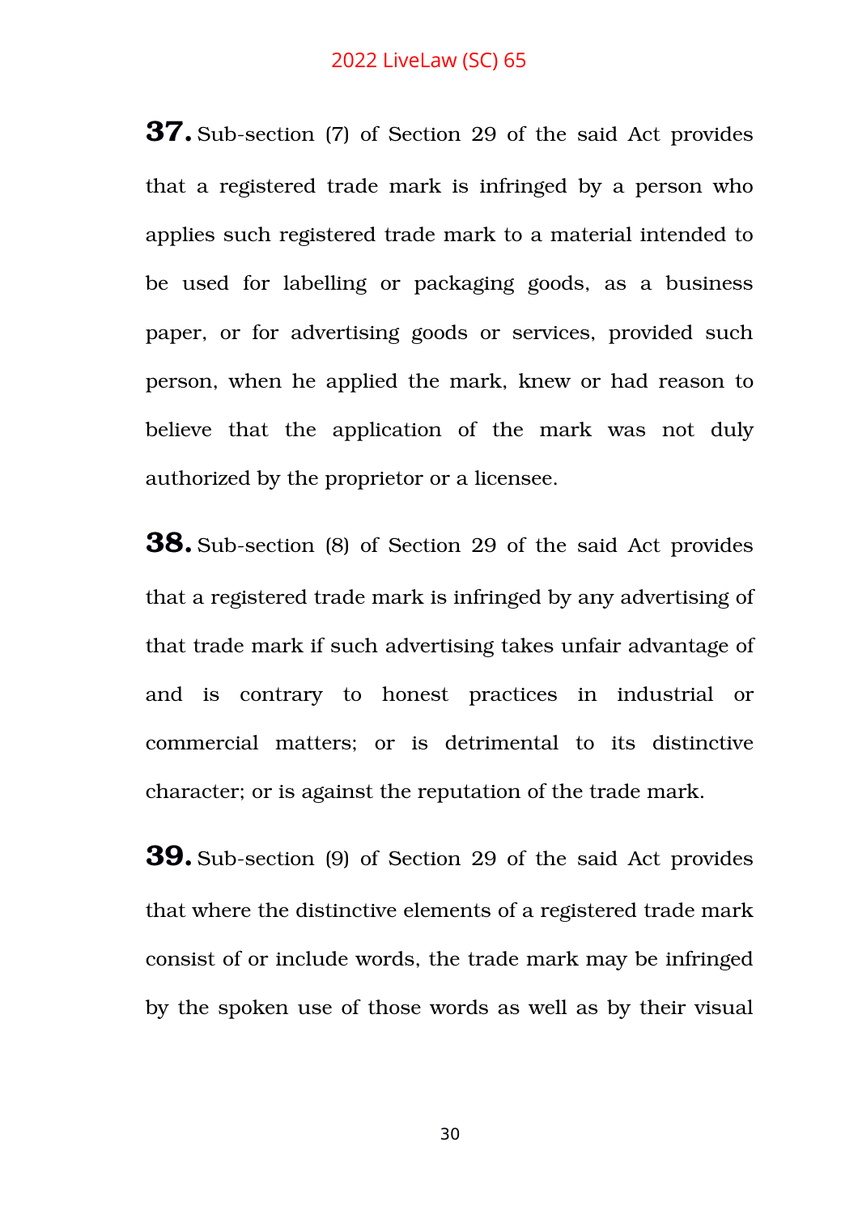**37.** Sub-section (7) of Section 29 of the said Act provides that a registered trade mark is infringed by a person who applies such registered trade mark to a material intended to be used for labelling or packaging goods, as a business paper, or for advertising goods or services, provided such person, when he applied the mark, knew or had reason to believe that the application of the mark was not duly authorized by the proprietor or a licensee.

**38.** Sub-section (8) of Section 29 of the said Act provides that a registered trade mark is infringed by any advertising of that trade mark if such advertising takes unfair advantage of and is contrary to honest practices in industrial or commercial matters; or is detrimental to its distinctive character; or is against the reputation of the trade mark.

**39.** Sub-section (9) of Section 29 of the said Act provides that where the distinctive elements of a registered trade mark consist of or include words, the trade mark may be infringed by the spoken use of those words as well as by their visual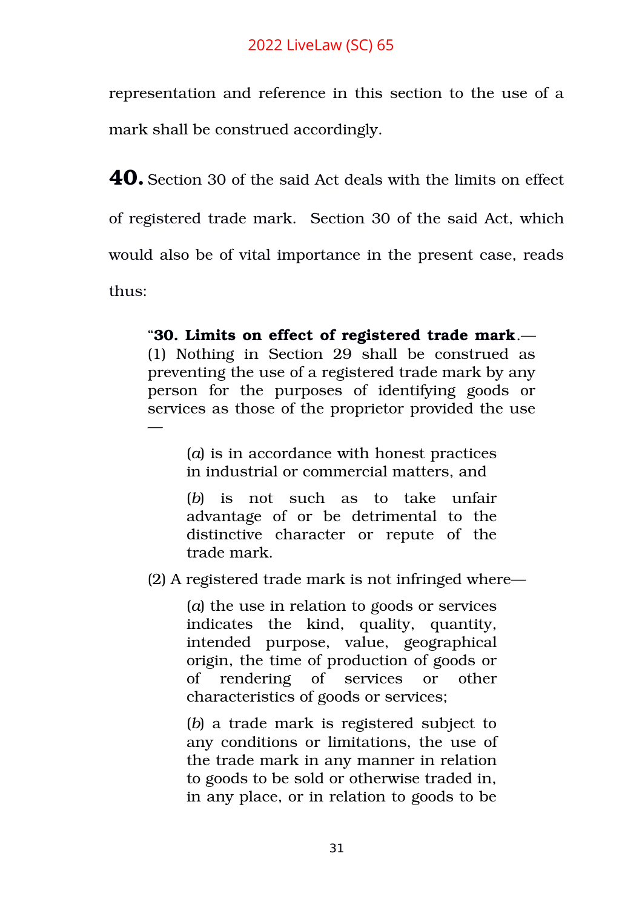representation and reference in this section to the use of a mark shall be construed accordingly.

**40.** Section 30 of the said Act deals with the limits on effect of registered trade mark. Section 30 of the said Act, which would also be of vital importance in the present case, reads thus:

> "**30. Limits on effect of registered trade mark**.—(1) Nothing in Section 29 shall be construed as preventing the use of a registered trade mark by any person for the purposes of identifying goods or services as those of the proprietor provided the use—
>
> (*a*) is in accordance with honest practices in industrial or commercial matters, and
>
> (*b*) is not such as to take unfair advantage of or be detrimental to the distinctive character or repute of the trade mark.
>
> (2) A registered trade mark is not infringed where—
>
> (*a*) the use in relation to goods or services indicates the kind, quality, quantity, intended purpose, value, geographical origin, the time of production of goods or of rendering of services or other characteristics of goods or services;
>
> (*b*) a trade mark is registered subject to any conditions or limitations, the use of the trade mark in any manner in relation to goods to be sold or otherwise traded in, in any place, or in relation to goods to be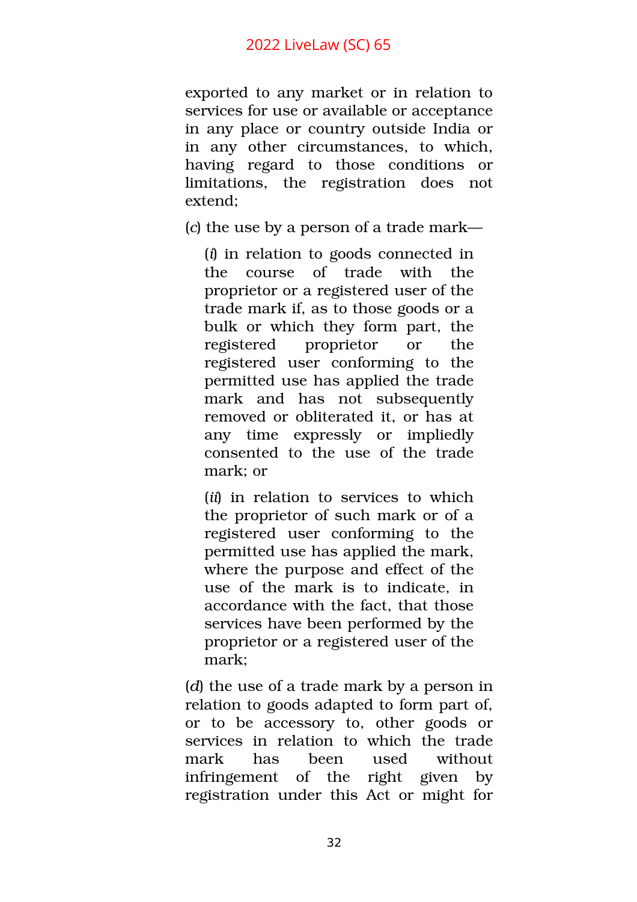exported to any market or in relation to services for use or available or acceptance in any place or country outside India or in any other circumstances, to which, having regard to those conditions or limitations, the registration does not extend;

(*c*) the use by a person of a trade mark—

(*i*) in relation to goods connected in the course of trade with the proprietor or a registered user of the trade mark if, as to those goods or a bulk or which they form part, the registered proprietor or the registered user conforming to the permitted use has applied the trade mark and has not subsequently removed or obliterated it, or has at any time expressly or impliedly consented to the use of the trade mark; or

(*ii*) in relation to services to which the proprietor of such mark or of a registered user conforming to the permitted use has applied the mark, where the purpose and effect of the use of the mark is to indicate, in accordance with the fact, that those services have been performed by the proprietor or a registered user of the mark;

(*d*) the use of a trade mark by a person in relation to goods adapted to form part of, or to be accessory to, other goods or services in relation to which the trade mark has been used without infringement of the right given by registration under this Act or might for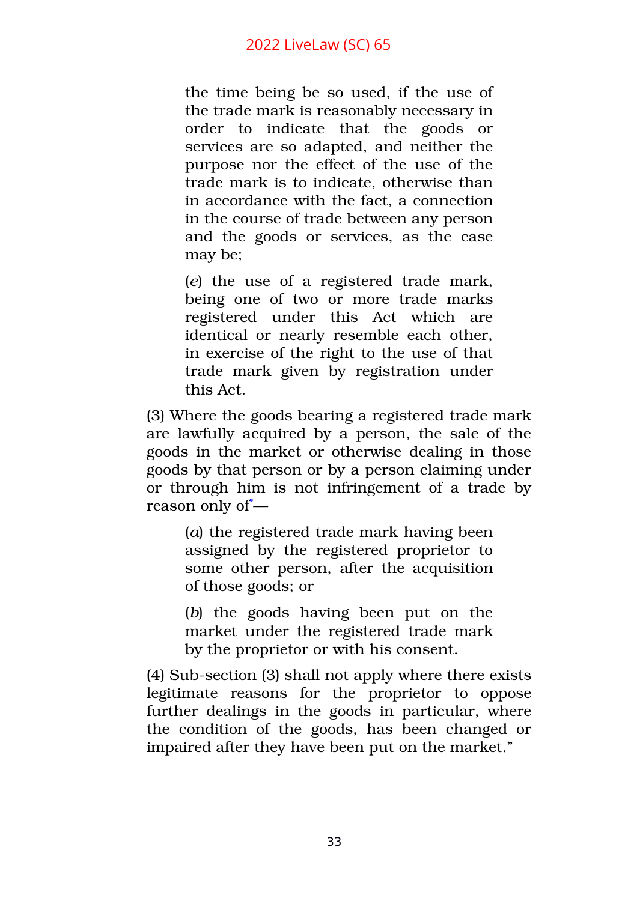the time being be so used, if the use of the trade mark is reasonably necessary in order to indicate that the goods or services are so adapted, and neither the purpose nor the effect of the use of the trade mark is to indicate, otherwise than in accordance with the fact, a connection in the course of trade between any person and the goods or services, as the case may be;

(*e*) the use of a registered trade mark, being one of two or more trade marks registered under this Act which are identical or nearly resemble each other, in exercise of the right to the use of that trade mark given by registration under this Act.

(3) Where the goods bearing a registered trade mark are lawfully acquired by a person, the sale of the goods in the market or otherwise dealing in those goods by that person or by a person claiming under or through him is not infringement of a trade by reason only of*—

(*a*) the registered trade mark having been assigned by the registered proprietor to some other person, after the acquisition of those goods; or

(*b*) the goods having been put on the market under the registered trade mark by the proprietor or with his consent.

(4) Sub-section (3) shall not apply where there exists legitimate reasons for the proprietor to oppose further dealings in the goods in particular, where the condition of the goods, has been changed or impaired after they have been put on the market."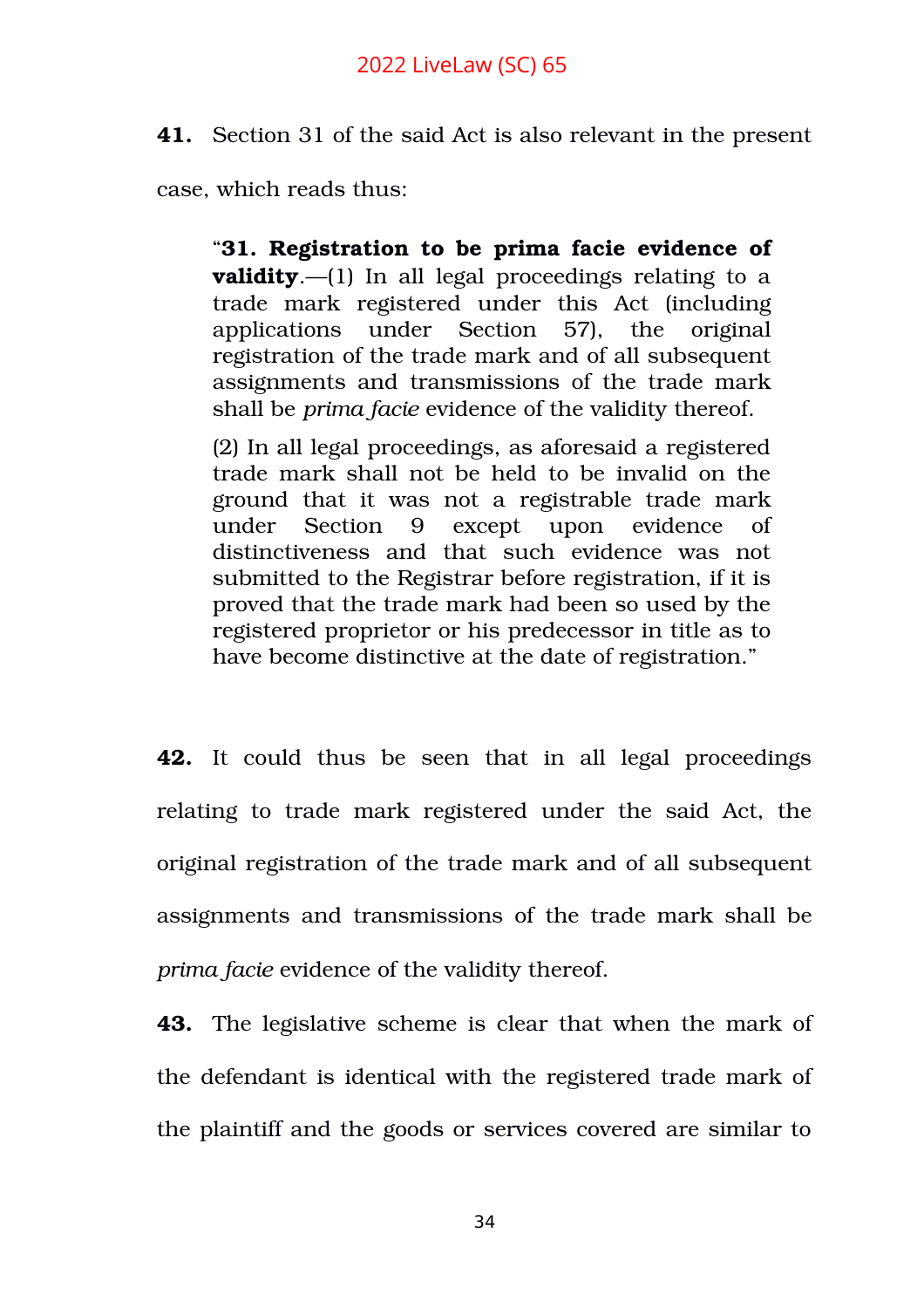**41.** Section 31 of the said Act is also relevant in the present case, which reads thus:

> "**31. Registration to be prima facie evidence of validity**.—(1) In all legal proceedings relating to a trade mark registered under this Act (including applications under Section 57), the original registration of the trade mark and of all subsequent assignments and transmissions of the trade mark shall be *prima facie* evidence of the validity thereof.
>
> (2) In all legal proceedings, as aforesaid a registered trade mark shall not be held to be invalid on the ground that it was not a registrable trade mark under Section 9 except upon evidence of distinctiveness and that such evidence was not submitted to the Registrar before registration, if it is proved that the trade mark had been so used by the registered proprietor or his predecessor in title as to have become distinctive at the date of registration."

**42.** It could thus be seen that in all legal proceedings relating to trade mark registered under the said Act, the original registration of the trade mark and of all subsequent assignments and transmissions of the trade mark shall be *prima facie* evidence of the validity thereof.

**43.** The legislative scheme is clear that when the mark of the defendant is identical with the registered trade mark of the plaintiff and the goods or services covered are similar to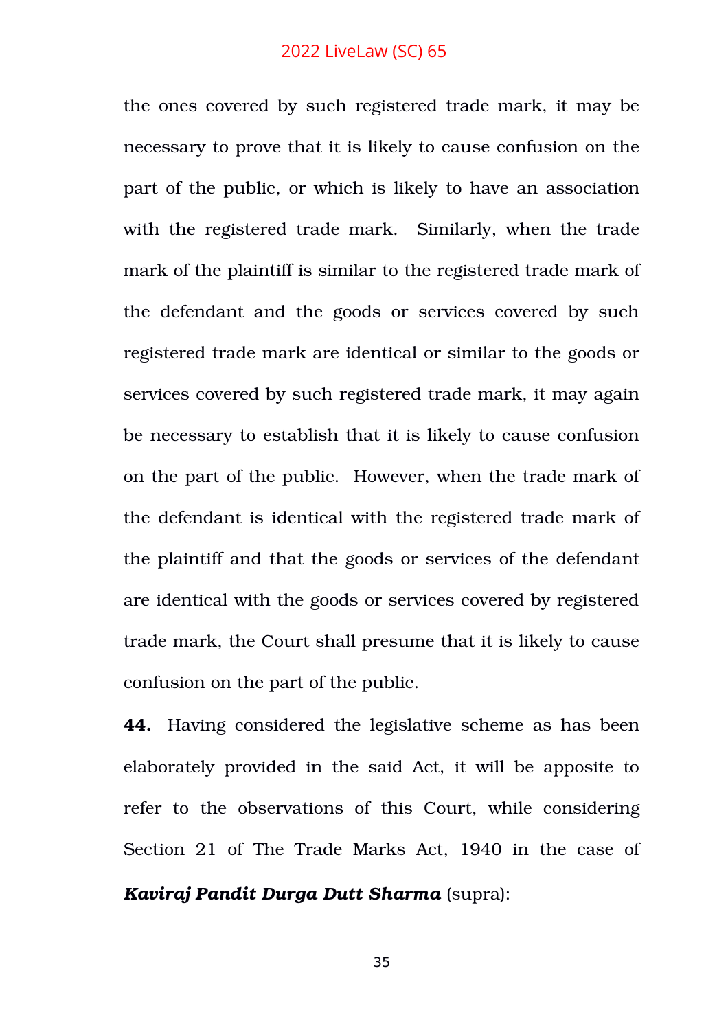the ones covered by such registered trade mark, it may be necessary to prove that it is likely to cause confusion on the part of the public, or which is likely to have an association with the registered trade mark. Similarly, when the trade mark of the plaintiff is similar to the registered trade mark of the defendant and the goods or services covered by such registered trade mark are identical or similar to the goods or services covered by such registered trade mark, it may again be necessary to establish that it is likely to cause confusion on the part of the public. However, when the trade mark of the defendant is identical with the registered trade mark of the plaintiff and that the goods or services of the defendant are identical with the goods or services covered by registered trade mark, the Court shall presume that it is likely to cause confusion on the part of the public.

**44.** Having considered the legislative scheme as has been elaborately provided in the said Act, it will be apposite to refer to the observations of this Court, while considering Section 21 of The Trade Marks Act, 1940 in the case of ***Kaviraj Pandit Durga Dutt Sharma*** (supra):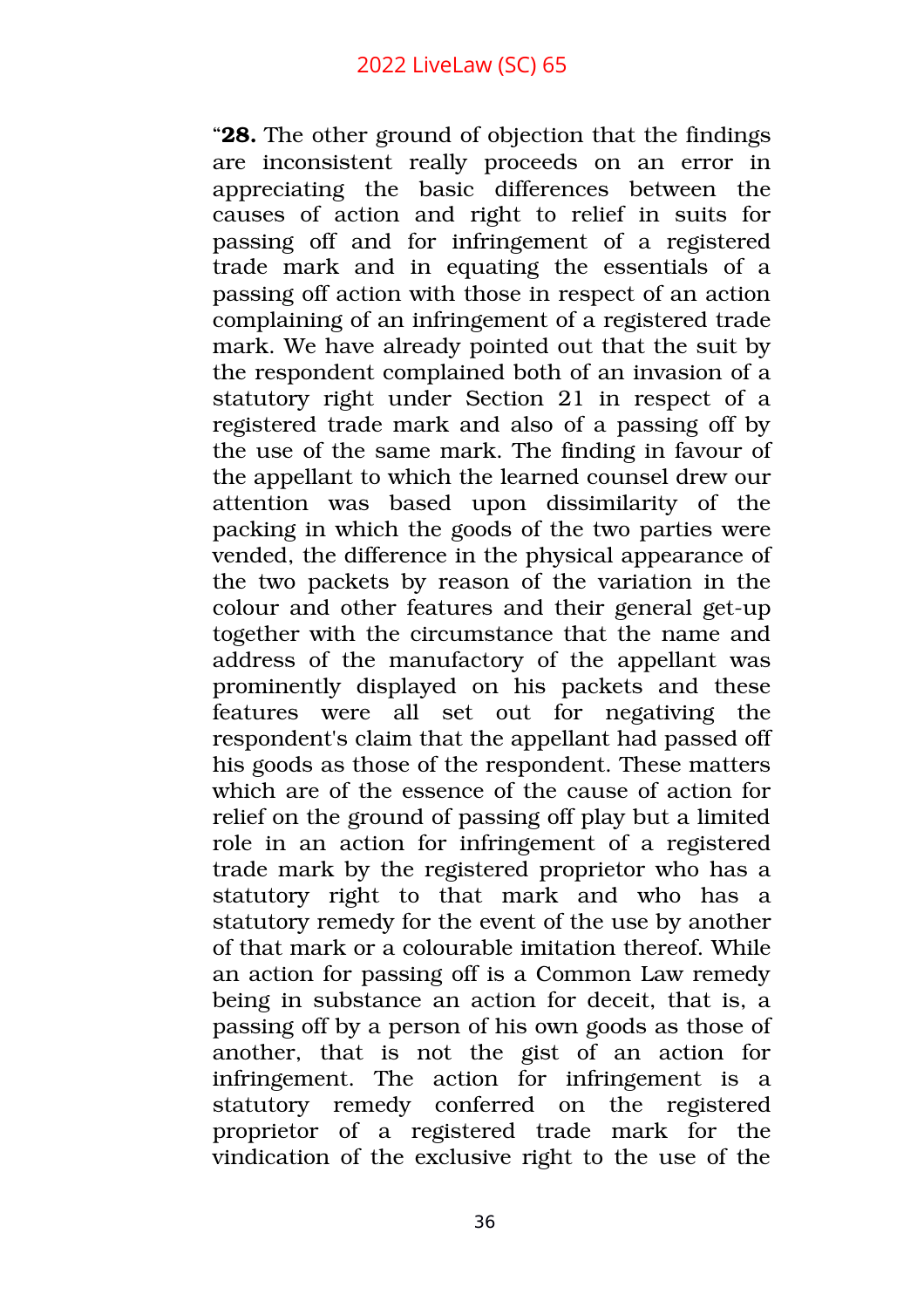"**28.** The other ground of objection that the findings are inconsistent really proceeds on an error in appreciating the basic differences between the causes of action and right to relief in suits for passing off and for infringement of a registered trade mark and in equating the essentials of a passing off action with those in respect of an action complaining of an infringement of a registered trade mark. We have already pointed out that the suit by the respondent complained both of an invasion of a statutory right under Section 21 in respect of a registered trade mark and also of a passing off by the use of the same mark. The finding in favour of the appellant to which the learned counsel drew our attention was based upon dissimilarity of the packing in which the goods of the two parties were vended, the difference in the physical appearance of the two packets by reason of the variation in the colour and other features and their general get-up together with the circumstance that the name and address of the manufactory of the appellant was prominently displayed on his packets and these features were all set out for negativing the respondent's claim that the appellant had passed off his goods as those of the respondent. These matters which are of the essence of the cause of action for relief on the ground of passing off play but a limited role in an action for infringement of a registered trade mark by the registered proprietor who has a statutory right to that mark and who has a statutory remedy for the event of the use by another of that mark or a colourable imitation thereof. While an action for passing off is a Common Law remedy being in substance an action for deceit, that is, a passing off by a person of his own goods as those of another, that is not the gist of an action for infringement. The action for infringement is a statutory remedy conferred on the registered proprietor of a registered trade mark for the vindication of the exclusive right to the use of the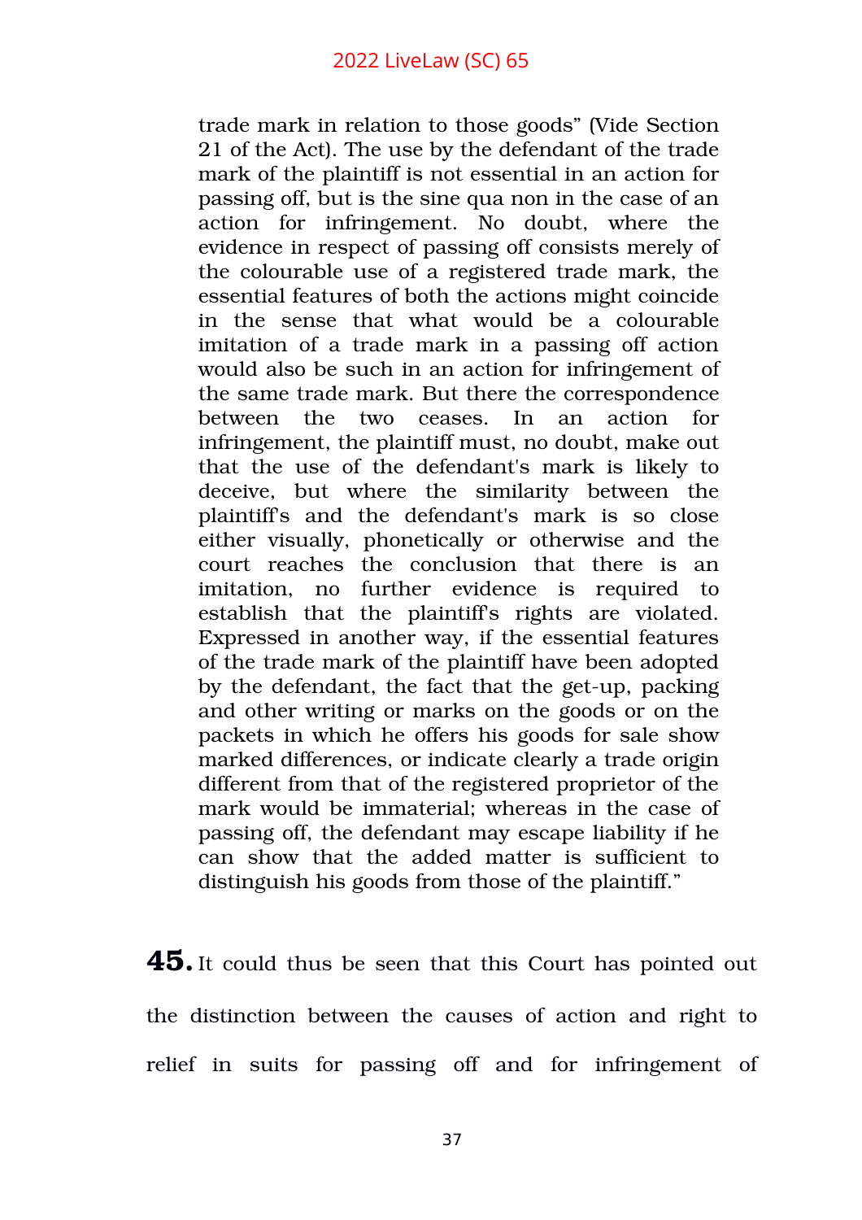> trade mark in relation to those goods" (Vide Section 21 of the Act). The use by the defendant of the trade mark of the plaintiff is not essential in an action for passing off, but is the sine qua non in the case of an action for infringement. No doubt, where the evidence in respect of passing off consists merely of the colourable use of a registered trade mark, the essential features of both the actions might coincide in the sense that what would be a colourable imitation of a trade mark in a passing off action would also be such in an action for infringement of the same trade mark. But there the correspondence between the two ceases. In an action for infringement, the plaintiff must, no doubt, make out that the use of the defendant's mark is likely to deceive, but where the similarity between the plaintiff's and the defendant's mark is so close either visually, phonetically or otherwise and the court reaches the conclusion that there is an imitation, no further evidence is required to establish that the plaintiff's rights are violated. Expressed in another way, if the essential features of the trade mark of the plaintiff have been adopted by the defendant, the fact that the get-up, packing and other writing or marks on the goods or on the packets in which he offers his goods for sale show marked differences, or indicate clearly a trade origin different from that of the registered proprietor of the mark would be immaterial; whereas in the case of passing off, the defendant may escape liability if he can show that the added matter is sufficient to distinguish his goods from those of the plaintiff."

**45.** It could thus be seen that this Court has pointed out the distinction between the causes of action and right to relief in suits for passing off and for infringement of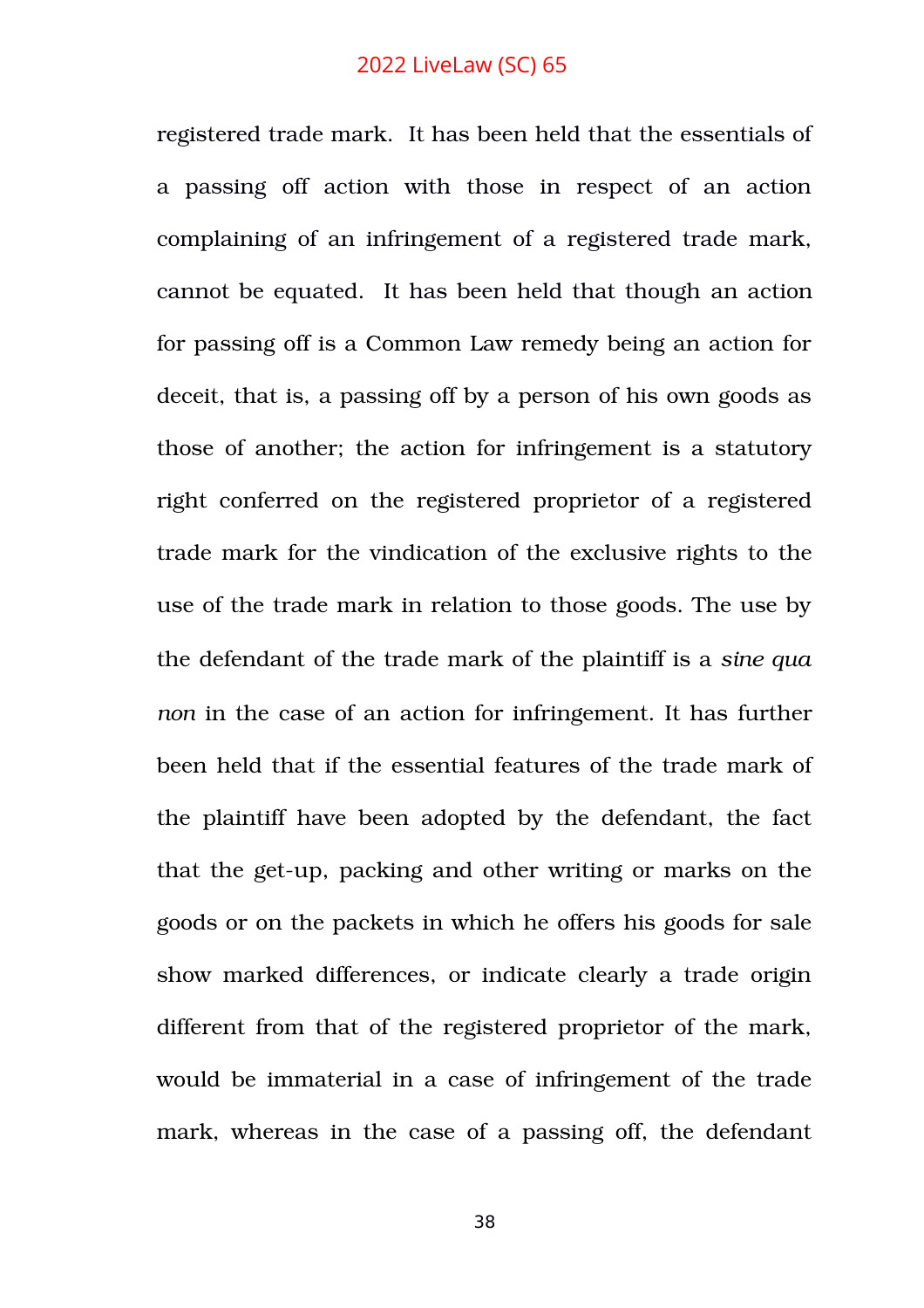registered trade mark. It has been held that the essentials of a passing off action with those in respect of an action complaining of an infringement of a registered trade mark, cannot be equated. It has been held that though an action for passing off is a Common Law remedy being an action for deceit, that is, a passing off by a person of his own goods as those of another; the action for infringement is a statutory right conferred on the registered proprietor of a registered trade mark for the vindication of the exclusive rights to the use of the trade mark in relation to those goods. The use by the defendant of the trade mark of the plaintiff is a *sine qua non* in the case of an action for infringement. It has further been held that if the essential features of the trade mark of the plaintiff have been adopted by the defendant, the fact that the get-up, packing and other writing or marks on the goods or on the packets in which he offers his goods for sale show marked differences, or indicate clearly a trade origin different from that of the registered proprietor of the mark, would be immaterial in a case of infringement of the trade mark, whereas in the case of a passing off, the defendant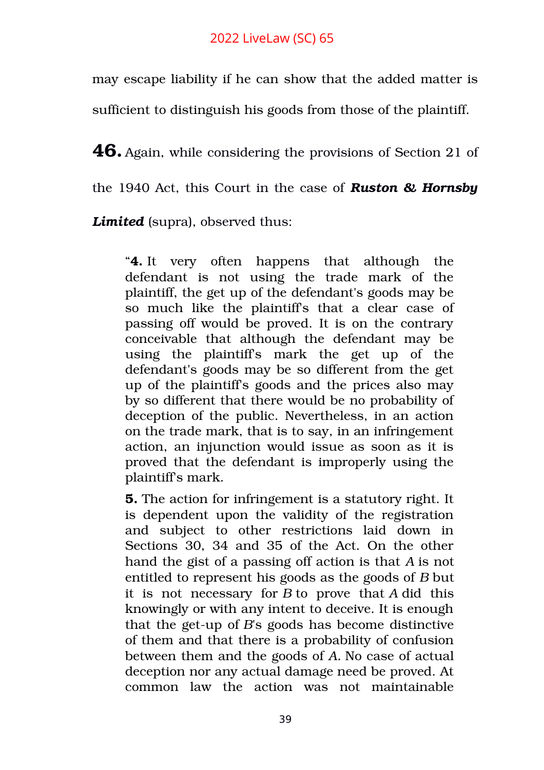may escape liability if he can show that the added matter is sufficient to distinguish his goods from those of the plaintiff.

**46.** Again, while considering the provisions of Section 21 of the 1940 Act, this Court in the case of ***Ruston & Hornsby Limited*** (supra), observed thus:

> "**4.** It very often happens that although the defendant is not using the trade mark of the plaintiff, the get up of the defendant's goods may be so much like the plaintiff's that a clear case of passing off would be proved. It is on the contrary conceivable that although the defendant may be using the plaintiff's mark the get up of the defendant's goods may be so different from the get up of the plaintiff's goods and the prices also may by so different that there would be no probability of deception of the public. Nevertheless, in an action on the trade mark, that is to say, in an infringement action, an injunction would issue as soon as it is proved that the defendant is improperly using the plaintiff's mark.
>
> **5.** The action for infringement is a statutory right. It is dependent upon the validity of the registration and subject to other restrictions laid down in Sections 30, 34 and 35 of the Act. On the other hand the gist of a passing off action is that *A* is not entitled to represent his goods as the goods of *B* but it is not necessary for *B* to prove that *A* did this knowingly or with any intent to deceive. It is enough that the get-up of *B*'s goods has become distinctive of them and that there is a probability of confusion between them and the goods of *A*. No case of actual deception nor any actual damage need be proved. At common law the action was not maintainable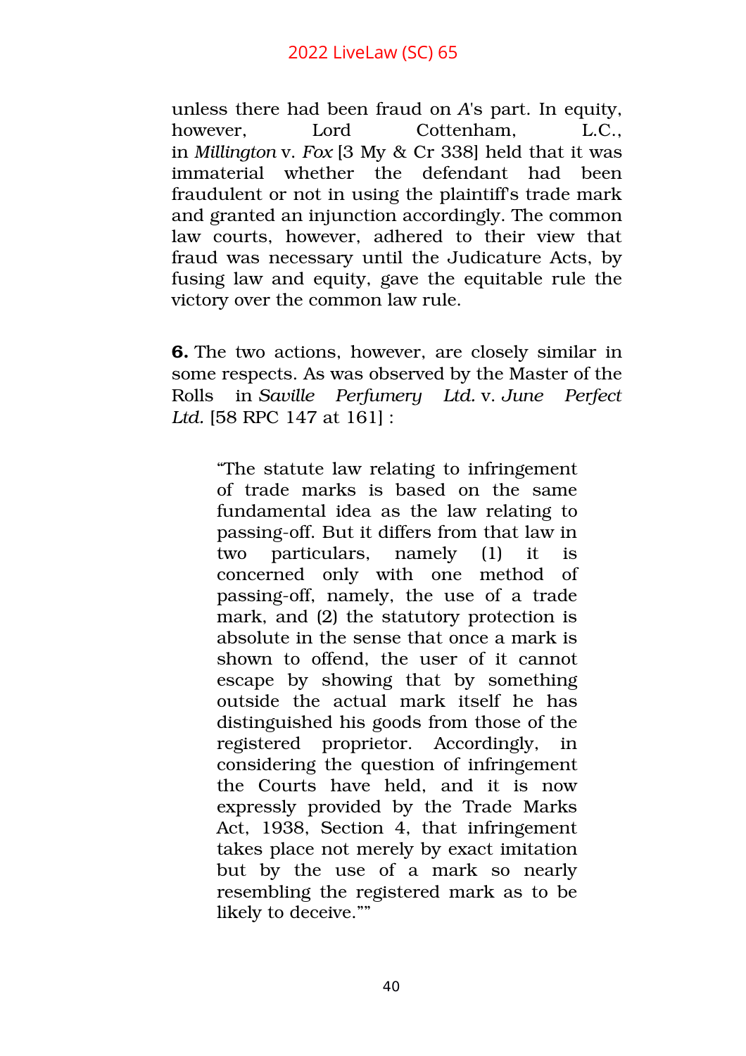unless there had been fraud on *A*'s part. In equity, however, Lord Cottenham, L.C., in *Millington* v. *Fox* [3 My & Cr 338] held that it was immaterial whether the defendant had been fraudulent or not in using the plaintiff's trade mark and granted an injunction accordingly. The common law courts, however, adhered to their view that fraud was necessary until the Judicature Acts, by fusing law and equity, gave the equitable rule the victory over the common law rule.

**6.** The two actions, however, are closely similar in some respects. As was observed by the Master of the Rolls in *Saville Perfumery Ltd.* v. *June Perfect Ltd.* [58 RPC 147 at 161] :

> "The statute law relating to infringement of trade marks is based on the same fundamental idea as the law relating to passing-off. But it differs from that law in two particulars, namely (1) it is concerned only with one method of passing-off, namely, the use of a trade mark, and (2) the statutory protection is absolute in the sense that once a mark is shown to offend, the user of it cannot escape by showing that by something outside the actual mark itself he has distinguished his goods from those of the registered proprietor. Accordingly, in considering the question of infringement the Courts have held, and it is now expressly provided by the Trade Marks Act, 1938, Section 4, that infringement takes place not merely by exact imitation but by the use of a mark so nearly resembling the registered mark as to be likely to deceive.""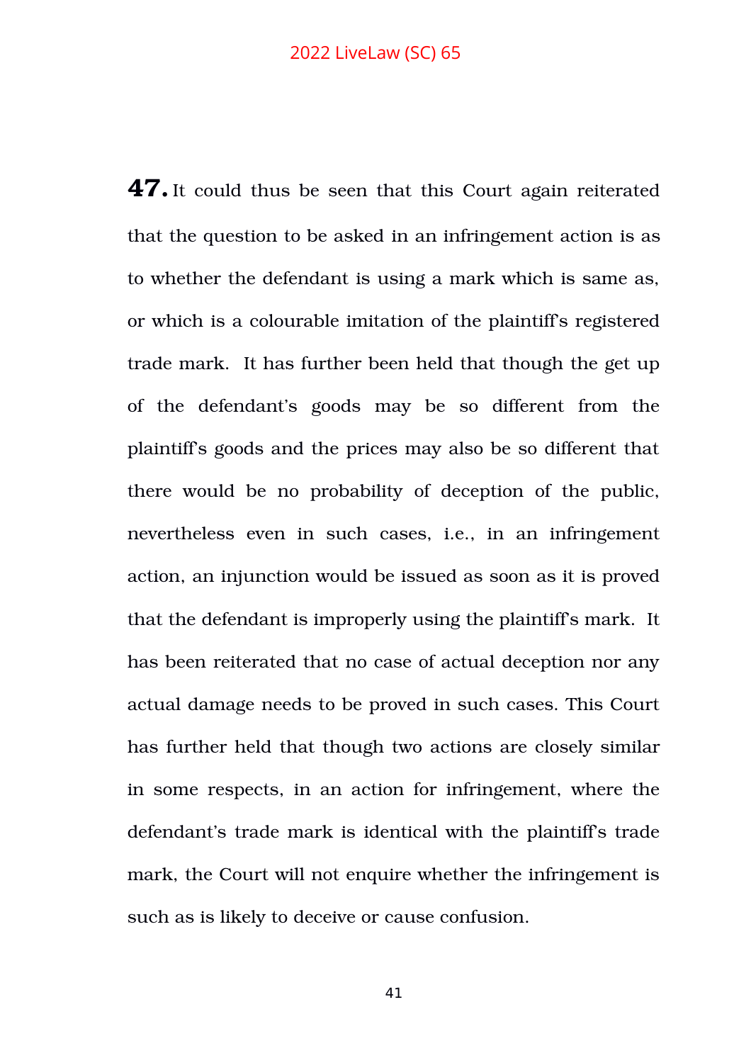**47.** It could thus be seen that this Court again reiterated that the question to be asked in an infringement action is as to whether the defendant is using a mark which is same as, or which is a colourable imitation of the plaintiff's registered trade mark. It has further been held that though the get up of the defendant's goods may be so different from the plaintiff's goods and the prices may also be so different that there would be no probability of deception of the public, nevertheless even in such cases, i.e., in an infringement action, an injunction would be issued as soon as it is proved that the defendant is improperly using the plaintiff's mark. It has been reiterated that no case of actual deception nor any actual damage needs to be proved in such cases. This Court has further held that though two actions are closely similar in some respects, in an action for infringement, where the defendant's trade mark is identical with the plaintiff's trade mark, the Court will not enquire whether the infringement is such as is likely to deceive or cause confusion.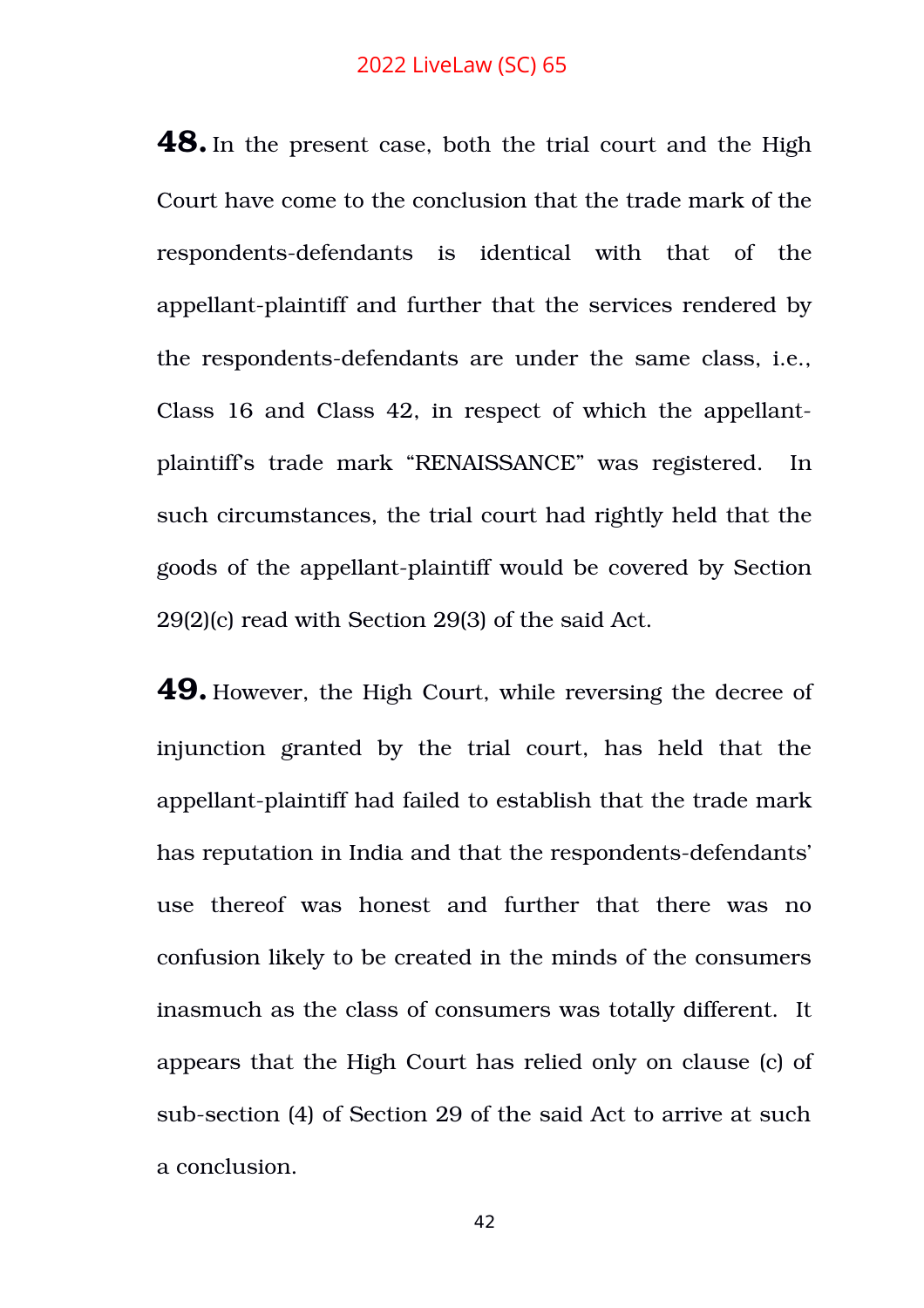**48.** In the present case, both the trial court and the High Court have come to the conclusion that the trade mark of the respondents-defendants is identical with that of the appellant-plaintiff and further that the services rendered by the respondents-defendants are under the same class, i.e., Class 16 and Class 42, in respect of which the appellant-plaintiff's trade mark "RENAISSANCE" was registered. In such circumstances, the trial court had rightly held that the goods of the appellant-plaintiff would be covered by Section 29(2)(c) read with Section 29(3) of the said Act.

**49.** However, the High Court, while reversing the decree of injunction granted by the trial court, has held that the appellant-plaintiff had failed to establish that the trade mark has reputation in India and that the respondents-defendants' use thereof was honest and further that there was no confusion likely to be created in the minds of the consumers inasmuch as the class of consumers was totally different. It appears that the High Court has relied only on clause (c) of sub-section (4) of Section 29 of the said Act to arrive at such a conclusion.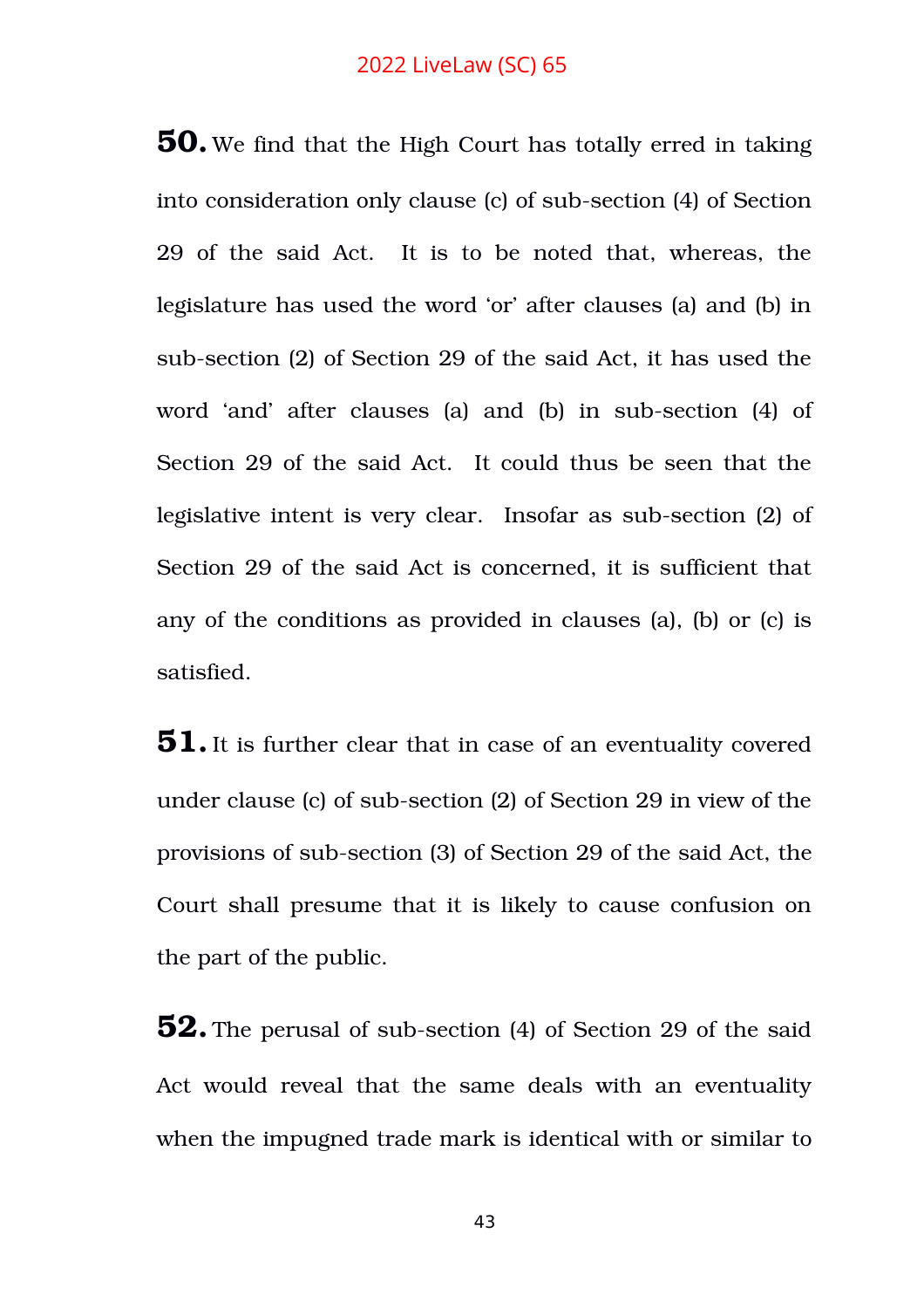**50.** We find that the High Court has totally erred in taking into consideration only clause (c) of sub-section (4) of Section 29 of the said Act. It is to be noted that, whereas, the legislature has used the word 'or' after clauses (a) and (b) in sub-section (2) of Section 29 of the said Act, it has used the word 'and' after clauses (a) and (b) in sub-section (4) of Section 29 of the said Act. It could thus be seen that the legislative intent is very clear. Insofar as sub-section (2) of Section 29 of the said Act is concerned, it is sufficient that any of the conditions as provided in clauses (a), (b) or (c) is satisfied.

**51.** It is further clear that in case of an eventuality covered under clause (c) of sub-section (2) of Section 29 in view of the provisions of sub-section (3) of Section 29 of the said Act, the Court shall presume that it is likely to cause confusion on the part of the public.

**52.** The perusal of sub-section (4) of Section 29 of the said Act would reveal that the same deals with an eventuality when the impugned trade mark is identical with or similar to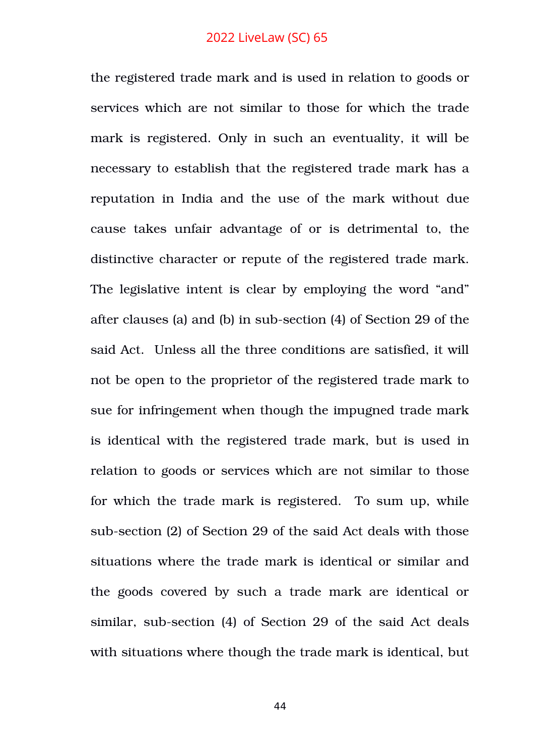the registered trade mark and is used in relation to goods or services which are not similar to those for which the trade mark is registered. Only in such an eventuality, it will be necessary to establish that the registered trade mark has a reputation in India and the use of the mark without due cause takes unfair advantage of or is detrimental to, the distinctive character or repute of the registered trade mark. The legislative intent is clear by employing the word "and" after clauses (a) and (b) in sub-section (4) of Section 29 of the said Act. Unless all the three conditions are satisfied, it will not be open to the proprietor of the registered trade mark to sue for infringement when though the impugned trade mark is identical with the registered trade mark, but is used in relation to goods or services which are not similar to those for which the trade mark is registered. To sum up, while sub-section (2) of Section 29 of the said Act deals with those situations where the trade mark is identical or similar and the goods covered by such a trade mark are identical or similar, sub-section (4) of Section 29 of the said Act deals with situations where though the trade mark is identical, but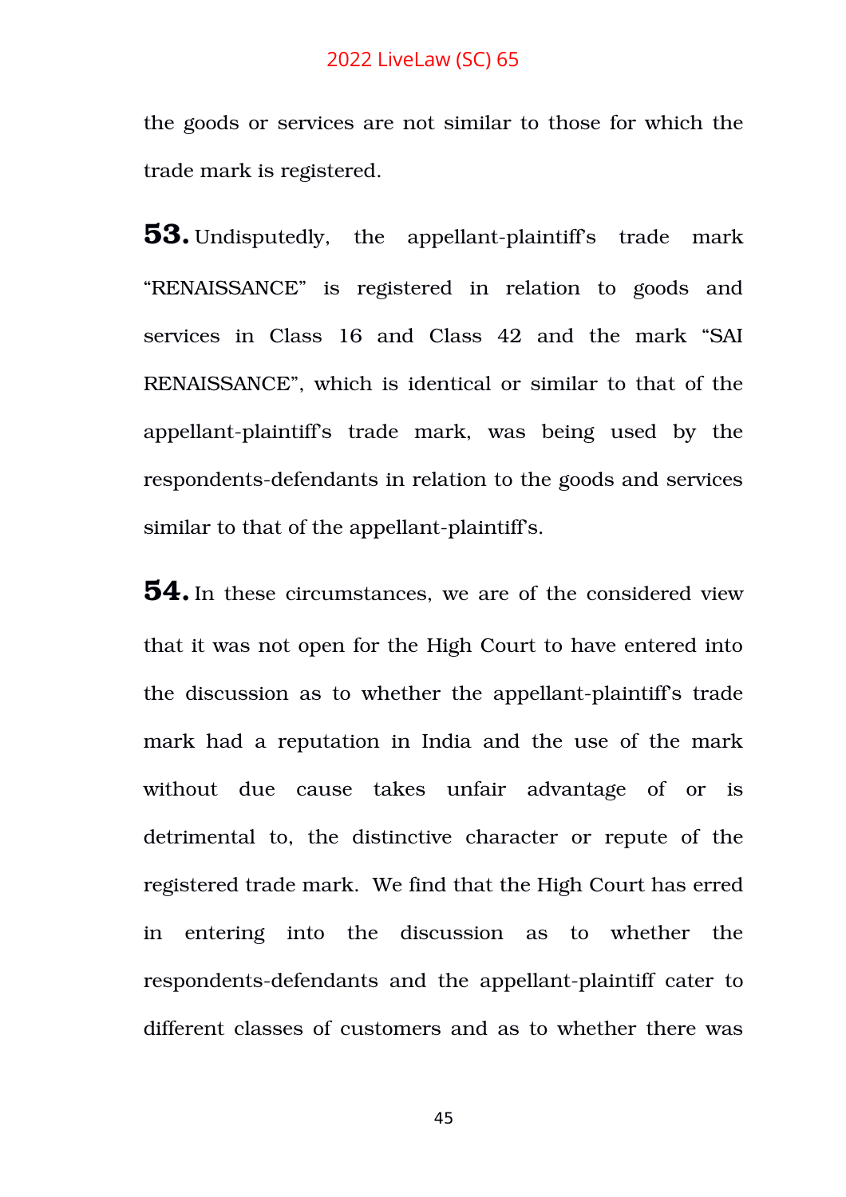the goods or services are not similar to those for which the trade mark is registered.

**53.** Undisputedly, the appellant-plaintiff's trade mark "RENAISSANCE" is registered in relation to goods and services in Class 16 and Class 42 and the mark "SAI RENAISSANCE", which is identical or similar to that of the appellant-plaintiff's trade mark, was being used by the respondents-defendants in relation to the goods and services similar to that of the appellant-plaintiff's.

**54.** In these circumstances, we are of the considered view that it was not open for the High Court to have entered into the discussion as to whether the appellant-plaintiff's trade mark had a reputation in India and the use of the mark without due cause takes unfair advantage of or is detrimental to, the distinctive character or repute of the registered trade mark. We find that the High Court has erred in entering into the discussion as to whether the respondents-defendants and the appellant-plaintiff cater to different classes of customers and as to whether there was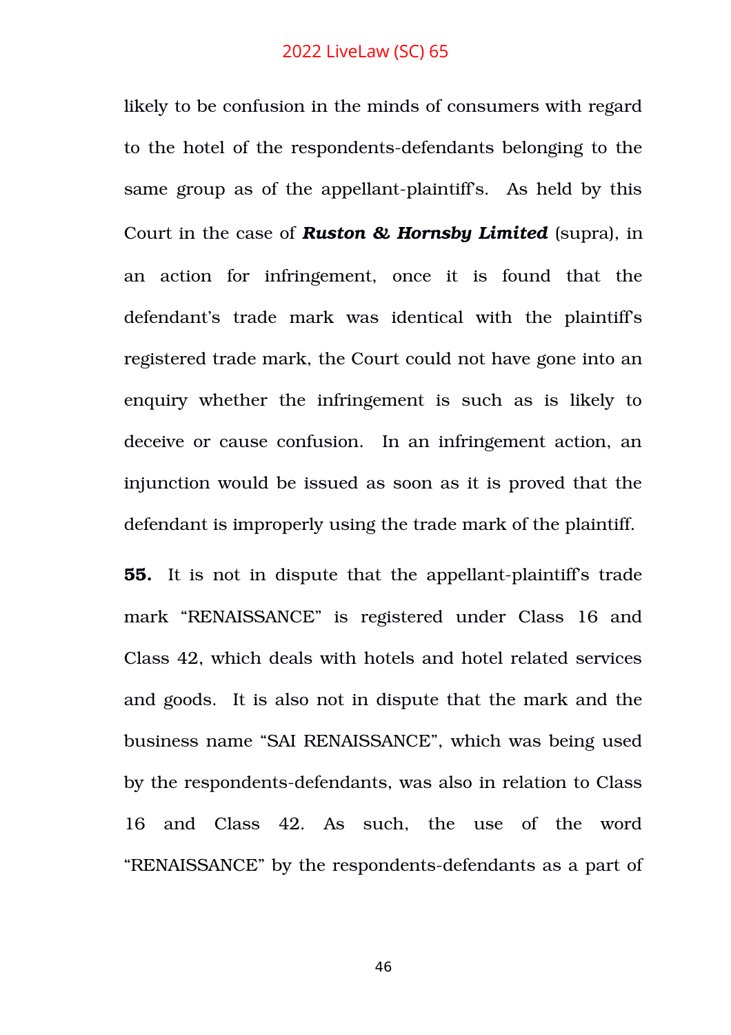likely to be confusion in the minds of consumers with regard to the hotel of the respondents-defendants belonging to the same group as of the appellant-plaintiff's. As held by this Court in the case of ***Ruston & Hornsby Limited*** (supra), in an action for infringement, once it is found that the defendant's trade mark was identical with the plaintiff's registered trade mark, the Court could not have gone into an enquiry whether the infringement is such as is likely to deceive or cause confusion. In an infringement action, an injunction would be issued as soon as it is proved that the defendant is improperly using the trade mark of the plaintiff.

**55.** It is not in dispute that the appellant-plaintiff's trade mark "RENAISSANCE" is registered under Class 16 and Class 42, which deals with hotels and hotel related services and goods. It is also not in dispute that the mark and the business name "SAI RENAISSANCE", which was being used by the respondents-defendants, was also in relation to Class 16 and Class 42. As such, the use of the word "RENAISSANCE" by the respondents-defendants as a part of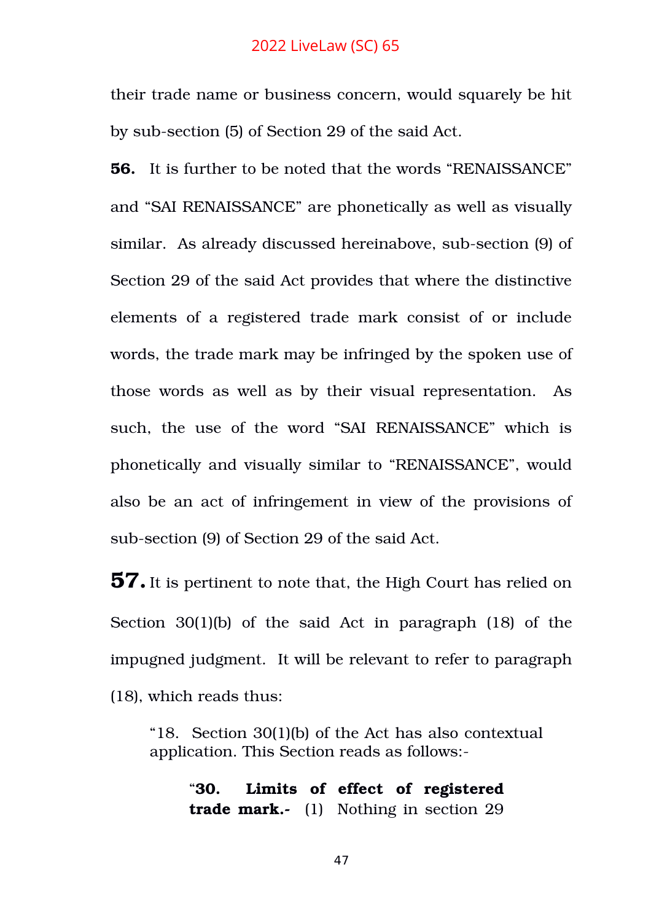their trade name or business concern, would squarely be hit by sub-section (5) of Section 29 of the said Act.

**56.** It is further to be noted that the words "RENAISSANCE" and "SAI RENAISSANCE" are phonetically as well as visually similar. As already discussed hereinabove, sub-section (9) of Section 29 of the said Act provides that where the distinctive elements of a registered trade mark consist of or include words, the trade mark may be infringed by the spoken use of those words as well as by their visual representation. As such, the use of the word "SAI RENAISSANCE" which is phonetically and visually similar to "RENAISSANCE", would also be an act of infringement in view of the provisions of sub-section (9) of Section 29 of the said Act.

**57.** It is pertinent to note that, the High Court has relied on Section 30(1)(b) of the said Act in paragraph (18) of the impugned judgment. It will be relevant to refer to paragraph (18), which reads thus:

> "18. Section 30(1)(b) of the Act has also contextual application. This Section reads as follows:-
>
> > "**30. Limits of effect of registered trade mark.-** (1) Nothing in section 29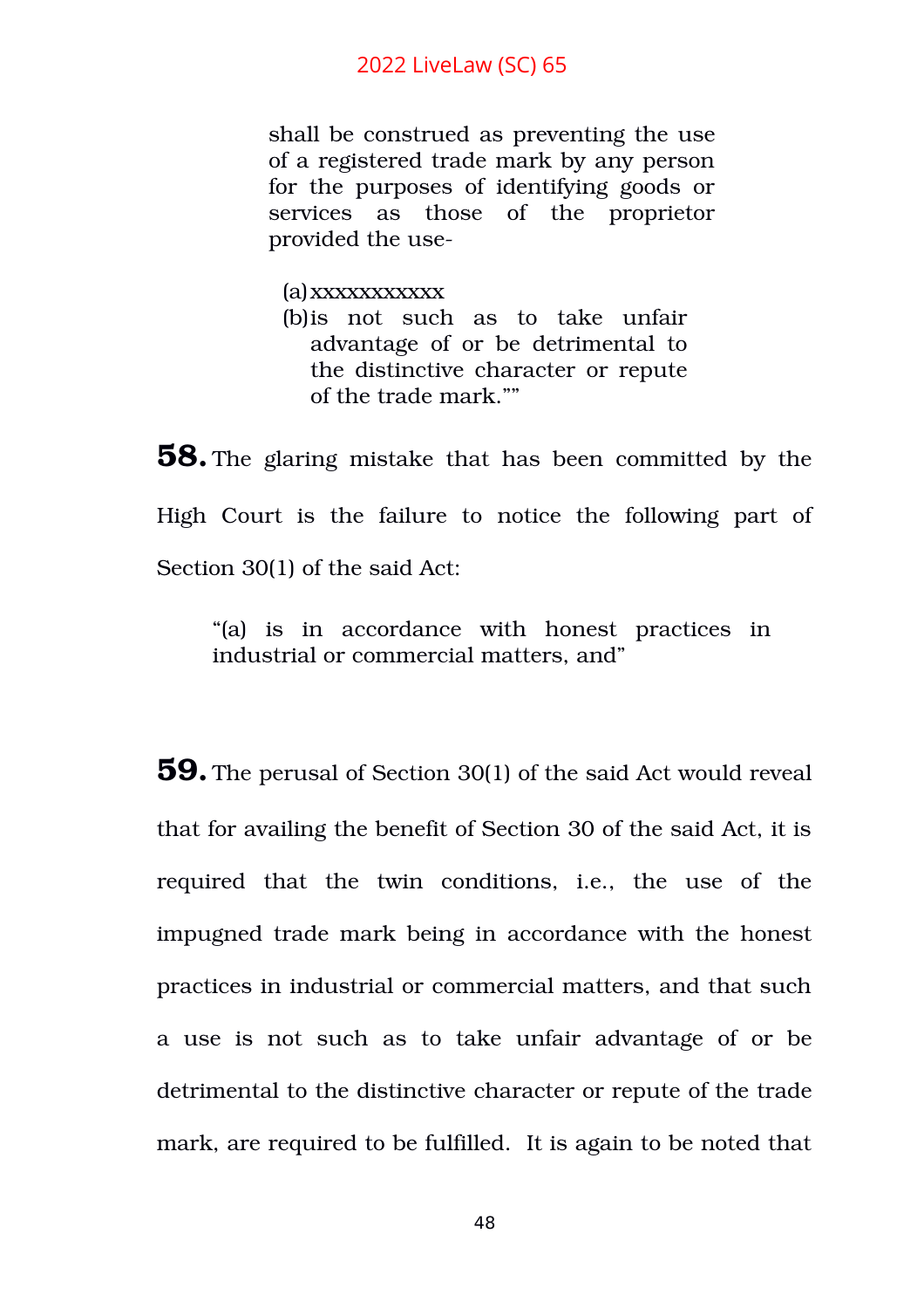> shall be construed as preventing the use of a registered trade mark by any person for the purposes of identifying goods or services as those of the proprietor provided the use-
>
> (a) xxxxxxxxxxxx
> (b) is not such as to take unfair advantage of or be detrimental to the distinctive character or repute of the trade mark.""

**58.** The glaring mistake that has been committed by the High Court is the failure to notice the following part of Section 30(1) of the said Act:

> "(a) is in accordance with honest practices in industrial or commercial matters, and"

**59.** The perusal of Section 30(1) of the said Act would reveal that for availing the benefit of Section 30 of the said Act, it is required that the twin conditions, i.e., the use of the impugned trade mark being in accordance with the honest practices in industrial or commercial matters, and that such a use is not such as to take unfair advantage of or be detrimental to the distinctive character or repute of the trade mark, are required to be fulfilled. It is again to be noted that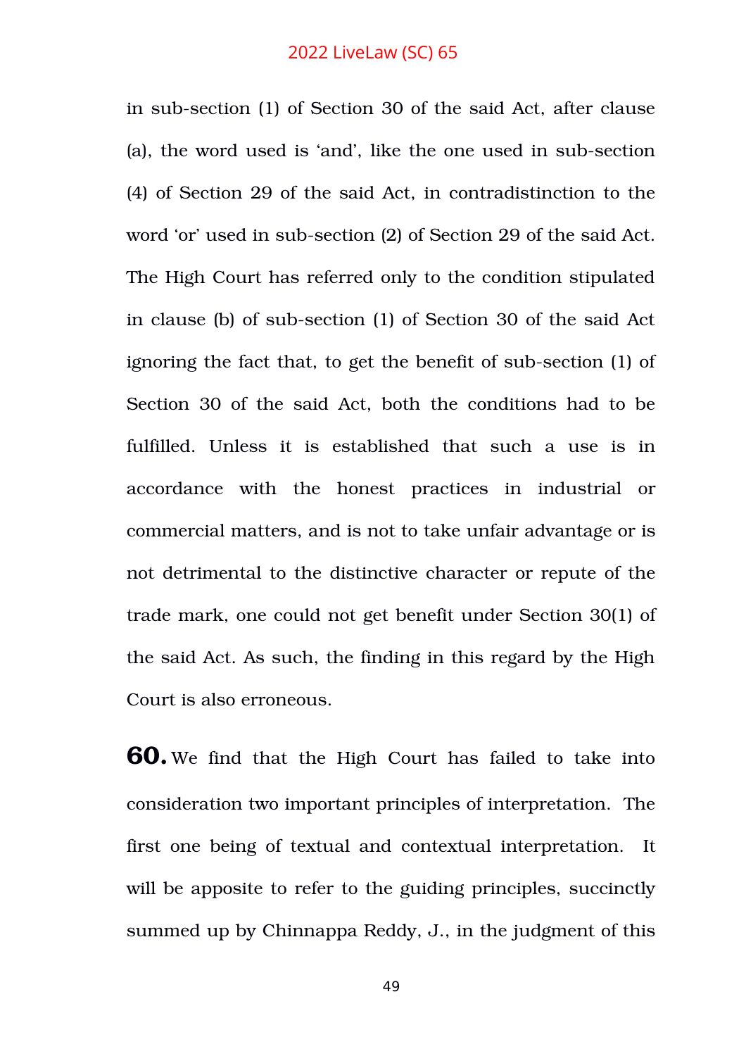in sub-section (1) of Section 30 of the said Act, after clause (a), the word used is 'and', like the one used in sub-section (4) of Section 29 of the said Act, in contradistinction to the word 'or' used in sub-section (2) of Section 29 of the said Act. The High Court has referred only to the condition stipulated in clause (b) of sub-section (1) of Section 30 of the said Act ignoring the fact that, to get the benefit of sub-section (1) of Section 30 of the said Act, both the conditions had to be fulfilled. Unless it is established that such a use is in accordance with the honest practices in industrial or commercial matters, and is not to take unfair advantage or is not detrimental to the distinctive character or repute of the trade mark, one could not get benefit under Section 30(1) of the said Act. As such, the finding in this regard by the High Court is also erroneous.

**60.** We find that the High Court has failed to take into consideration two important principles of interpretation. The first one being of textual and contextual interpretation. It will be apposite to refer to the guiding principles, succinctly summed up by Chinnappa Reddy, J., in the judgment of this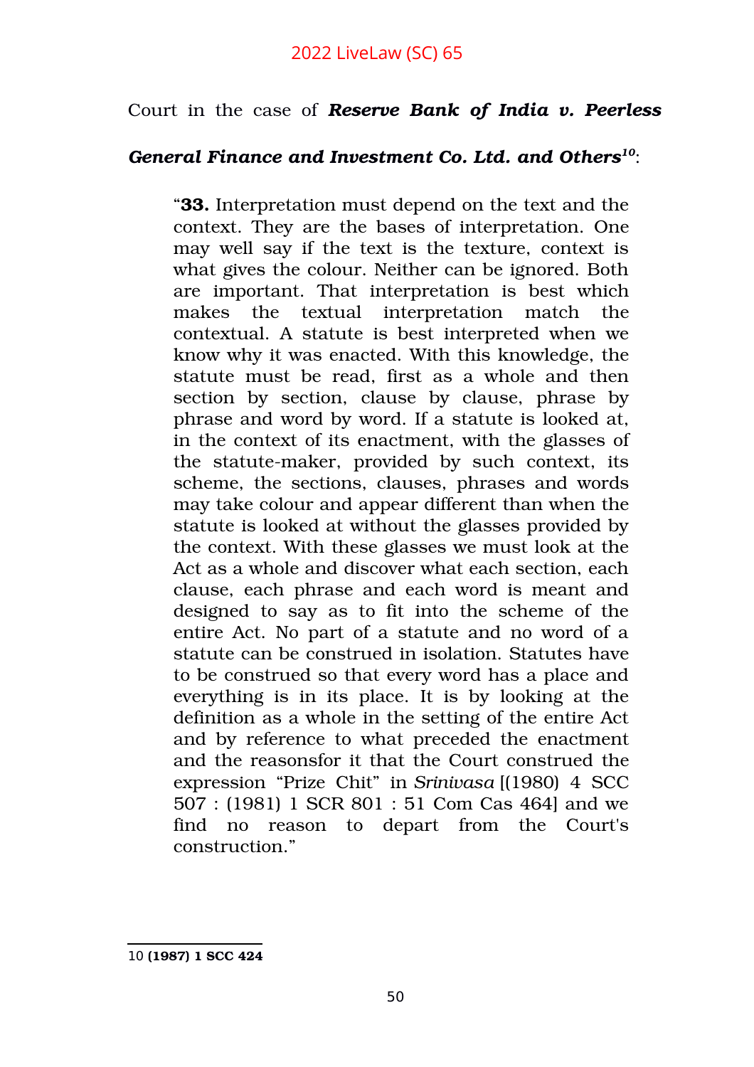Court in the case of ***Reserve Bank of India v. Peerless General Finance and Investment Co. Ltd. and Others***[10]:

> "**33.** Interpretation must depend on the text and the context. They are the bases of interpretation. One may well say if the text is the texture, context is what gives the colour. Neither can be ignored. Both are important. That interpretation is best which makes the textual interpretation match the contextual. A statute is best interpreted when we know why it was enacted. With this knowledge, the statute must be read, first as a whole and then section by section, clause by clause, phrase by phrase and word by word. If a statute is looked at, in the context of its enactment, with the glasses of the statute-maker, provided by such context, its scheme, the sections, clauses, phrases and words may take colour and appear different than when the statute is looked at without the glasses provided by the context. With these glasses we must look at the Act as a whole and discover what each section, each clause, each phrase and each word is meant and designed to say as to fit into the scheme of the entire Act. No part of a statute and no word of a statute can be construed in isolation. Statutes have to be construed so that every word has a place and everything is in its place. It is by looking at the definition as a whole in the setting of the entire Act and by reference to what preceded the enactment and the reasonsfor it that the Court construed the expression "Prize Chit" in *Srinivasa* [(1980) 4 SCC 507 : (1981) 1 SCR 801 : 51 Com Cas 464] and we find no reason to depart from the Court's construction."

---

10 **(1987) 1 SCC 424**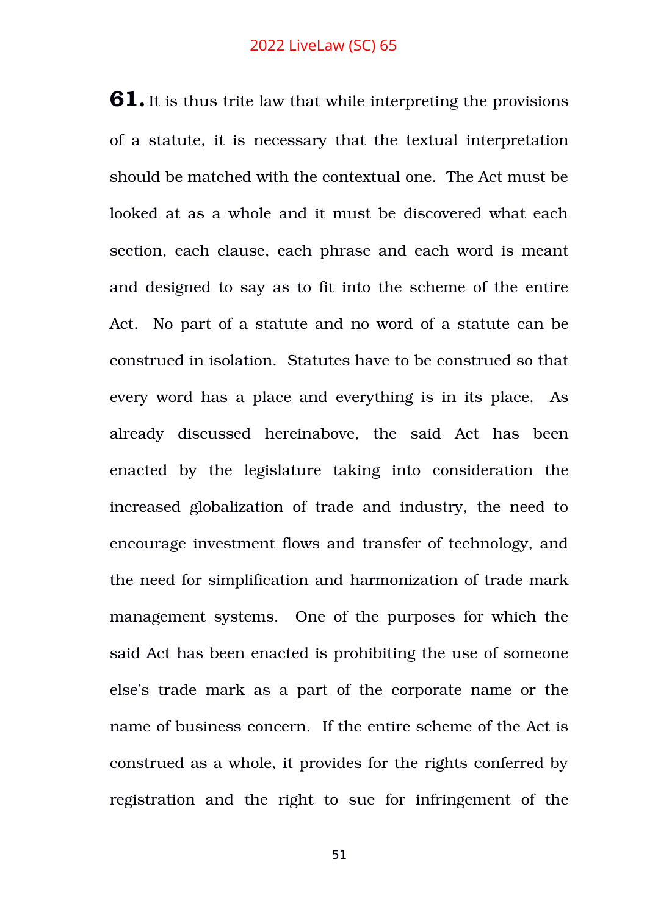**61.** It is thus trite law that while interpreting the provisions of a statute, it is necessary that the textual interpretation should be matched with the contextual one. The Act must be looked at as a whole and it must be discovered what each section, each clause, each phrase and each word is meant and designed to say as to fit into the scheme of the entire Act. No part of a statute and no word of a statute can be construed in isolation. Statutes have to be construed so that every word has a place and everything is in its place. As already discussed hereinabove, the said Act has been enacted by the legislature taking into consideration the increased globalization of trade and industry, the need to encourage investment flows and transfer of technology, and the need for simplification and harmonization of trade mark management systems. One of the purposes for which the said Act has been enacted is prohibiting the use of someone else's trade mark as a part of the corporate name or the name of business concern. If the entire scheme of the Act is construed as a whole, it provides for the rights conferred by registration and the right to sue for infringement of the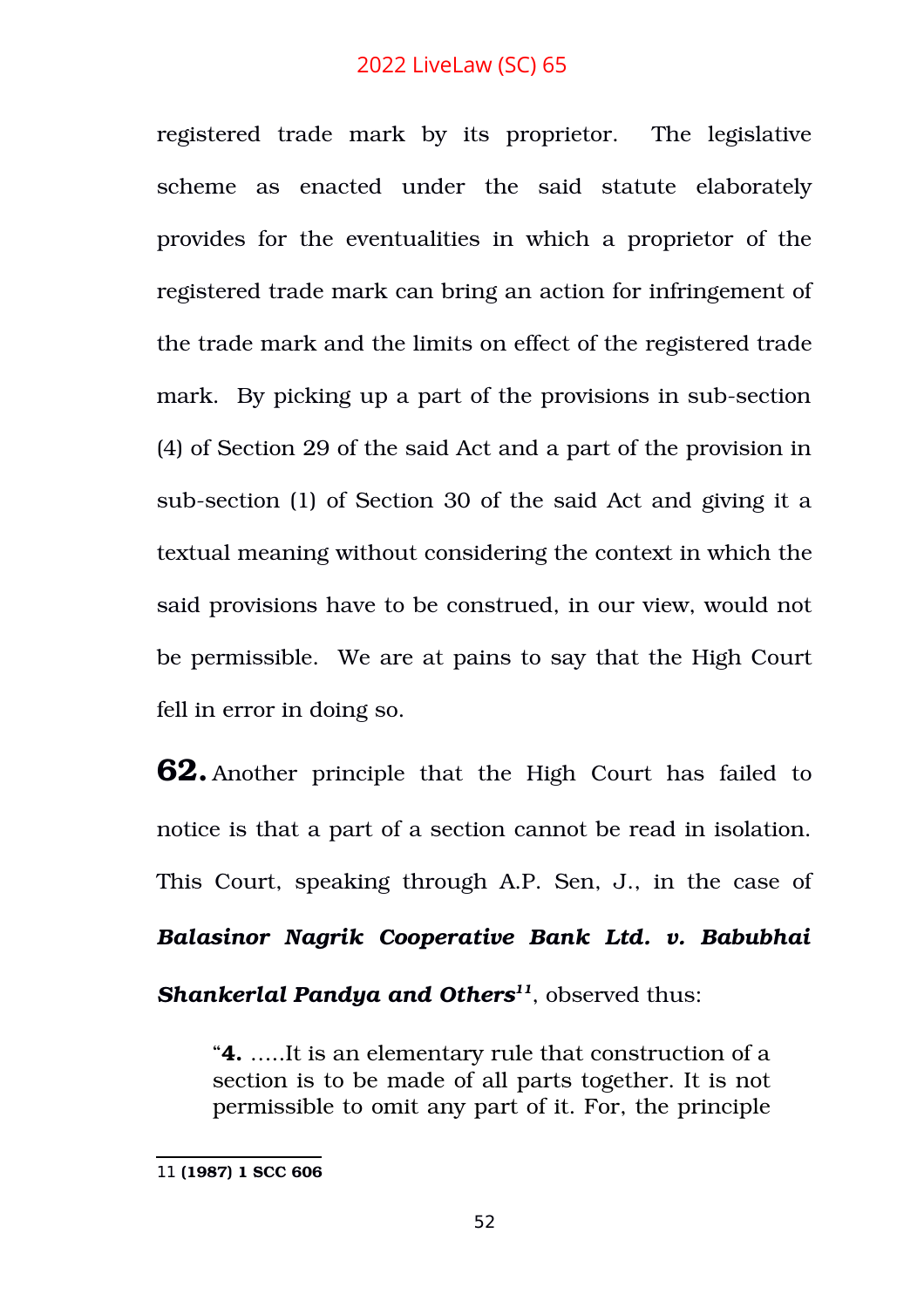registered trade mark by its proprietor. The legislative scheme as enacted under the said statute elaborately provides for the eventualities in which a proprietor of the registered trade mark can bring an action for infringement of the trade mark and the limits on effect of the registered trade mark. By picking up a part of the provisions in sub-section (4) of Section 29 of the said Act and a part of the provision in sub-section (1) of Section 30 of the said Act and giving it a textual meaning without considering the context in which the said provisions have to be construed, in our view, would not be permissible. We are at pains to say that the High Court fell in error in doing so.

**62.** Another principle that the High Court has failed to notice is that a part of a section cannot be read in isolation. This Court, speaking through A.P. Sen, J., in the case of ***Balasinor Nagrik Cooperative Bank Ltd. v. Babubhai Shankerlal Pandya and Others***[11], observed thus:

> "**4.** .....It is an elementary rule that construction of a section is to be made of all parts together. It is not permissible to omit any part of it. For, the principle

---

11 **(1987) 1 SCC 606**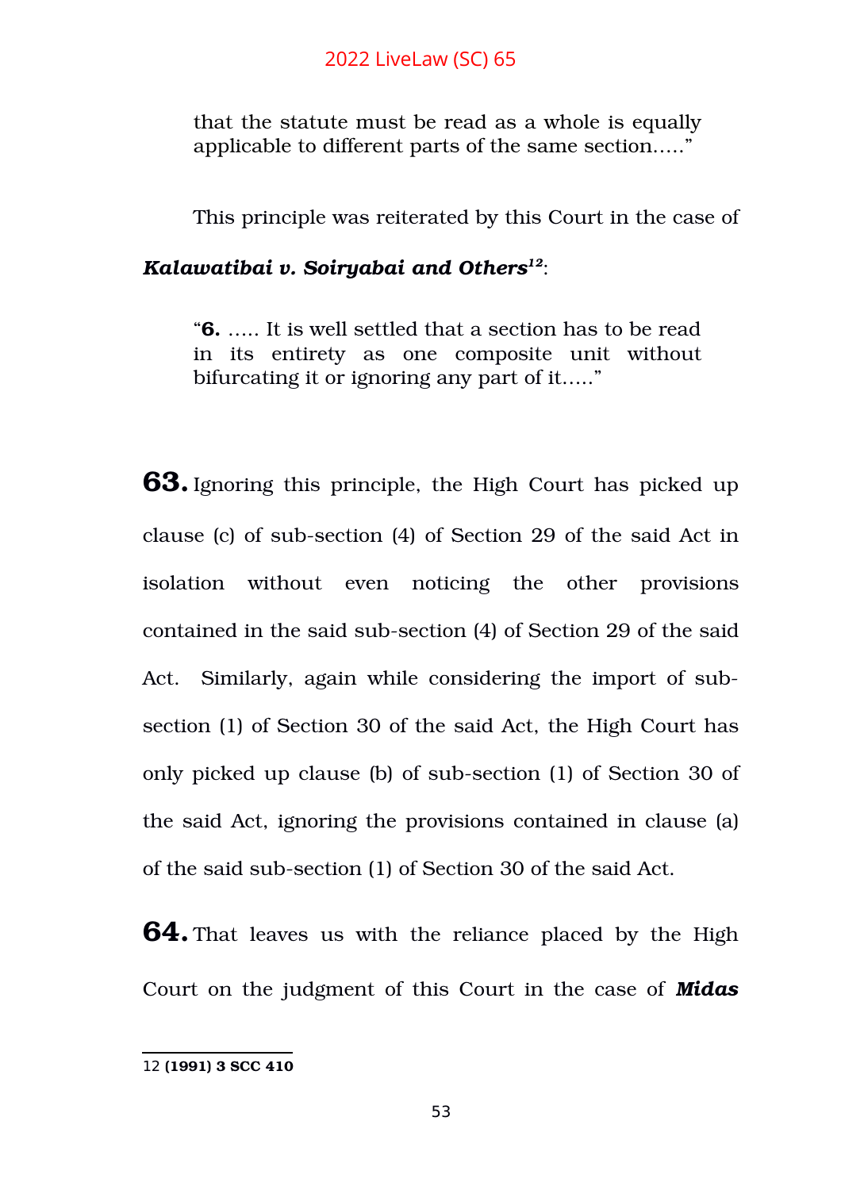that the statute must be read as a whole is equally applicable to different parts of the same section….."

This principle was reiterated by this Court in the case of ***Kalawatibai v. Soiryabai and Others***[12]:

> "**6.** ….. It is well settled that a section has to be read in its entirety as one composite unit without bifurcating it or ignoring any part of it….."

**63.** Ignoring this principle, the High Court has picked up clause (c) of sub-section (4) of Section 29 of the said Act in isolation without even noticing the other provisions contained in the said sub-section (4) of Section 29 of the said Act. Similarly, again while considering the import of sub-section (1) of Section 30 of the said Act, the High Court has only picked up clause (b) of sub-section (1) of Section 30 of the said Act, ignoring the provisions contained in clause (a) of the said sub-section (1) of Section 30 of the said Act.

**64.** That leaves us with the reliance placed by the High Court on the judgment of this Court in the case of ***Midas***

---

12 **(1991) 3 SCC 410**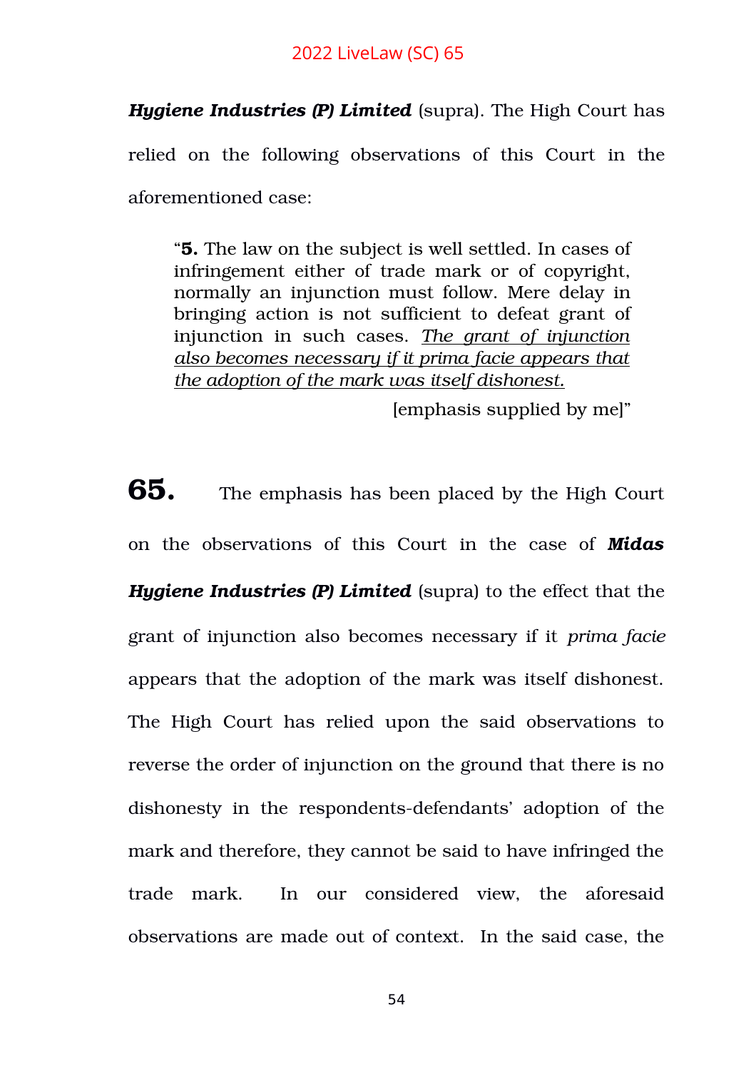***Hygiene Industries (P) Limited*** (supra). The High Court has relied on the following observations of this Court in the aforementioned case:

> "**5.** The law on the subject is well settled. In cases of infringement either of trade mark or of copyright, normally an injunction must follow. Mere delay in bringing action is not sufficient to defeat grant of injunction in such cases. <u>*The grant of injunction also becomes necessary if it prima facie appears that the adoption of the mark was itself dishonest.*</u>
>
> [emphasis supplied by me]"

**65.** The emphasis has been placed by the High Court on the observations of this Court in the case of ***Midas Hygiene Industries (P) Limited*** (supra) to the effect that the grant of injunction also becomes necessary if it *prima facie* appears that the adoption of the mark was itself dishonest. The High Court has relied upon the said observations to reverse the order of injunction on the ground that there is no dishonesty in the respondents-defendants' adoption of the mark and therefore, they cannot be said to have infringed the trade mark. In our considered view, the aforesaid observations are made out of context. In the said case, the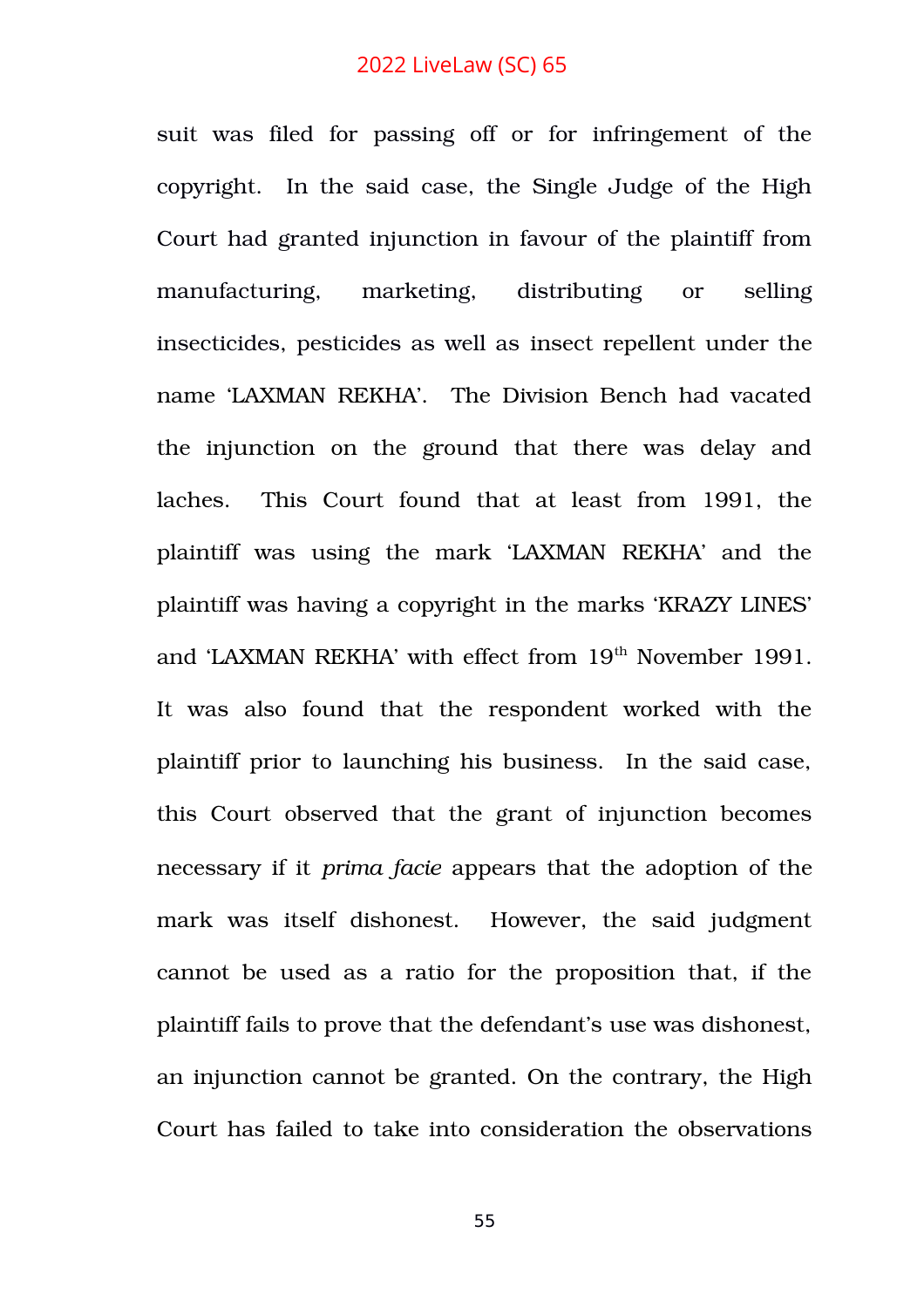suit was filed for passing off or for infringement of the copyright. In the said case, the Single Judge of the High Court had granted injunction in favour of the plaintiff from manufacturing, marketing, distributing or selling insecticides, pesticides as well as insect repellent under the name 'LAXMAN REKHA'. The Division Bench had vacated the injunction on the ground that there was delay and laches. This Court found that at least from 1991, the plaintiff was using the mark 'LAXMAN REKHA' and the plaintiff was having a copyright in the marks 'KRAZY LINES' and 'LAXMAN REKHA' with effect from 19th November 1991. It was also found that the respondent worked with the plaintiff prior to launching his business. In the said case, this Court observed that the grant of injunction becomes necessary if it *prima facie* appears that the adoption of the mark was itself dishonest. However, the said judgment cannot be used as a ratio for the proposition that, if the plaintiff fails to prove that the defendant's use was dishonest, an injunction cannot be granted. On the contrary, the High Court has failed to take into consideration the observations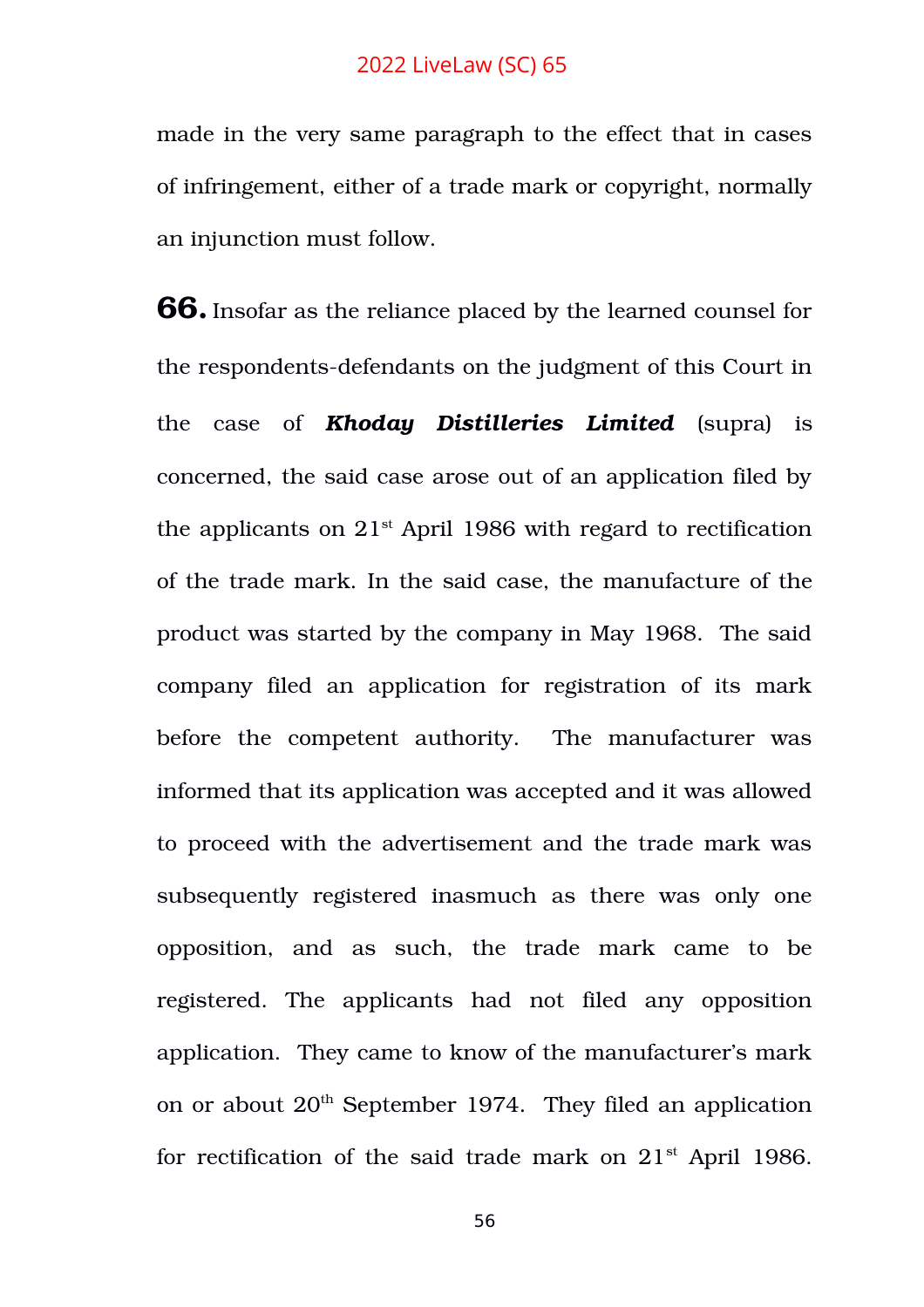made in the very same paragraph to the effect that in cases of infringement, either of a trade mark or copyright, normally an injunction must follow.

**66.** Insofar as the reliance placed by the learned counsel for the respondents-defendants on the judgment of this Court in the case of ***Khoday Distilleries Limited*** (supra) is concerned, the said case arose out of an application filed by the applicants on 21st April 1986 with regard to rectification of the trade mark. In the said case, the manufacture of the product was started by the company in May 1968. The said company filed an application for registration of its mark before the competent authority. The manufacturer was informed that its application was accepted and it was allowed to proceed with the advertisement and the trade mark was subsequently registered inasmuch as there was only one opposition, and as such, the trade mark came to be registered. The applicants had not filed any opposition application. They came to know of the manufacturer's mark on or about 20th September 1974. They filed an application for rectification of the said trade mark on 21st April 1986.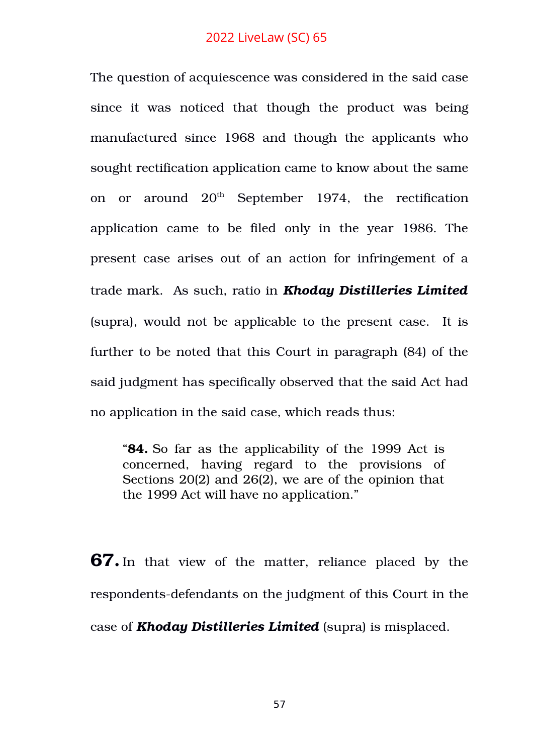The question of acquiescence was considered in the said case since it was noticed that though the product was being manufactured since 1968 and though the applicants who sought rectification application came to know about the same on or around 20th September 1974, the rectification application came to be filed only in the year 1986. The present case arises out of an action for infringement of a trade mark. As such, ratio in ***Khoday Distilleries Limited*** (supra), would not be applicable to the present case. It is further to be noted that this Court in paragraph (84) of the said judgment has specifically observed that the said Act had no application in the said case, which reads thus:

> "**84.** So far as the applicability of the 1999 Act is concerned, having regard to the provisions of Sections 20(2) and 26(2), we are of the opinion that the 1999 Act will have no application."

**67.** In that view of the matter, reliance placed by the respondents-defendants on the judgment of this Court in the case of ***Khoday Distilleries Limited*** (supra) is misplaced.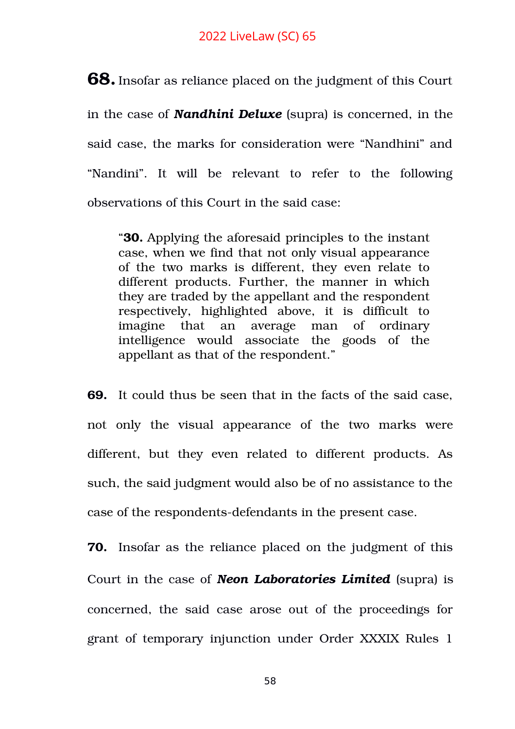**68.** Insofar as reliance placed on the judgment of this Court in the case of ***Nandhini Deluxe*** (supra) is concerned, in the said case, the marks for consideration were "Nandhini" and "Nandini". It will be relevant to refer to the following observations of this Court in the said case:

> "**30.** Applying the aforesaid principles to the instant case, when we find that not only visual appearance of the two marks is different, they even relate to different products. Further, the manner in which they are traded by the appellant and the respondent respectively, highlighted above, it is difficult to imagine that an average man of ordinary intelligence would associate the goods of the appellant as that of the respondent."

**69.** It could thus be seen that in the facts of the said case, not only the visual appearance of the two marks were different, but they even related to different products. As such, the said judgment would also be of no assistance to the case of the respondents-defendants in the present case.

**70.** Insofar as the reliance placed on the judgment of this Court in the case of ***Neon Laboratories Limited*** (supra) is concerned, the said case arose out of the proceedings for grant of temporary injunction under Order XXXIX Rules 1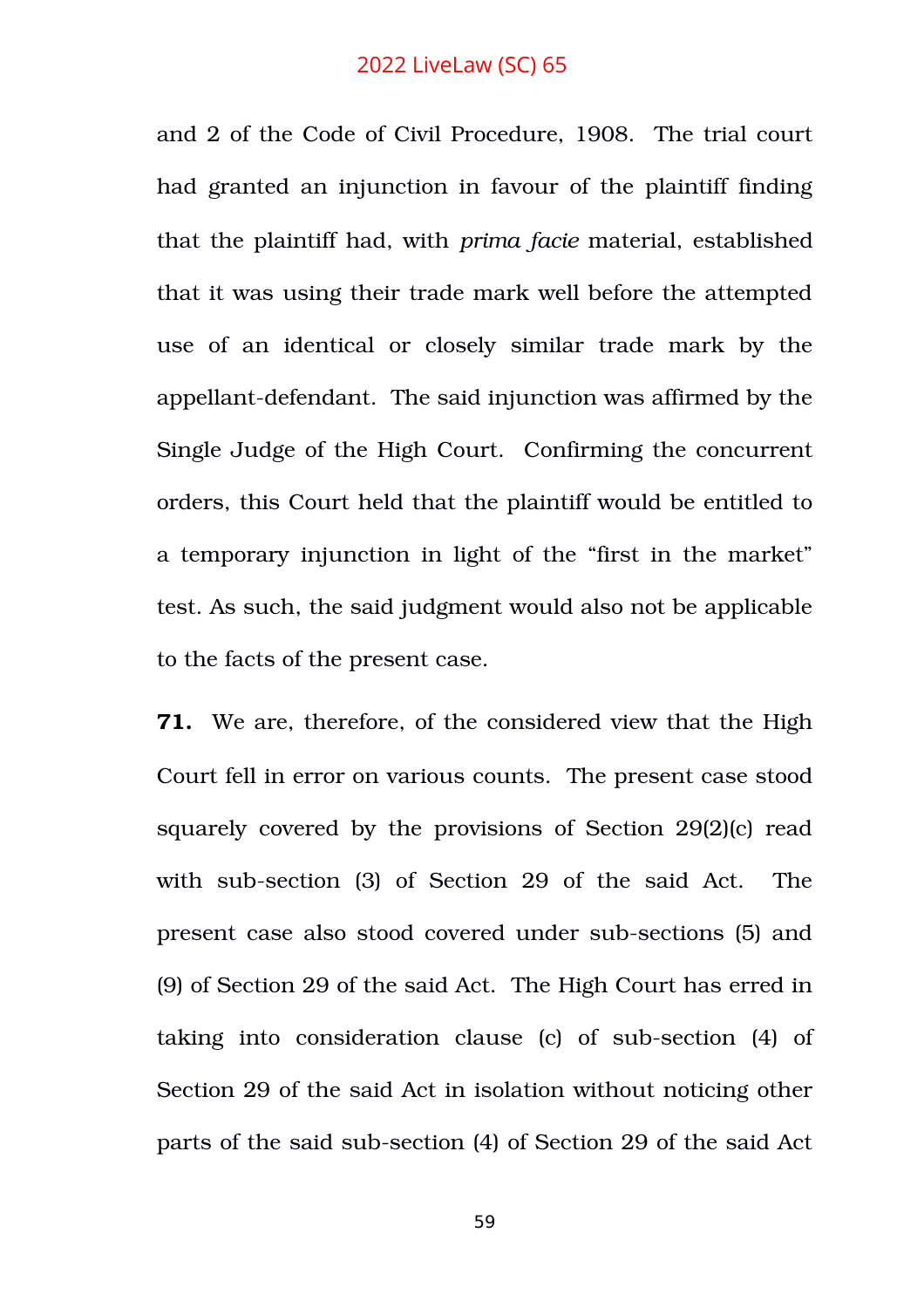and 2 of the Code of Civil Procedure, 1908. The trial court had granted an injunction in favour of the plaintiff finding that the plaintiff had, with *prima facie* material, established that it was using their trade mark well before the attempted use of an identical or closely similar trade mark by the appellant-defendant. The said injunction was affirmed by the Single Judge of the High Court. Confirming the concurrent orders, this Court held that the plaintiff would be entitled to a temporary injunction in light of the "first in the market" test. As such, the said judgment would also not be applicable to the facts of the present case.

**71.** We are, therefore, of the considered view that the High Court fell in error on various counts. The present case stood squarely covered by the provisions of Section 29(2)(c) read with sub-section (3) of Section 29 of the said Act. The present case also stood covered under sub-sections (5) and (9) of Section 29 of the said Act. The High Court has erred in taking into consideration clause (c) of sub-section (4) of Section 29 of the said Act in isolation without noticing other parts of the said sub-section (4) of Section 29 of the said Act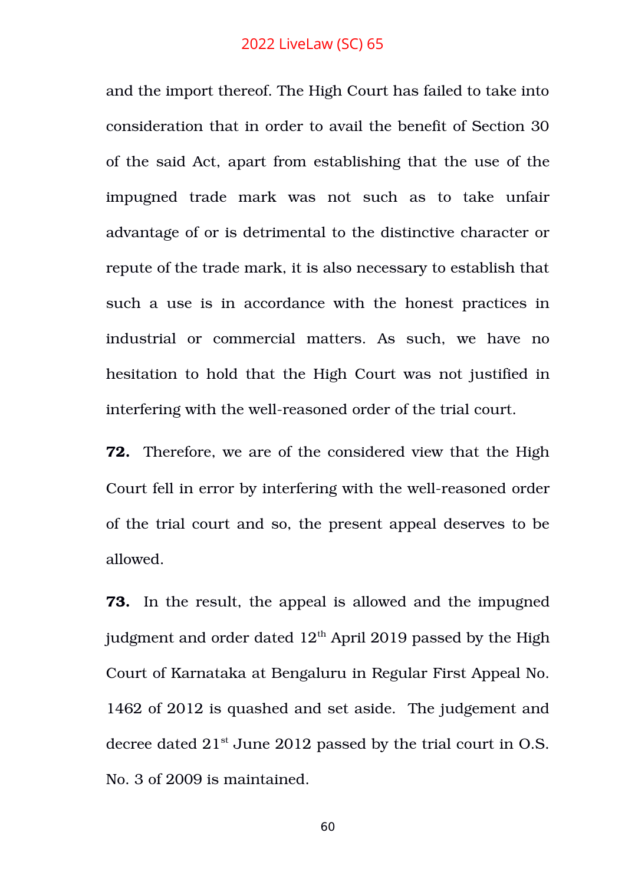and the import thereof. The High Court has failed to take into consideration that in order to avail the benefit of Section 30 of the said Act, apart from establishing that the use of the impugned trade mark was not such as to take unfair advantage of or is detrimental to the distinctive character or repute of the trade mark, it is also necessary to establish that such a use is in accordance with the honest practices in industrial or commercial matters. As such, we have no hesitation to hold that the High Court was not justified in interfering with the well-reasoned order of the trial court.

**72.** Therefore, we are of the considered view that the High Court fell in error by interfering with the well-reasoned order of the trial court and so, the present appeal deserves to be allowed.

**73.** In the result, the appeal is allowed and the impugned judgment and order dated 12th April 2019 passed by the High Court of Karnataka at Bengaluru in Regular First Appeal No. 1462 of 2012 is quashed and set aside. The judgement and decree dated 21st June 2012 passed by the trial court in O.S. No. 3 of 2009 is maintained.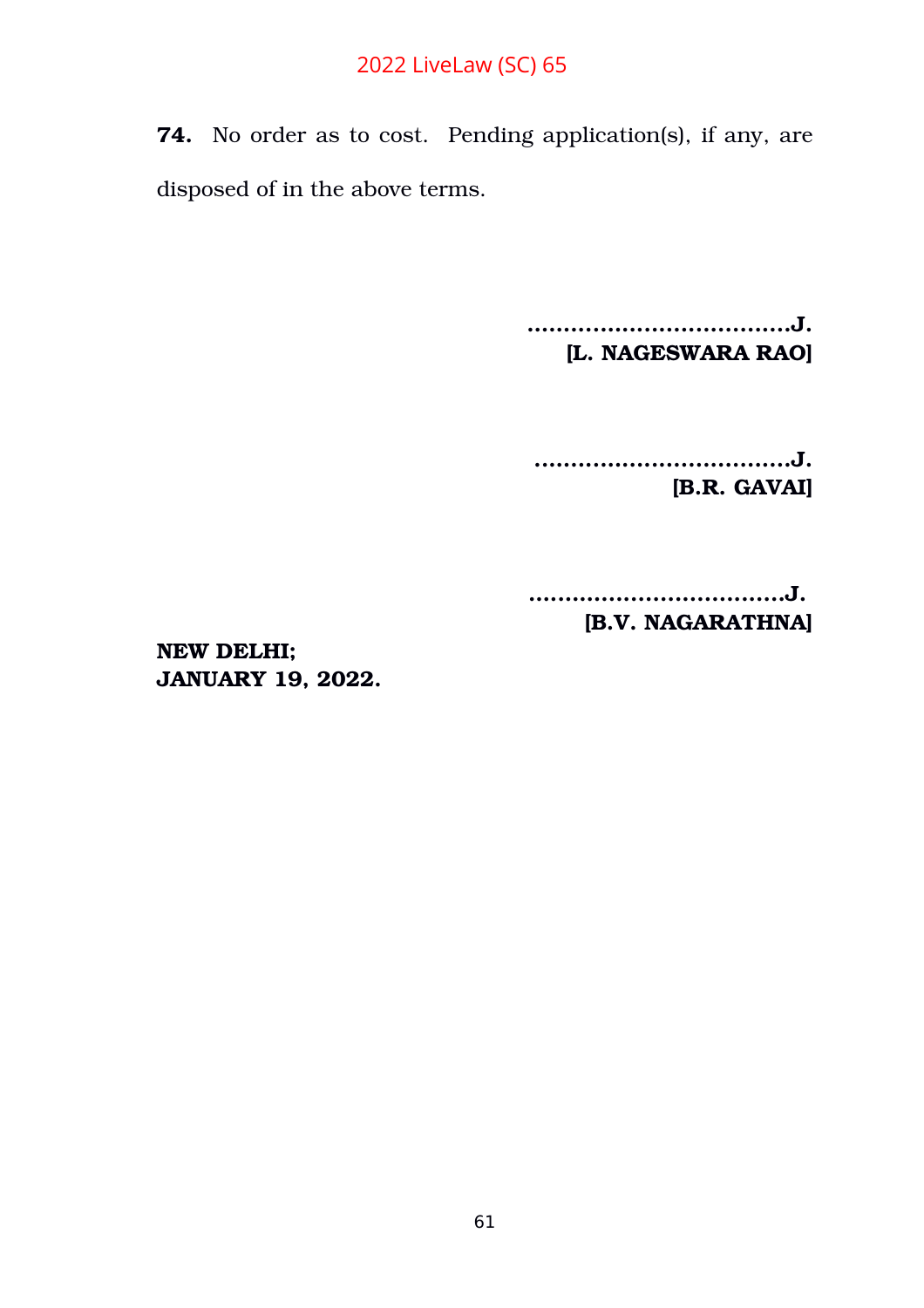**74.** No order as to cost. Pending application(s), if any, are disposed of in the above terms.

**…………………………….J.**
**[L. NAGESWARA RAO]**

**……………………………J.**
**[B.R. GAVAI]**

**……………………………J.**
**[B.V. NAGARATHNA]**

**NEW DELHI;**
**JANUARY 19, 2022.**